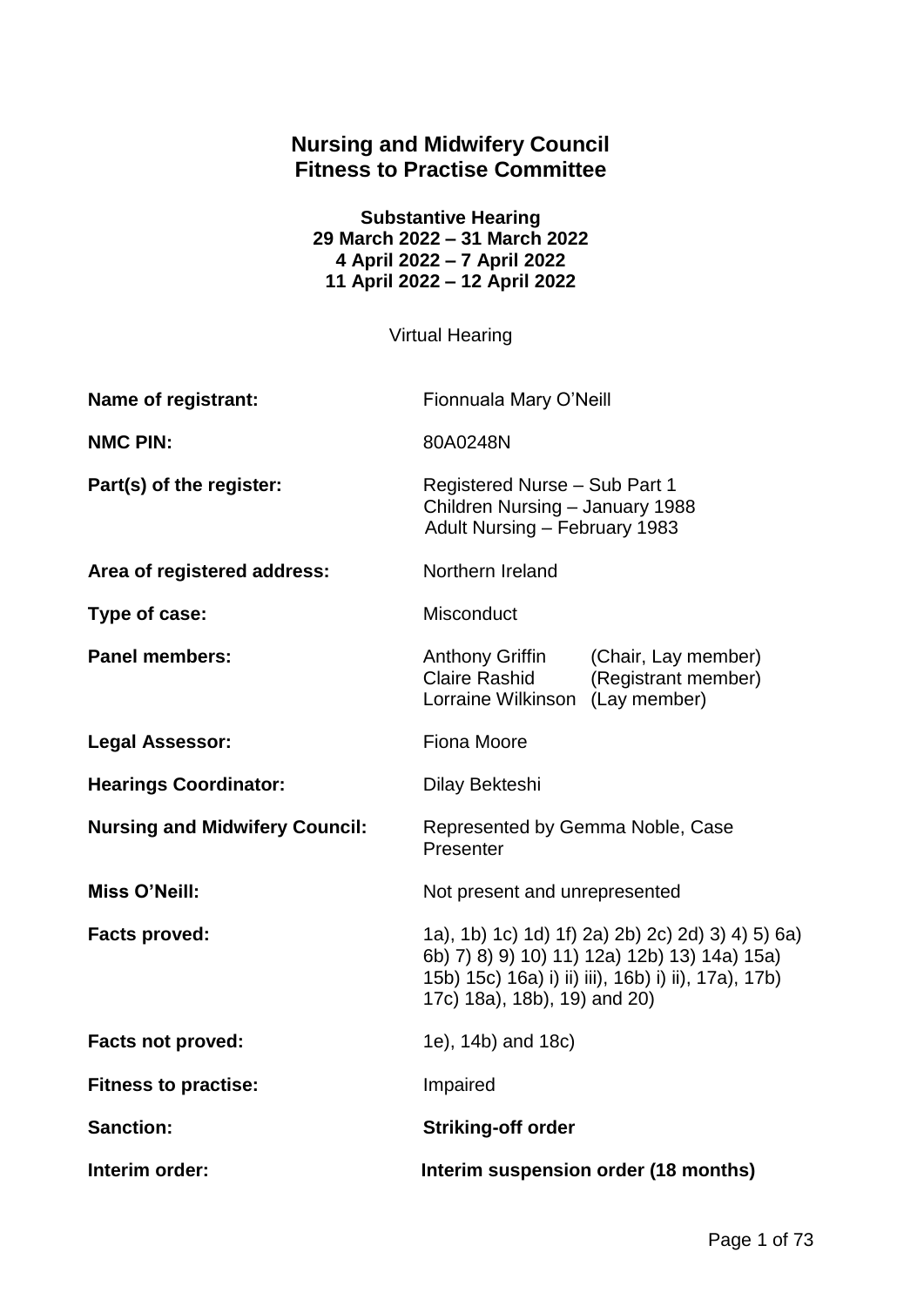# Nursing and Midwifery Council
# Fitness to Practise Committee

**Substantive Hearing**
**29 March 2022 – 31 March 2022**
**4 April 2022 – 7 April 2022**
**11 April 2022 – 12 April 2022**

Virtual Hearing

| | |
|---|---|
| **Name of registrant:** | Fionnuala Mary O'Neill |
| **NMC PIN:** | 80A0248N |
| **Part(s) of the register:** | Registered Nurse – Sub Part 1<br>Children Nursing – January 1988<br>Adult Nursing – February 1983 |
| **Area of registered address:** | Northern Ireland |
| **Type of case:** | Misconduct |
| **Panel members:** | Anthony Griffin (Chair, Lay member)<br>Claire Rashid (Registrant member)<br>Lorraine Wilkinson (Lay member) |
| **Legal Assessor:** | Fiona Moore |
| **Hearings Coordinator:** | Dilay Bekteshi |
| **Nursing and Midwifery Council:** | Represented by Gemma Noble, Case Presenter |
| **Miss O'Neill:** | Not present and unrepresented |
| **Facts proved:** | 1a), 1b) 1c) 1d) 1f) 2a) 2b) 2c) 2d) 3) 4) 5) 6a) 6b) 7) 8) 9) 10) 11) 12a) 12b) 13) 14a) 15a) 15b) 15c) 16a) i) ii) iii), 16b) i) ii), 17a), 17b) 17c) 18a), 18b), 19) and 20) |
| **Facts not proved:** | 1e), 14b) and 18c) |
| **Fitness to practise:** | Impaired |
| **Sanction:** | **Striking-off order** |
| **Interim order:** | **Interim suspension order (18 months)** |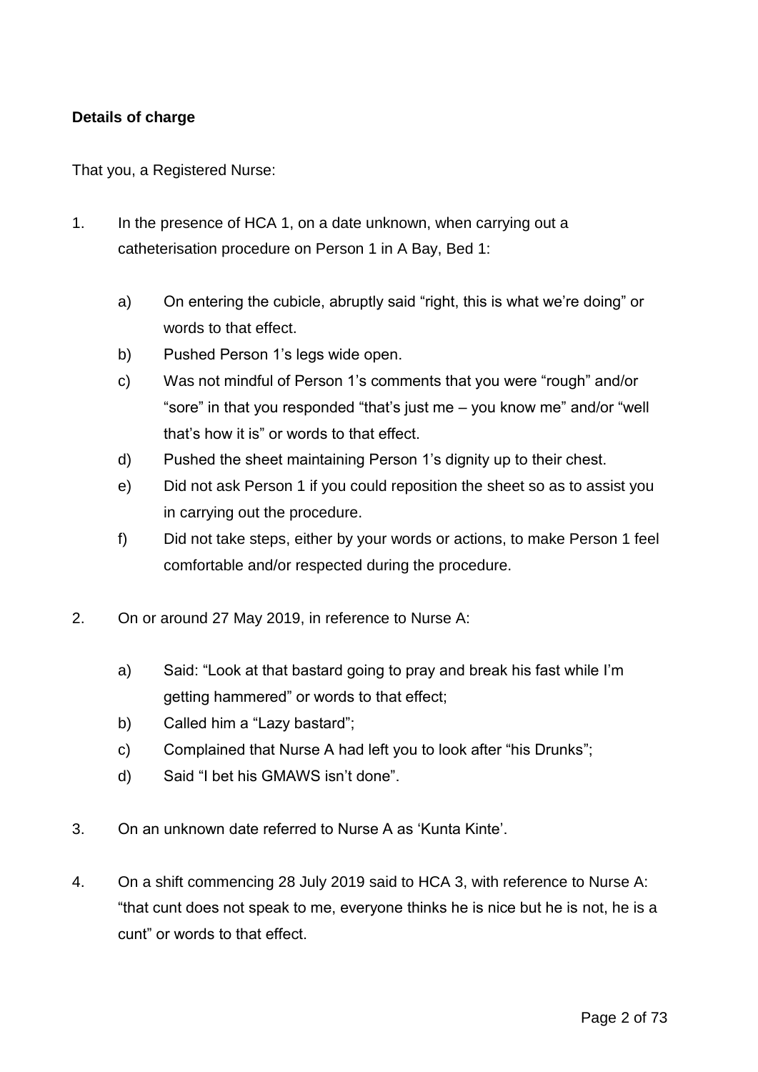**Details of charge**

That you, a Registered Nurse:

1. In the presence of HCA 1, on a date unknown, when carrying out a catheterisation procedure on Person 1 in A Bay, Bed 1:

    a) On entering the cubicle, abruptly said "right, this is what we're doing" or words to that effect.

    b) Pushed Person 1's legs wide open.

    c) Was not mindful of Person 1's comments that you were "rough" and/or "sore" in that you responded "that's just me – you know me" and/or "well that's how it is" or words to that effect.

    d) Pushed the sheet maintaining Person 1's dignity up to their chest.

    e) Did not ask Person 1 if you could reposition the sheet so as to assist you in carrying out the procedure.

    f) Did not take steps, either by your words or actions, to make Person 1 feel comfortable and/or respected during the procedure.

2. On or around 27 May 2019, in reference to Nurse A:

    a) Said: "Look at that bastard going to pray and break his fast while I'm getting hammered" or words to that effect;

    b) Called him a "Lazy bastard";

    c) Complained that Nurse A had left you to look after "his Drunks";

    d) Said "I bet his GMAWS isn't done".

3. On an unknown date referred to Nurse A as 'Kunta Kinte'.

4. On a shift commencing 28 July 2019 said to HCA 3, with reference to Nurse A: "that cunt does not speak to me, everyone thinks he is nice but he is not, he is a cunt" or words to that effect.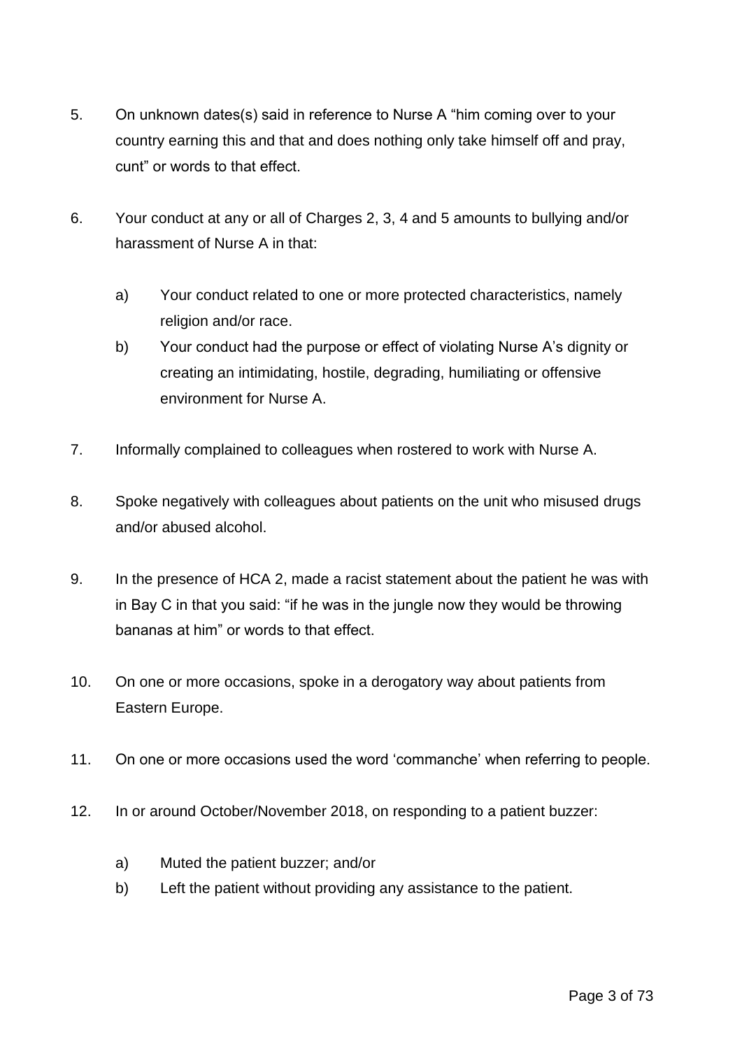5. On unknown dates(s) said in reference to Nurse A "him coming over to your country earning this and that and does nothing only take himself off and pray, cunt" or words to that effect.

6. Your conduct at any or all of Charges 2, 3, 4 and 5 amounts to bullying and/or harassment of Nurse A in that:

   a) Your conduct related to one or more protected characteristics, namely religion and/or race.

   b) Your conduct had the purpose or effect of violating Nurse A's dignity or creating an intimidating, hostile, degrading, humiliating or offensive environment for Nurse A.

7. Informally complained to colleagues when rostered to work with Nurse A.

8. Spoke negatively with colleagues about patients on the unit who misused drugs and/or abused alcohol.

9. In the presence of HCA 2, made a racist statement about the patient he was with in Bay C in that you said: "if he was in the jungle now they would be throwing bananas at him" or words to that effect.

10. On one or more occasions, spoke in a derogatory way about patients from Eastern Europe.

11. On one or more occasions used the word 'commanche' when referring to people.

12. In or around October/November 2018, on responding to a patient buzzer:

    a) Muted the patient buzzer; and/or

    b) Left the patient without providing any assistance to the patient.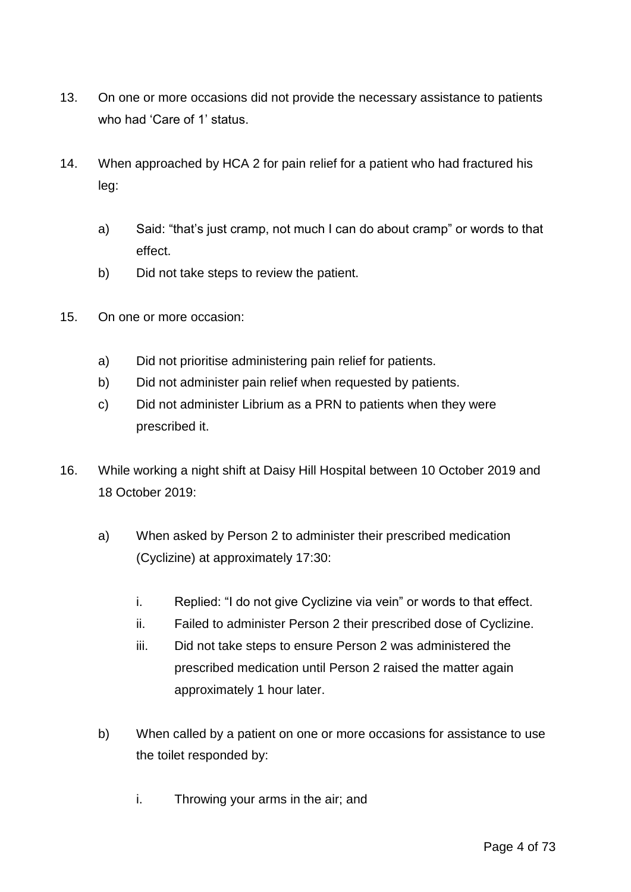13. On one or more occasions did not provide the necessary assistance to patients who had 'Care of 1' status.

14. When approached by HCA 2 for pain relief for a patient who had fractured his leg:

    a) Said: "that's just cramp, not much I can do about cramp" or words to that effect.
    b) Did not take steps to review the patient.

15. On one or more occasion:

    a) Did not prioritise administering pain relief for patients.
    b) Did not administer pain relief when requested by patients.
    c) Did not administer Librium as a PRN to patients when they were prescribed it.

16. While working a night shift at Daisy Hill Hospital between 10 October 2019 and 18 October 2019:

    a) When asked by Person 2 to administer their prescribed medication (Cyclizine) at approximately 17:30:

        i. Replied: "I do not give Cyclizine via vein" or words to that effect.
        ii. Failed to administer Person 2 their prescribed dose of Cyclizine.
        iii. Did not take steps to ensure Person 2 was administered the prescribed medication until Person 2 raised the matter again approximately 1 hour later.

    b) When called by a patient on one or more occasions for assistance to use the toilet responded by:

        i. Throwing your arms in the air; and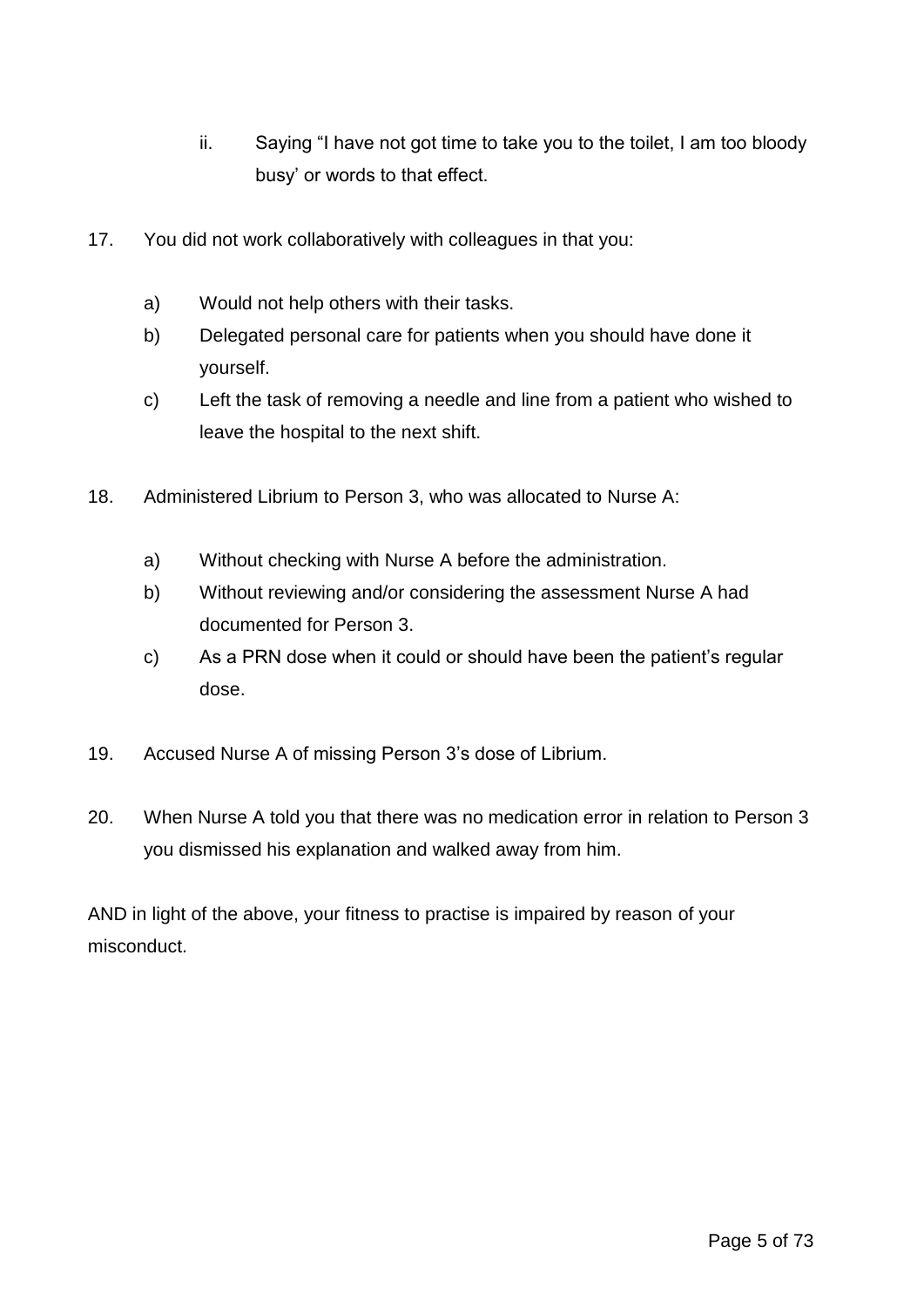ii. Saying "I have not got time to take you to the toilet, I am too bloody busy' or words to that effect.

17. You did not work collaboratively with colleagues in that you:

    a) Would not help others with their tasks.
    b) Delegated personal care for patients when you should have done it yourself.
    c) Left the task of removing a needle and line from a patient who wished to leave the hospital to the next shift.

18. Administered Librium to Person 3, who was allocated to Nurse A:

    a) Without checking with Nurse A before the administration.
    b) Without reviewing and/or considering the assessment Nurse A had documented for Person 3.
    c) As a PRN dose when it could or should have been the patient's regular dose.

19. Accused Nurse A of missing Person 3's dose of Librium.

20. When Nurse A told you that there was no medication error in relation to Person 3 you dismissed his explanation and walked away from him.

AND in light of the above, your fitness to practise is impaired by reason of your misconduct.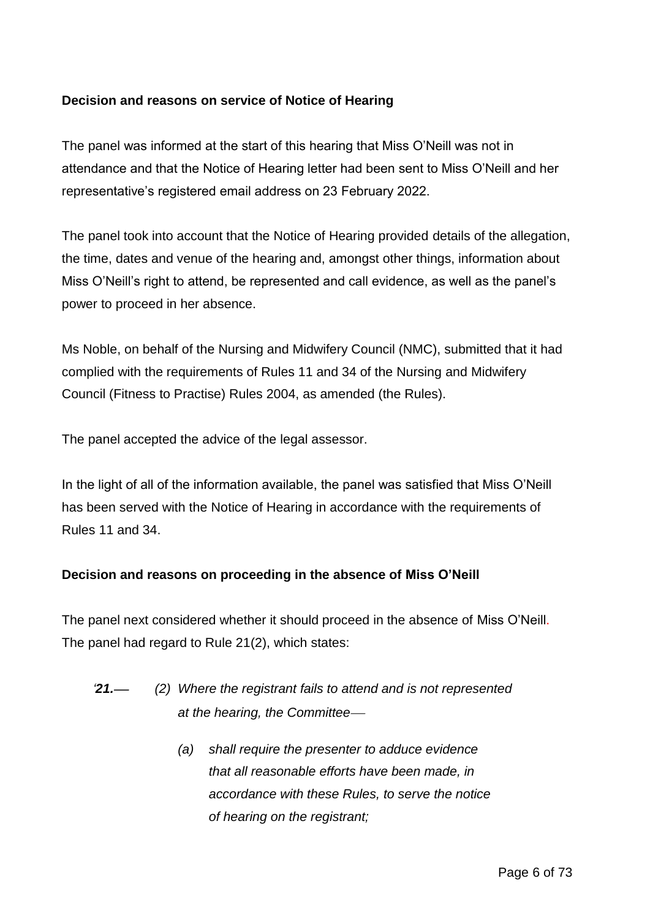**Decision and reasons on service of Notice of Hearing**

The panel was informed at the start of this hearing that Miss O'Neill was not in attendance and that the Notice of Hearing letter had been sent to Miss O'Neill and her representative's registered email address on 23 February 2022.

The panel took into account that the Notice of Hearing provided details of the allegation, the time, dates and venue of the hearing and, amongst other things, information about Miss O'Neill's right to attend, be represented and call evidence, as well as the panel's power to proceed in her absence.

Ms Noble, on behalf of the Nursing and Midwifery Council (NMC), submitted that it had complied with the requirements of Rules 11 and 34 of the Nursing and Midwifery Council (Fitness to Practise) Rules 2004, as amended (the Rules).

The panel accepted the advice of the legal assessor.

In the light of all of the information available, the panel was satisfied that Miss O'Neill has been served with the Notice of Hearing in accordance with the requirements of Rules 11 and 34.

**Decision and reasons on proceeding in the absence of Miss O'Neill**

The panel next considered whether it should proceed in the absence of Miss O'Neill. The panel had regard to Rule 21(2), which states:

> *'**21.**— (2) Where the registrant fails to attend and is not represented at the hearing, the Committee—*
>
> *(a) shall require the presenter to adduce evidence that all reasonable efforts have been made, in accordance with these Rules, to serve the notice of hearing on the registrant;*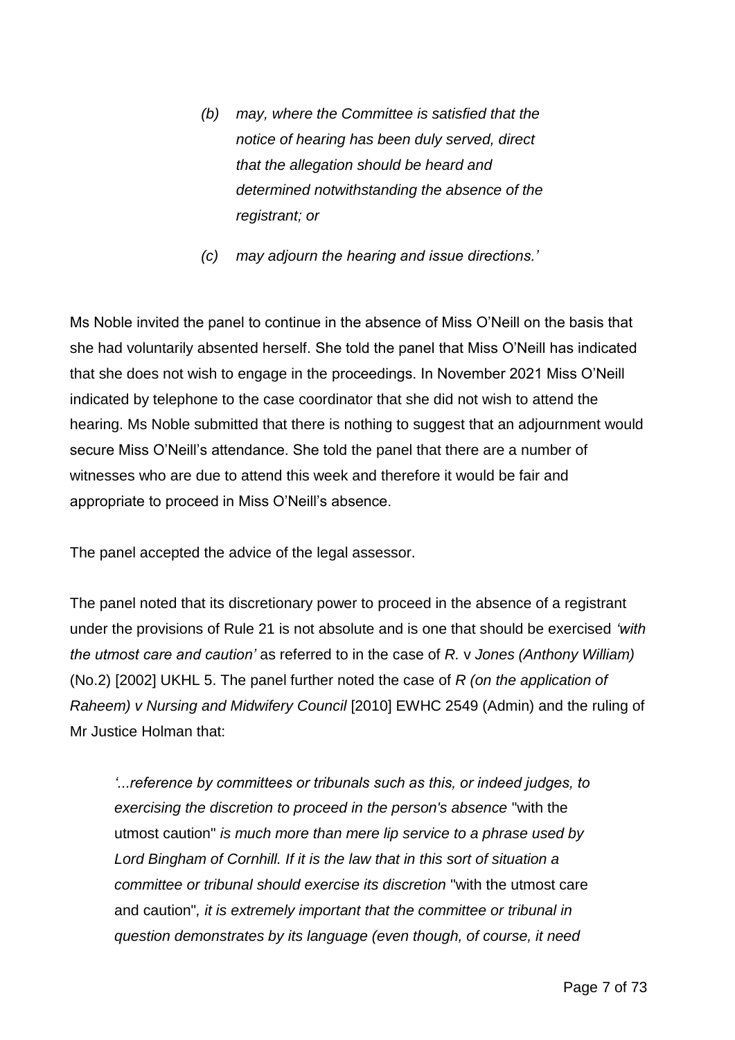> *(b) may, where the Committee is satisfied that the notice of hearing has been duly served, direct that the allegation should be heard and determined notwithstanding the absence of the registrant; or*
>
> *(c) may adjourn the hearing and issue directions.'*

Ms Noble invited the panel to continue in the absence of Miss O'Neill on the basis that she had voluntarily absented herself. She told the panel that Miss O'Neill has indicated that she does not wish to engage in the proceedings. In November 2021 Miss O'Neill indicated by telephone to the case coordinator that she did not wish to attend the hearing. Ms Noble submitted that there is nothing to suggest that an adjournment would secure Miss O'Neill's attendance. She told the panel that there are a number of witnesses who are due to attend this week and therefore it would be fair and appropriate to proceed in Miss O'Neill's absence.

The panel accepted the advice of the legal assessor.

The panel noted that its discretionary power to proceed in the absence of a registrant under the provisions of Rule 21 is not absolute and is one that should be exercised *'with the utmost care and caution'* as referred to in the case of *R.* v *Jones (Anthony William)* (No.2) [2002] UKHL 5. The panel further noted the case of *R (on the application of Raheem) v Nursing and Midwifery Council* [2010] EWHC 2549 (Admin) and the ruling of Mr Justice Holman that:

> *'...reference by committees or tribunals such as this, or indeed judges, to exercising the discretion to proceed in the person's absence* "with the utmost caution" *is much more than mere lip service to a phrase used by Lord Bingham of Cornhill. If it is the law that in this sort of situation a committee or tribunal should exercise its discretion* "with the utmost care and caution"*, it is extremely important that the committee or tribunal in question demonstrates by its language (even though, of course, it need*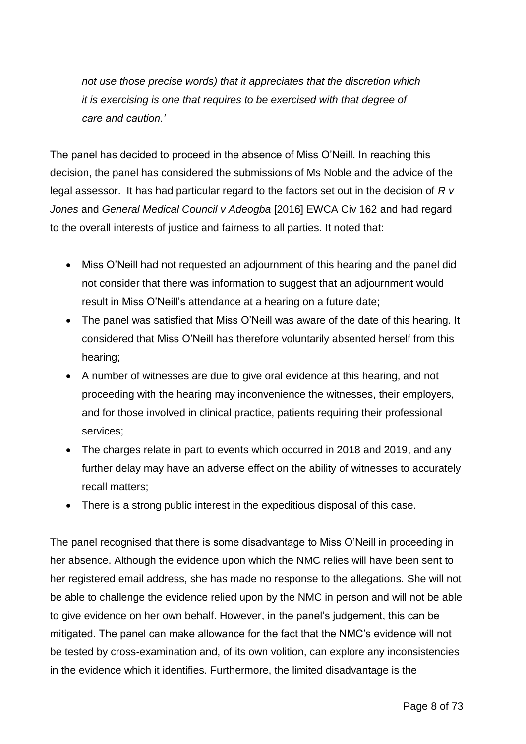*not use those precise words) that it appreciates that the discretion which it is exercising is one that requires to be exercised with that degree of care and caution.'*

The panel has decided to proceed in the absence of Miss O'Neill. In reaching this decision, the panel has considered the submissions of Ms Noble and the advice of the legal assessor. It has had particular regard to the factors set out in the decision of *R v Jones* and *General Medical Council v Adeogba* [2016] EWCA Civ 162 and had regard to the overall interests of justice and fairness to all parties. It noted that:

- Miss O'Neill had not requested an adjournment of this hearing and the panel did not consider that there was information to suggest that an adjournment would result in Miss O'Neill's attendance at a hearing on a future date;
- The panel was satisfied that Miss O'Neill was aware of the date of this hearing. It considered that Miss O'Neill has therefore voluntarily absented herself from this hearing;
- A number of witnesses are due to give oral evidence at this hearing, and not proceeding with the hearing may inconvenience the witnesses, their employers, and for those involved in clinical practice, patients requiring their professional services;
- The charges relate in part to events which occurred in 2018 and 2019, and any further delay may have an adverse effect on the ability of witnesses to accurately recall matters;
- There is a strong public interest in the expeditious disposal of this case.

The panel recognised that there is some disadvantage to Miss O'Neill in proceeding in her absence. Although the evidence upon which the NMC relies will have been sent to her registered email address, she has made no response to the allegations. She will not be able to challenge the evidence relied upon by the NMC in person and will not be able to give evidence on her own behalf. However, in the panel's judgement, this can be mitigated. The panel can make allowance for the fact that the NMC's evidence will not be tested by cross-examination and, of its own volition, can explore any inconsistencies in the evidence which it identifies. Furthermore, the limited disadvantage is the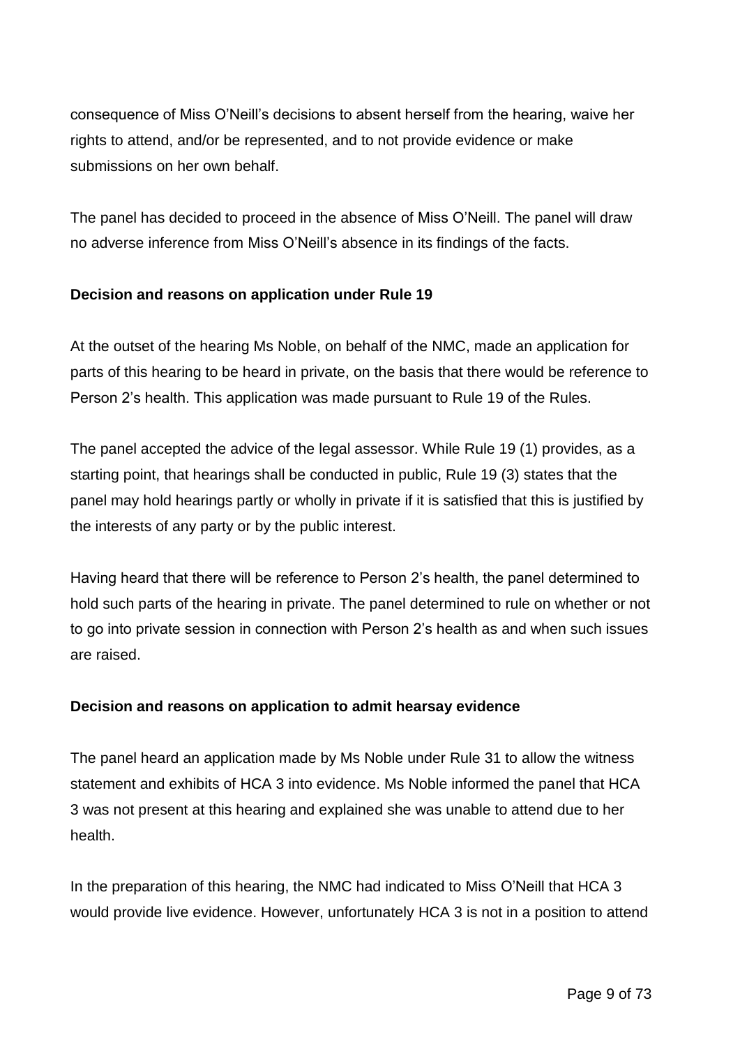consequence of Miss O'Neill's decisions to absent herself from the hearing, waive her rights to attend, and/or be represented, and to not provide evidence or make submissions on her own behalf.

The panel has decided to proceed in the absence of Miss O'Neill. The panel will draw no adverse inference from Miss O'Neill's absence in its findings of the facts.

**Decision and reasons on application under Rule 19**

At the outset of the hearing Ms Noble, on behalf of the NMC, made an application for parts of this hearing to be heard in private, on the basis that there would be reference to Person 2's health. This application was made pursuant to Rule 19 of the Rules.

The panel accepted the advice of the legal assessor. While Rule 19 (1) provides, as a starting point, that hearings shall be conducted in public, Rule 19 (3) states that the panel may hold hearings partly or wholly in private if it is satisfied that this is justified by the interests of any party or by the public interest.

Having heard that there will be reference to Person 2's health, the panel determined to hold such parts of the hearing in private. The panel determined to rule on whether or not to go into private session in connection with Person 2's health as and when such issues are raised.

**Decision and reasons on application to admit hearsay evidence**

The panel heard an application made by Ms Noble under Rule 31 to allow the witness statement and exhibits of HCA 3 into evidence. Ms Noble informed the panel that HCA 3 was not present at this hearing and explained she was unable to attend due to her health.

In the preparation of this hearing, the NMC had indicated to Miss O'Neill that HCA 3 would provide live evidence. However, unfortunately HCA 3 is not in a position to attend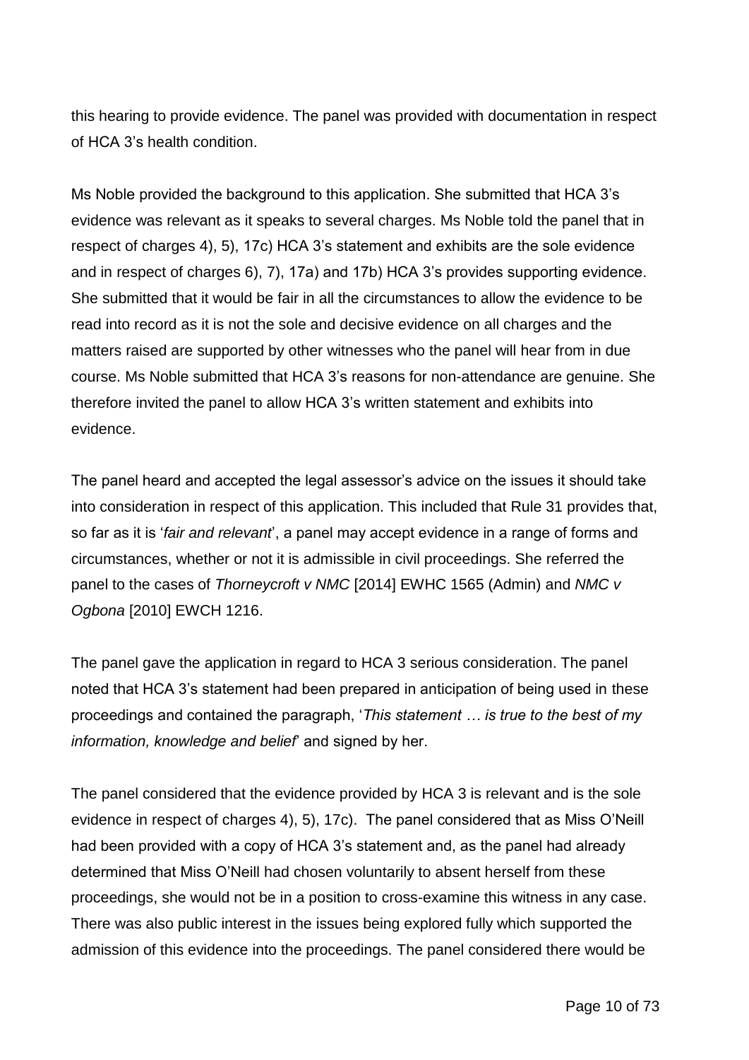this hearing to provide evidence. The panel was provided with documentation in respect of HCA 3's health condition.

Ms Noble provided the background to this application. She submitted that HCA 3's evidence was relevant as it speaks to several charges. Ms Noble told the panel that in respect of charges 4), 5), 17c) HCA 3's statement and exhibits are the sole evidence and in respect of charges 6), 7), 17a) and 17b) HCA 3's provides supporting evidence. She submitted that it would be fair in all the circumstances to allow the evidence to be read into record as it is not the sole and decisive evidence on all charges and the matters raised are supported by other witnesses who the panel will hear from in due course. Ms Noble submitted that HCA 3's reasons for non-attendance are genuine. She therefore invited the panel to allow HCA 3's written statement and exhibits into evidence.

The panel heard and accepted the legal assessor's advice on the issues it should take into consideration in respect of this application. This included that Rule 31 provides that, so far as it is '*fair and relevant*', a panel may accept evidence in a range of forms and circumstances, whether or not it is admissible in civil proceedings. She referred the panel to the cases of *Thorneycroft v NMC* [2014] EWHC 1565 (Admin) and *NMC v Ogbona* [2010] EWCH 1216.

The panel gave the application in regard to HCA 3 serious consideration. The panel noted that HCA 3's statement had been prepared in anticipation of being used in these proceedings and contained the paragraph, '*This statement … is true to the best of my information, knowledge and belief*' and signed by her.

The panel considered that the evidence provided by HCA 3 is relevant and is the sole evidence in respect of charges 4), 5), 17c). The panel considered that as Miss O'Neill had been provided with a copy of HCA 3's statement and, as the panel had already determined that Miss O'Neill had chosen voluntarily to absent herself from these proceedings, she would not be in a position to cross-examine this witness in any case. There was also public interest in the issues being explored fully which supported the admission of this evidence into the proceedings. The panel considered there would be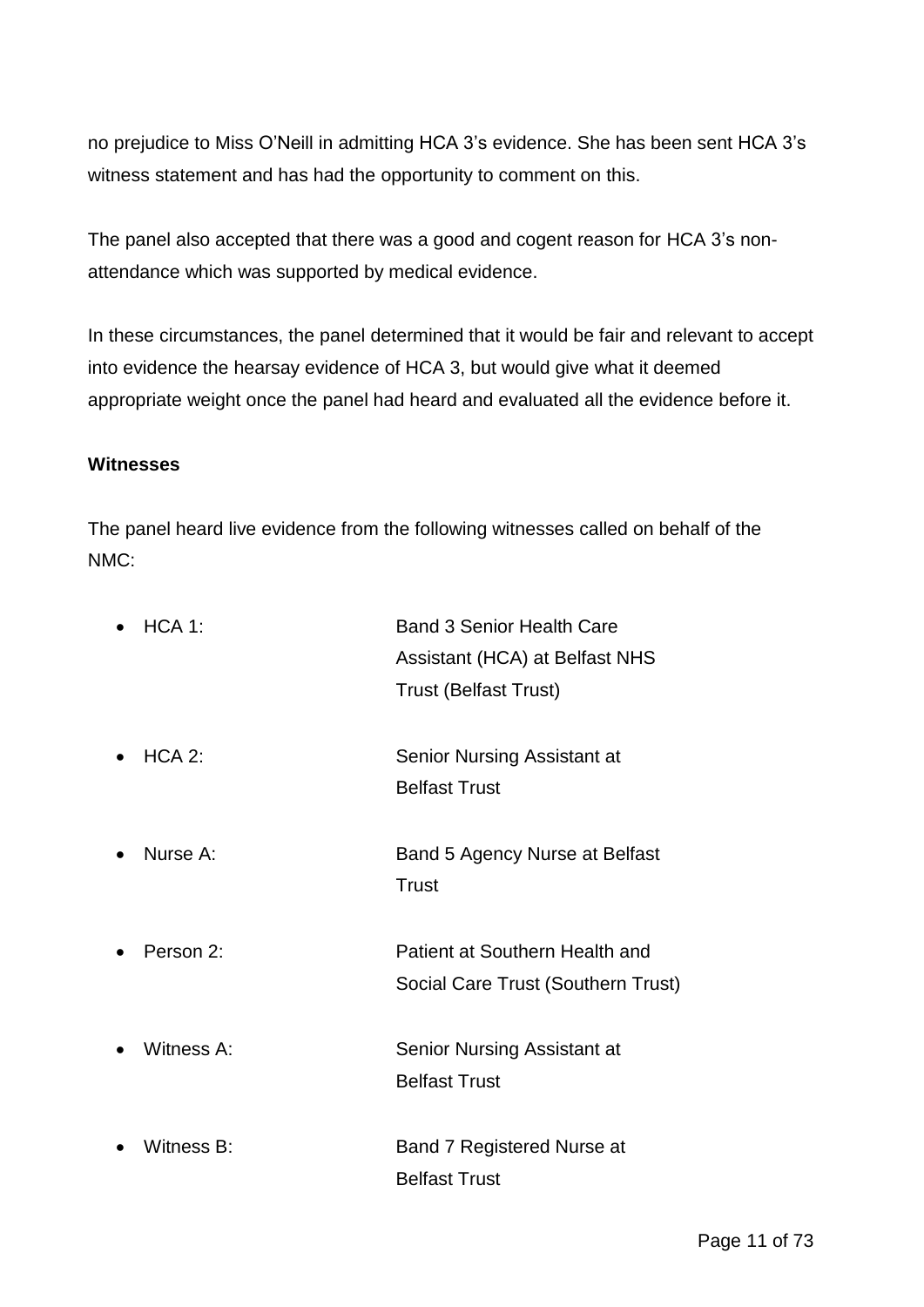no prejudice to Miss O'Neill in admitting HCA 3's evidence. She has been sent HCA 3's witness statement and has had the opportunity to comment on this.

The panel also accepted that there was a good and cogent reason for HCA 3's non-attendance which was supported by medical evidence.

In these circumstances, the panel determined that it would be fair and relevant to accept into evidence the hearsay evidence of HCA 3, but would give what it deemed appropriate weight once the panel had heard and evaluated all the evidence before it.

**Witnesses**

The panel heard live evidence from the following witnesses called on behalf of the NMC:

- HCA 1: Band 3 Senior Health Care Assistant (HCA) at Belfast NHS Trust (Belfast Trust)
- HCA 2: Senior Nursing Assistant at Belfast Trust
- Nurse A: Band 5 Agency Nurse at Belfast Trust
- Person 2: Patient at Southern Health and Social Care Trust (Southern Trust)
- Witness A: Senior Nursing Assistant at Belfast Trust
- Witness B: Band 7 Registered Nurse at Belfast Trust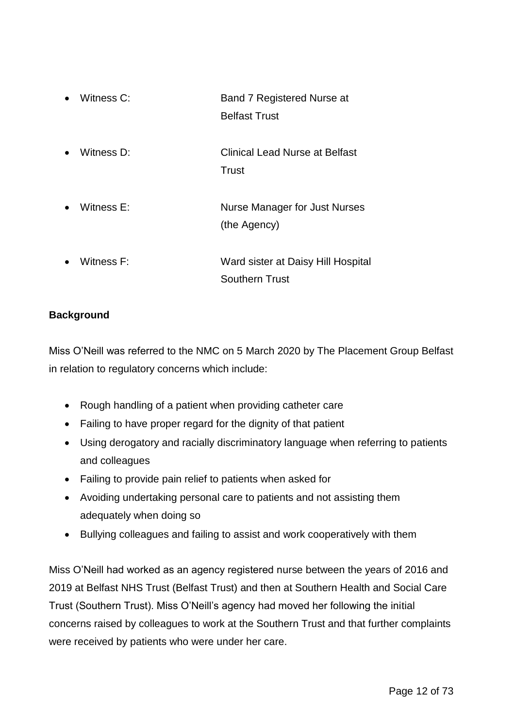- Witness C: Band 7 Registered Nurse at Belfast Trust

- Witness D: Clinical Lead Nurse at Belfast Trust

- Witness E: Nurse Manager for Just Nurses (the Agency)

- Witness F: Ward sister at Daisy Hill Hospital Southern Trust

**Background**

Miss O'Neill was referred to the NMC on 5 March 2020 by The Placement Group Belfast in relation to regulatory concerns which include:

- Rough handling of a patient when providing catheter care
- Failing to have proper regard for the dignity of that patient
- Using derogatory and racially discriminatory language when referring to patients and colleagues
- Failing to provide pain relief to patients when asked for
- Avoiding undertaking personal care to patients and not assisting them adequately when doing so
- Bullying colleagues and failing to assist and work cooperatively with them

Miss O'Neill had worked as an agency registered nurse between the years of 2016 and 2019 at Belfast NHS Trust (Belfast Trust) and then at Southern Health and Social Care Trust (Southern Trust). Miss O'Neill's agency had moved her following the initial concerns raised by colleagues to work at the Southern Trust and that further complaints were received by patients who were under her care.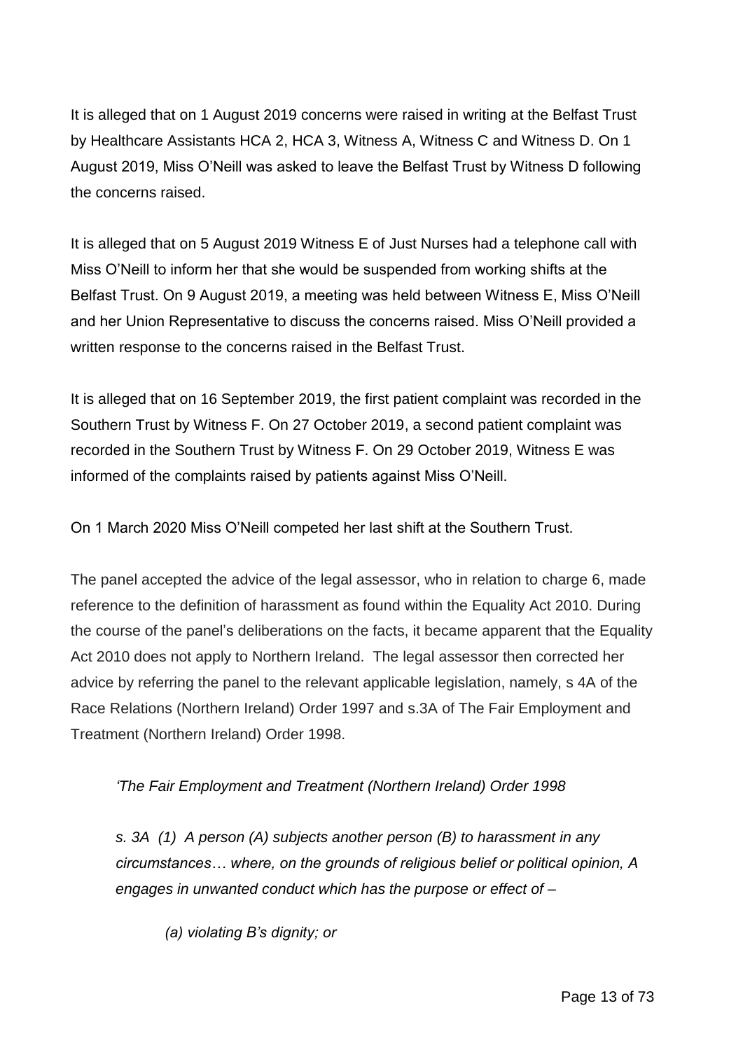It is alleged that on 1 August 2019 concerns were raised in writing at the Belfast Trust by Healthcare Assistants HCA 2, HCA 3, Witness A, Witness C and Witness D. On 1 August 2019, Miss O'Neill was asked to leave the Belfast Trust by Witness D following the concerns raised.

It is alleged that on 5 August 2019 Witness E of Just Nurses had a telephone call with Miss O'Neill to inform her that she would be suspended from working shifts at the Belfast Trust. On 9 August 2019, a meeting was held between Witness E, Miss O'Neill and her Union Representative to discuss the concerns raised. Miss O'Neill provided a written response to the concerns raised in the Belfast Trust.

It is alleged that on 16 September 2019, the first patient complaint was recorded in the Southern Trust by Witness F. On 27 October 2019, a second patient complaint was recorded in the Southern Trust by Witness F. On 29 October 2019, Witness E was informed of the complaints raised by patients against Miss O'Neill.

On 1 March 2020 Miss O'Neill competed her last shift at the Southern Trust.

The panel accepted the advice of the legal assessor, who in relation to charge 6, made reference to the definition of harassment as found within the Equality Act 2010. During the course of the panel's deliberations on the facts, it became apparent that the Equality Act 2010 does not apply to Northern Ireland. The legal assessor then corrected her advice by referring the panel to the relevant applicable legislation, namely, s 4A of the Race Relations (Northern Ireland) Order 1997 and s.3A of The Fair Employment and Treatment (Northern Ireland) Order 1998.

> *'The Fair Employment and Treatment (Northern Ireland) Order 1998*
>
> *s. 3A (1) A person (A) subjects another person (B) to harassment in any circumstances… where, on the grounds of religious belief or political opinion, A engages in unwanted conduct which has the purpose or effect of –*
>
> > *(a) violating B's dignity; or*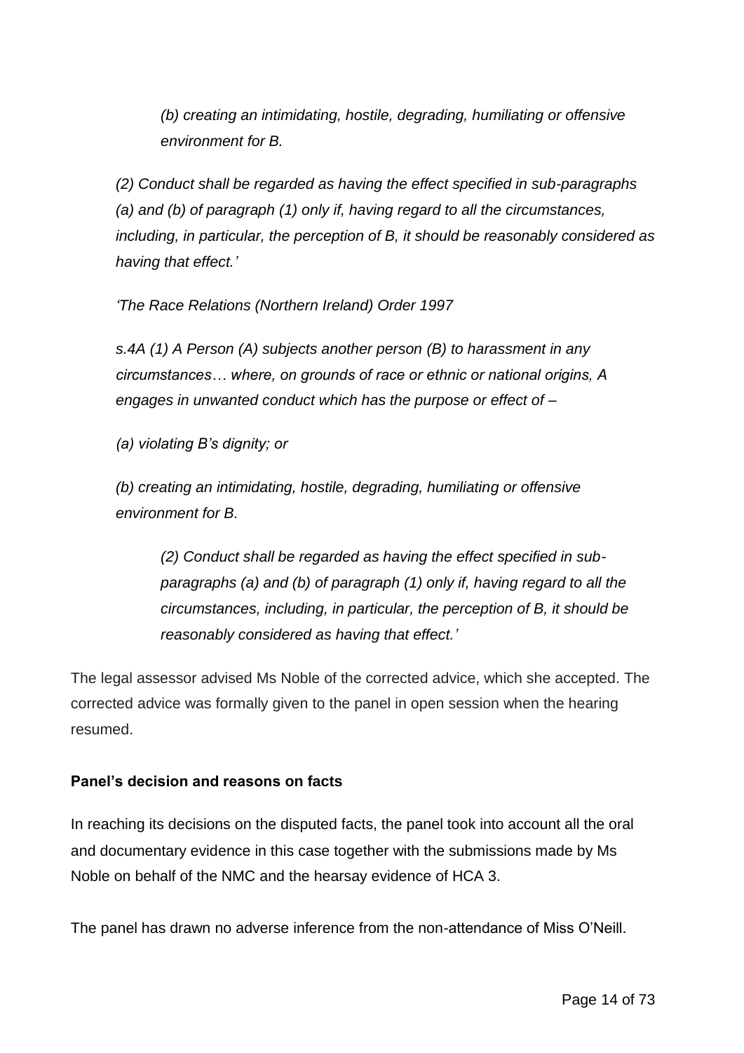*(b) creating an intimidating, hostile, degrading, humiliating or offensive environment for B.*

*(2) Conduct shall be regarded as having the effect specified in sub-paragraphs (a) and (b) of paragraph (1) only if, having regard to all the circumstances, including, in particular, the perception of B, it should be reasonably considered as having that effect.'*

*'The Race Relations (Northern Ireland) Order 1997*

*s.4A (1) A Person (A) subjects another person (B) to harassment in any circumstances… where, on grounds of race or ethnic or national origins, A engages in unwanted conduct which has the purpose or effect of –*

*(a) violating B's dignity; or*

*(b) creating an intimidating, hostile, degrading, humiliating or offensive environment for B.*

*(2) Conduct shall be regarded as having the effect specified in sub-paragraphs (a) and (b) of paragraph (1) only if, having regard to all the circumstances, including, in particular, the perception of B, it should be reasonably considered as having that effect.'*

The legal assessor advised Ms Noble of the corrected advice, which she accepted. The corrected advice was formally given to the panel in open session when the hearing resumed.

**Panel's decision and reasons on facts**

In reaching its decisions on the disputed facts, the panel took into account all the oral and documentary evidence in this case together with the submissions made by Ms Noble on behalf of the NMC and the hearsay evidence of HCA 3.

The panel has drawn no adverse inference from the non-attendance of Miss O'Neill.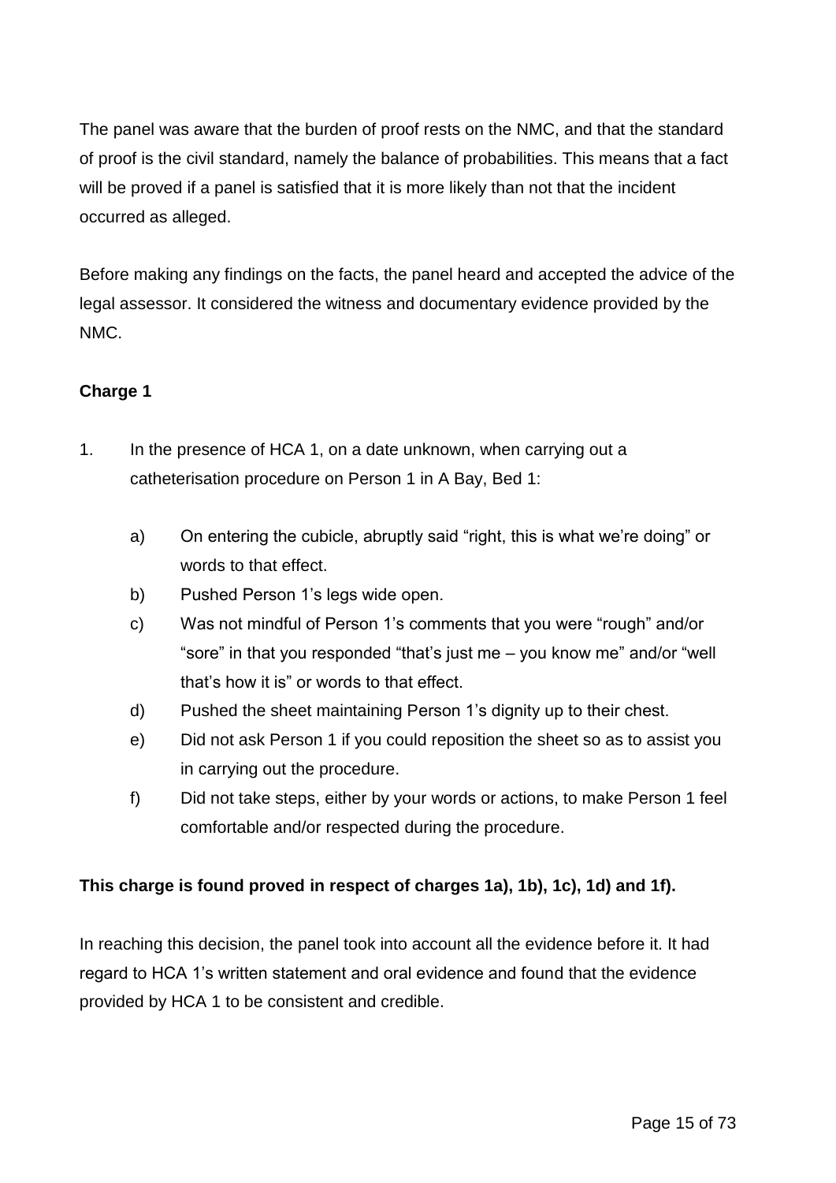The panel was aware that the burden of proof rests on the NMC, and that the standard of proof is the civil standard, namely the balance of probabilities. This means that a fact will be proved if a panel is satisfied that it is more likely than not that the incident occurred as alleged.

Before making any findings on the facts, the panel heard and accepted the advice of the legal assessor. It considered the witness and documentary evidence provided by the NMC.

**Charge 1**

1. In the presence of HCA 1, on a date unknown, when carrying out a catheterisation procedure on Person 1 in A Bay, Bed 1:

   a) On entering the cubicle, abruptly said "right, this is what we're doing" or words to that effect.

   b) Pushed Person 1's legs wide open.

   c) Was not mindful of Person 1's comments that you were "rough" and/or "sore" in that you responded "that's just me – you know me" and/or "well that's how it is" or words to that effect.

   d) Pushed the sheet maintaining Person 1's dignity up to their chest.

   e) Did not ask Person 1 if you could reposition the sheet so as to assist you in carrying out the procedure.

   f) Did not take steps, either by your words or actions, to make Person 1 feel comfortable and/or respected during the procedure.

**This charge is found proved in respect of charges 1a), 1b), 1c), 1d) and 1f).**

In reaching this decision, the panel took into account all the evidence before it. It had regard to HCA 1's written statement and oral evidence and found that the evidence provided by HCA 1 to be consistent and credible.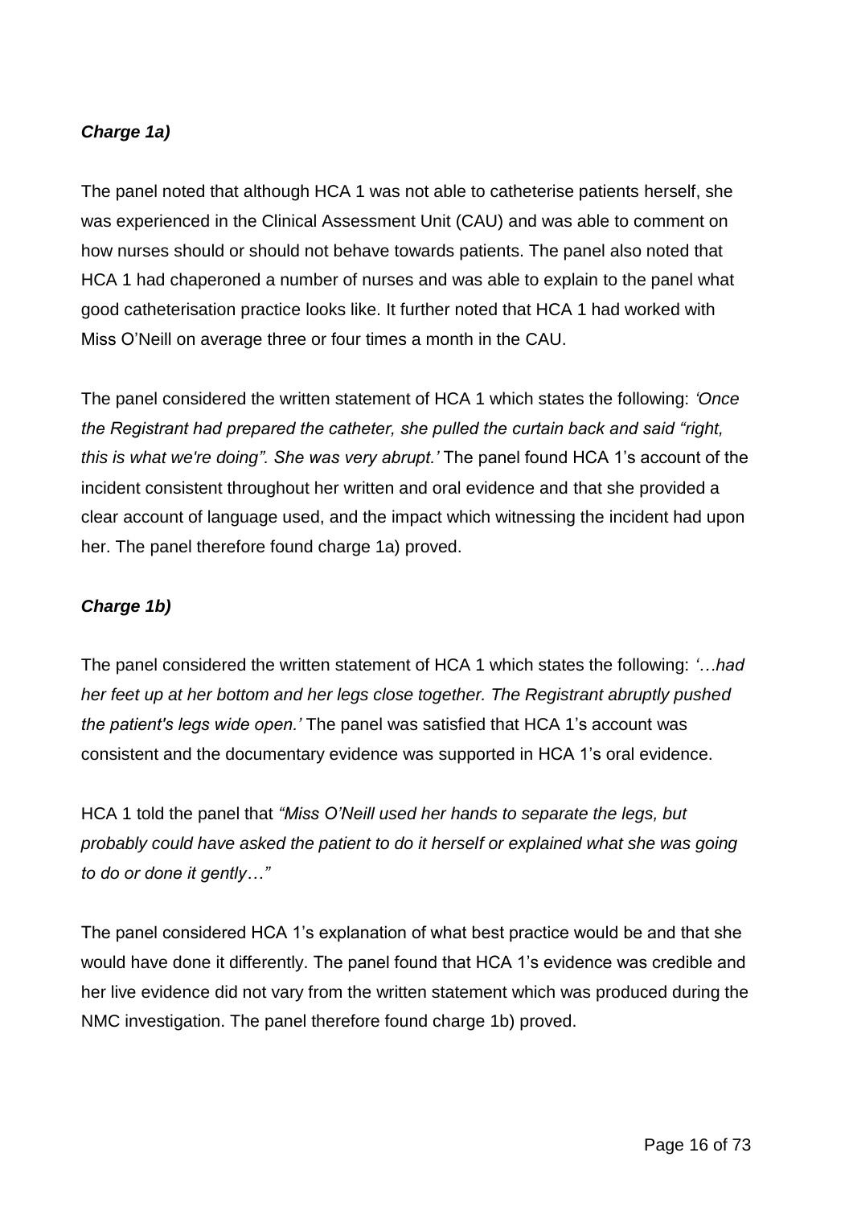***Charge 1a)***

The panel noted that although HCA 1 was not able to catheterise patients herself, she was experienced in the Clinical Assessment Unit (CAU) and was able to comment on how nurses should or should not behave towards patients. The panel also noted that HCA 1 had chaperoned a number of nurses and was able to explain to the panel what good catheterisation practice looks like. It further noted that HCA 1 had worked with Miss O'Neill on average three or four times a month in the CAU.

The panel considered the written statement of HCA 1 which states the following: *'Once the Registrant had prepared the catheter, she pulled the curtain back and said "right, this is what we're doing". She was very abrupt.'* The panel found HCA 1's account of the incident consistent throughout her written and oral evidence and that she provided a clear account of language used, and the impact which witnessing the incident had upon her. The panel therefore found charge 1a) proved.

***Charge 1b)***

The panel considered the written statement of HCA 1 which states the following: *'…had her feet up at her bottom and her legs close together. The Registrant abruptly pushed the patient's legs wide open.'* The panel was satisfied that HCA 1's account was consistent and the documentary evidence was supported in HCA 1's oral evidence.

HCA 1 told the panel that *"Miss O'Neill used her hands to separate the legs, but probably could have asked the patient to do it herself or explained what she was going to do or done it gently…"*

The panel considered HCA 1's explanation of what best practice would be and that she would have done it differently. The panel found that HCA 1's evidence was credible and her live evidence did not vary from the written statement which was produced during the NMC investigation. The panel therefore found charge 1b) proved.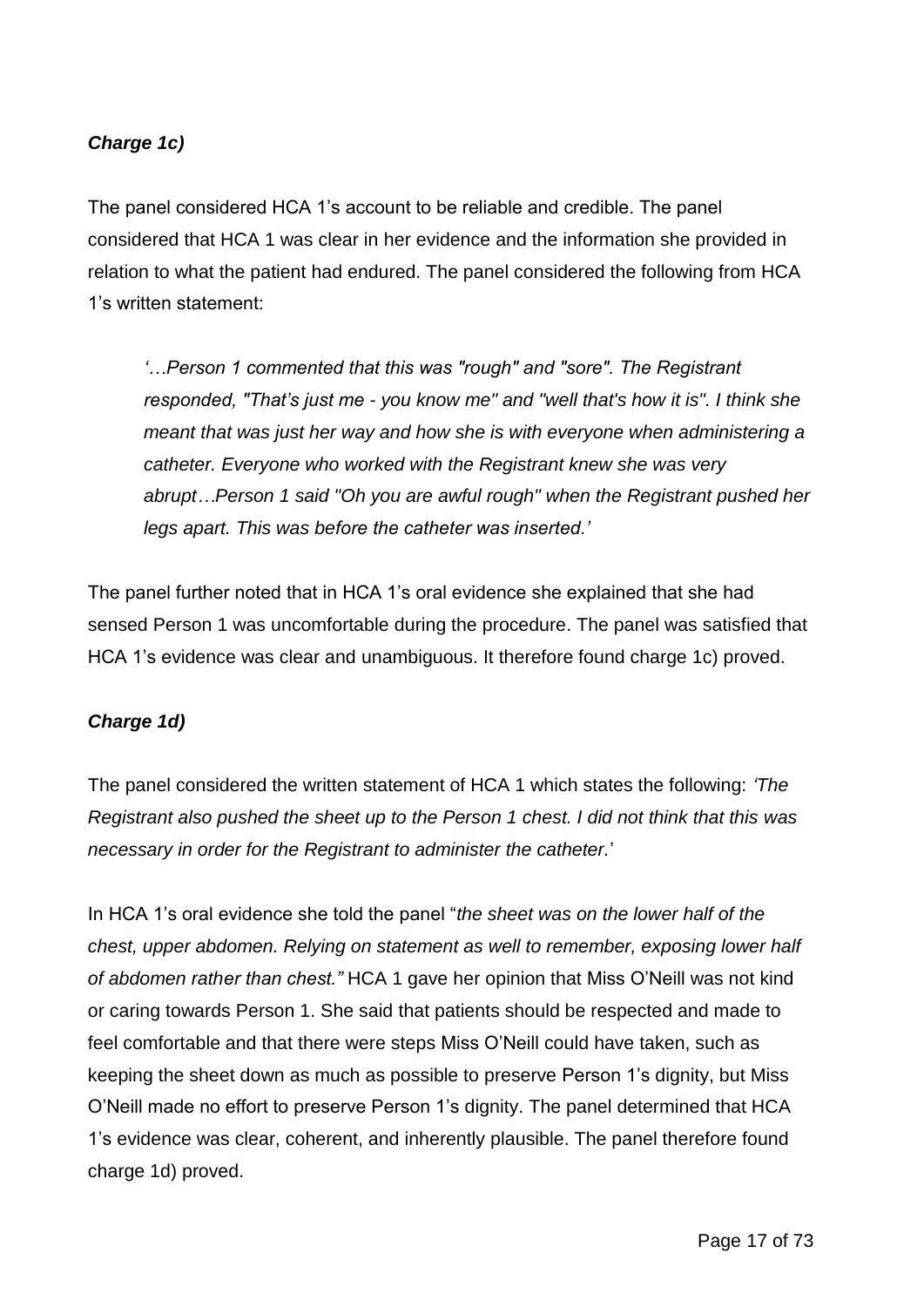***Charge 1c)***

The panel considered HCA 1's account to be reliable and credible. The panel considered that HCA 1 was clear in her evidence and the information she provided in relation to what the patient had endured. The panel considered the following from HCA 1's written statement:

> *'…Person 1 commented that this was "rough" and "sore". The Registrant responded, "That's just me - you know me" and "well that's how it is". I think she meant that was just her way and how she is with everyone when administering a catheter. Everyone who worked with the Registrant knew she was very abrupt…Person 1 said "Oh you are awful rough" when the Registrant pushed her legs apart. This was before the catheter was inserted.'*

The panel further noted that in HCA 1's oral evidence she explained that she had sensed Person 1 was uncomfortable during the procedure. The panel was satisfied that HCA 1's evidence was clear and unambiguous. It therefore found charge 1c) proved.

***Charge 1d)***

The panel considered the written statement of HCA 1 which states the following: *'The Registrant also pushed the sheet up to the Person 1 chest. I did not think that this was necessary in order for the Registrant to administer the catheter.*'

In HCA 1's oral evidence she told the panel "*the sheet was on the lower half of the chest, upper abdomen. Relying on statement as well to remember, exposing lower half of abdomen rather than chest."* HCA 1 gave her opinion that Miss O'Neill was not kind or caring towards Person 1. She said that patients should be respected and made to feel comfortable and that there were steps Miss O'Neill could have taken, such as keeping the sheet down as much as possible to preserve Person 1's dignity, but Miss O'Neill made no effort to preserve Person 1's dignity. The panel determined that HCA 1's evidence was clear, coherent, and inherently plausible. The panel therefore found charge 1d) proved.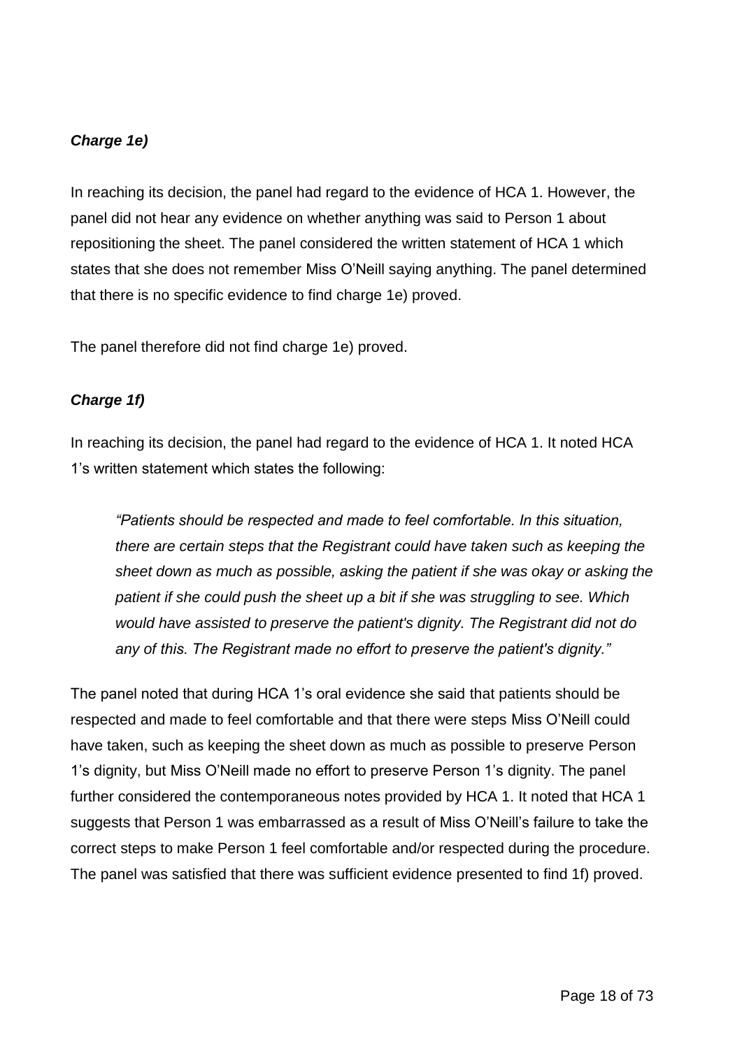***Charge 1e)***

In reaching its decision, the panel had regard to the evidence of HCA 1. However, the panel did not hear any evidence on whether anything was said to Person 1 about repositioning the sheet. The panel considered the written statement of HCA 1 which states that she does not remember Miss O'Neill saying anything. The panel determined that there is no specific evidence to find charge 1e) proved.

The panel therefore did not find charge 1e) proved.

***Charge 1f)***

In reaching its decision, the panel had regard to the evidence of HCA 1. It noted HCA 1's written statement which states the following:

> *"Patients should be respected and made to feel comfortable. In this situation, there are certain steps that the Registrant could have taken such as keeping the sheet down as much as possible, asking the patient if she was okay or asking the patient if she could push the sheet up a bit if she was struggling to see. Which would have assisted to preserve the patient's dignity. The Registrant did not do any of this. The Registrant made no effort to preserve the patient's dignity."*

The panel noted that during HCA 1's oral evidence she said that patients should be respected and made to feel comfortable and that there were steps Miss O'Neill could have taken, such as keeping the sheet down as much as possible to preserve Person 1's dignity, but Miss O'Neill made no effort to preserve Person 1's dignity. The panel further considered the contemporaneous notes provided by HCA 1. It noted that HCA 1 suggests that Person 1 was embarrassed as a result of Miss O'Neill's failure to take the correct steps to make Person 1 feel comfortable and/or respected during the procedure. The panel was satisfied that there was sufficient evidence presented to find 1f) proved.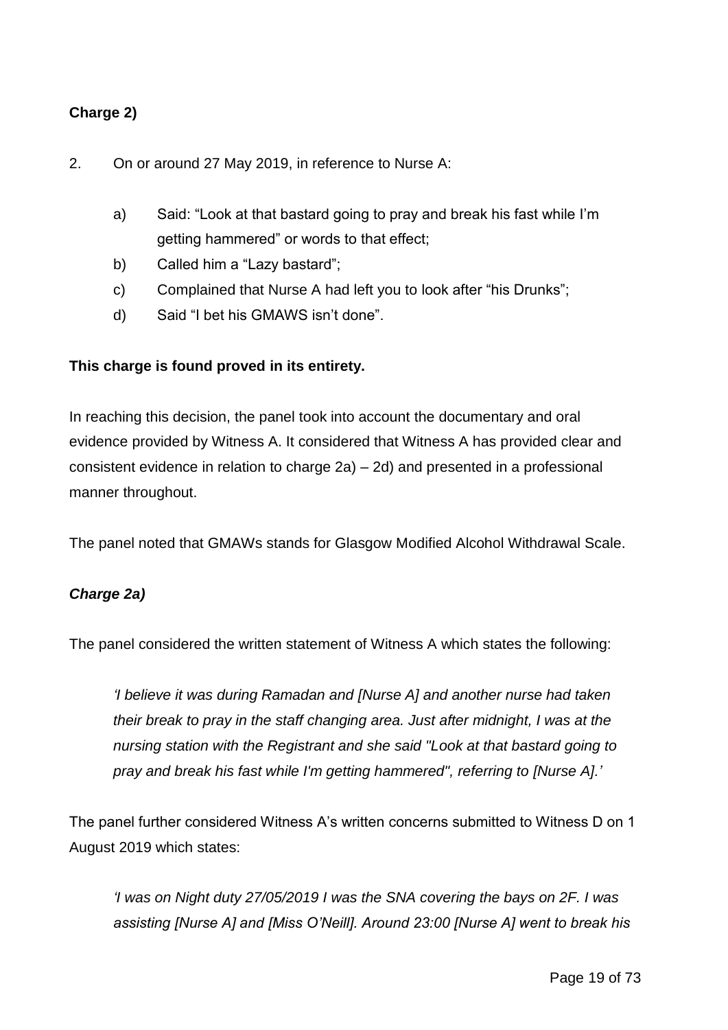**Charge 2)**

2. On or around 27 May 2019, in reference to Nurse A:

   a) Said: "Look at that bastard going to pray and break his fast while I'm getting hammered" or words to that effect;
   b) Called him a "Lazy bastard";
   c) Complained that Nurse A had left you to look after "his Drunks";
   d) Said "I bet his GMAWS isn't done".

**This charge is found proved in its entirety.**

In reaching this decision, the panel took into account the documentary and oral evidence provided by Witness A. It considered that Witness A has provided clear and consistent evidence in relation to charge 2a) – 2d) and presented in a professional manner throughout.

The panel noted that GMAWs stands for Glasgow Modified Alcohol Withdrawal Scale.

***Charge 2a)***

The panel considered the written statement of Witness A which states the following:

> *'I believe it was during Ramadan and [Nurse A] and another nurse had taken their break to pray in the staff changing area. Just after midnight, I was at the nursing station with the Registrant and she said "Look at that bastard going to pray and break his fast while I'm getting hammered", referring to [Nurse A].'*

The panel further considered Witness A's written concerns submitted to Witness D on 1 August 2019 which states:

> *'I was on Night duty 27/05/2019 I was the SNA covering the bays on 2F. I was assisting [Nurse A] and [Miss O'Neill]. Around 23:00 [Nurse A] went to break his*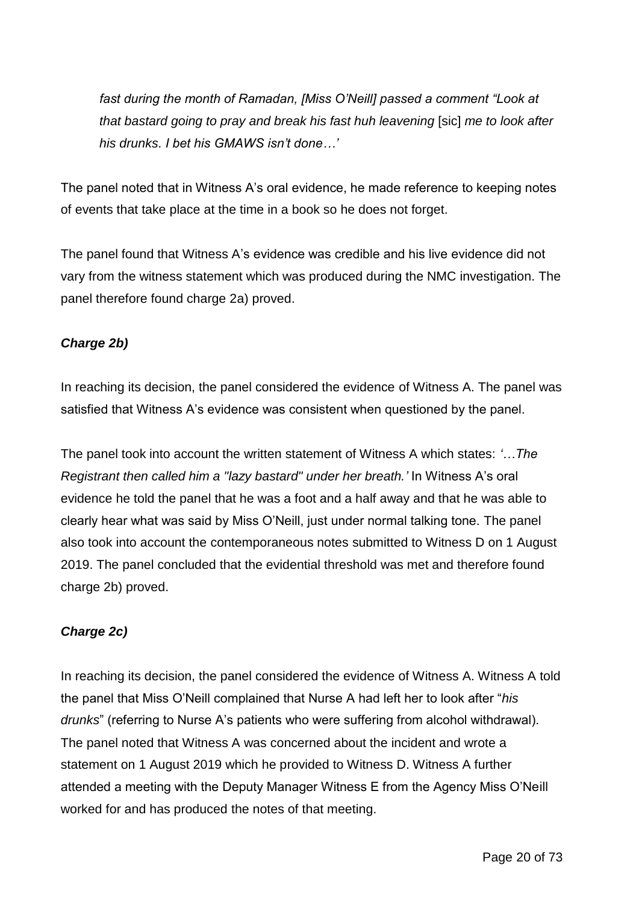*fast during the month of Ramadan, [Miss O'Neill] passed a comment "Look at that bastard going to pray and break his fast huh leavening* [sic] *me to look after his drunks. I bet his GMAWS isn't done…'*

The panel noted that in Witness A's oral evidence, he made reference to keeping notes of events that take place at the time in a book so he does not forget.

The panel found that Witness A's evidence was credible and his live evidence did not vary from the witness statement which was produced during the NMC investigation. The panel therefore found charge 2a) proved.

### *Charge 2b)*

In reaching its decision, the panel considered the evidence of Witness A. The panel was satisfied that Witness A's evidence was consistent when questioned by the panel.

The panel took into account the written statement of Witness A which states: *'…The Registrant then called him a "lazy bastard" under her breath.'* In Witness A's oral evidence he told the panel that he was a foot and a half away and that he was able to clearly hear what was said by Miss O'Neill, just under normal talking tone. The panel also took into account the contemporaneous notes submitted to Witness D on 1 August 2019. The panel concluded that the evidential threshold was met and therefore found charge 2b) proved.

### *Charge 2c)*

In reaching its decision, the panel considered the evidence of Witness A. Witness A told the panel that Miss O'Neill complained that Nurse A had left her to look after "*his drunks*" (referring to Nurse A's patients who were suffering from alcohol withdrawal). The panel noted that Witness A was concerned about the incident and wrote a statement on 1 August 2019 which he provided to Witness D. Witness A further attended a meeting with the Deputy Manager Witness E from the Agency Miss O'Neill worked for and has produced the notes of that meeting.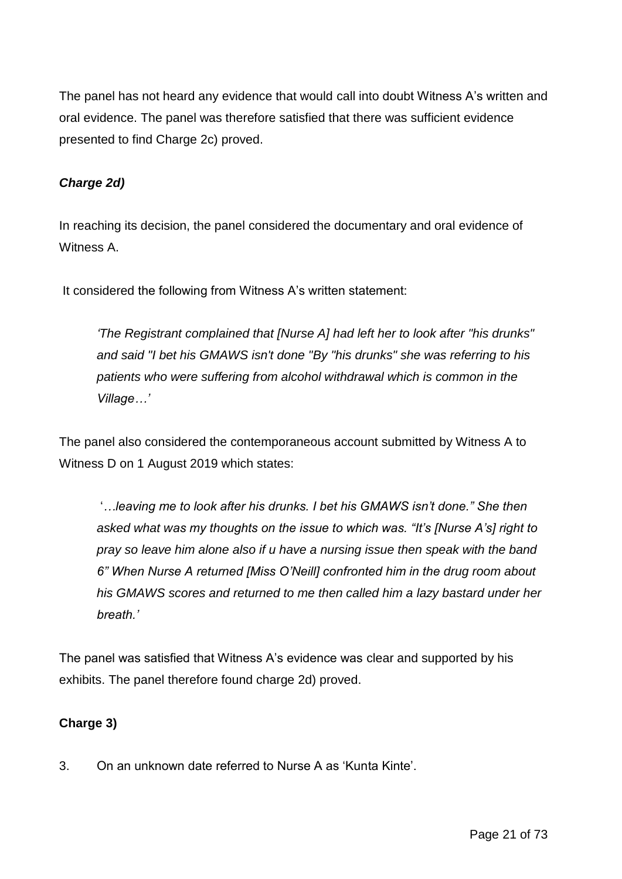The panel has not heard any evidence that would call into doubt Witness A's written and oral evidence. The panel was therefore satisfied that there was sufficient evidence presented to find Charge 2c) proved.

***Charge 2d)***

In reaching its decision, the panel considered the documentary and oral evidence of Witness A.

It considered the following from Witness A's written statement:

> *'The Registrant complained that [Nurse A] had left her to look after "his drunks" and said "I bet his GMAWS isn't done "By "his drunks" she was referring to his patients who were suffering from alcohol withdrawal which is common in the Village…'*

The panel also considered the contemporaneous account submitted by Witness A to Witness D on 1 August 2019 which states:

> *'…leaving me to look after his drunks. I bet his GMAWS isn't done." She then asked what was my thoughts on the issue to which was. "It's [Nurse A's] right to pray so leave him alone also if u have a nursing issue then speak with the band 6" When Nurse A returned [Miss O'Neill] confronted him in the drug room about his GMAWS scores and returned to me then called him a lazy bastard under her breath.'*

The panel was satisfied that Witness A's evidence was clear and supported by his exhibits. The panel therefore found charge 2d) proved.

**Charge 3)**

3. On an unknown date referred to Nurse A as 'Kunta Kinte'.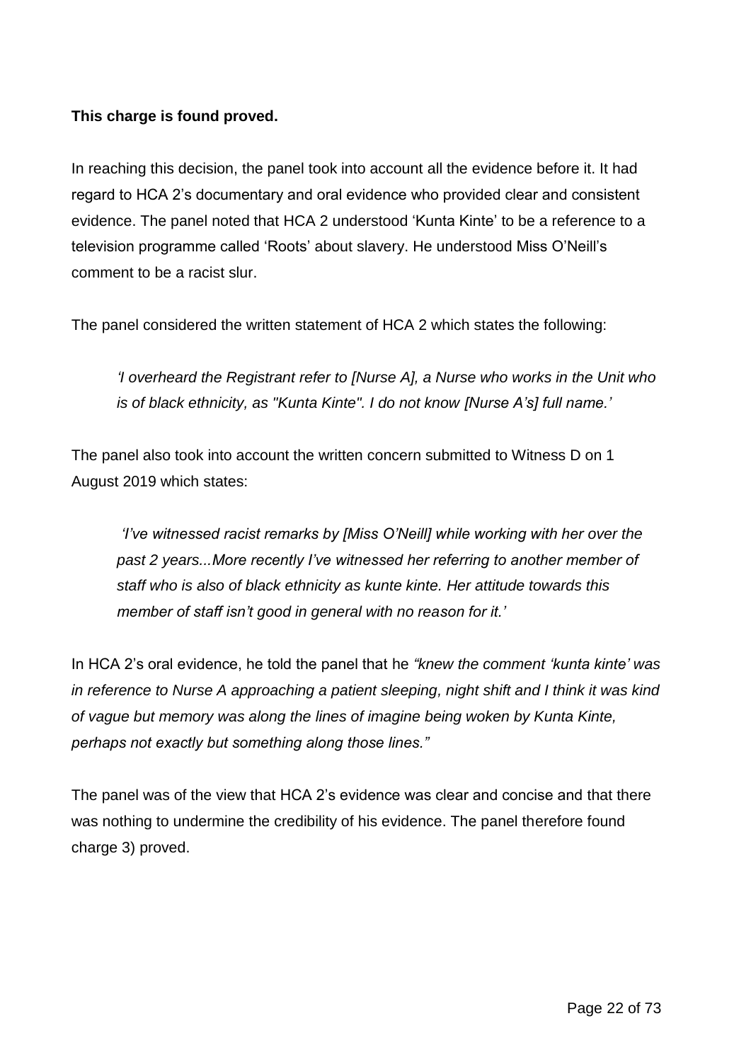**This charge is found proved.**

In reaching this decision, the panel took into account all the evidence before it. It had regard to HCA 2's documentary and oral evidence who provided clear and consistent evidence. The panel noted that HCA 2 understood 'Kunta Kinte' to be a reference to a television programme called 'Roots' about slavery. He understood Miss O'Neill's comment to be a racist slur.

The panel considered the written statement of HCA 2 which states the following:

> *'I overheard the Registrant refer to [Nurse A], a Nurse who works in the Unit who is of black ethnicity, as "Kunta Kinte". I do not know [Nurse A's] full name.'*

The panel also took into account the written concern submitted to Witness D on 1 August 2019 which states:

> *'I've witnessed racist remarks by [Miss O'Neill] while working with her over the past 2 years...More recently I've witnessed her referring to another member of staff who is also of black ethnicity as kunte kinte. Her attitude towards this member of staff isn't good in general with no reason for it.'*

In HCA 2's oral evidence, he told the panel that he *"knew the comment 'kunta kinte' was in reference to Nurse A approaching a patient sleeping, night shift and I think it was kind of vague but memory was along the lines of imagine being woken by Kunta Kinte, perhaps not exactly but something along those lines."*

The panel was of the view that HCA 2's evidence was clear and concise and that there was nothing to undermine the credibility of his evidence. The panel therefore found charge 3) proved.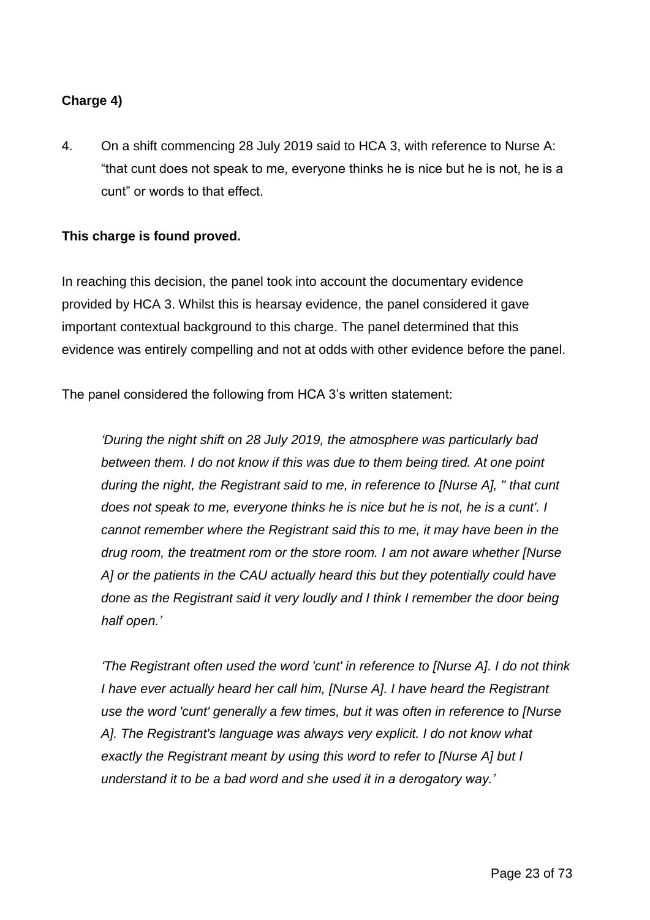**Charge 4)**

4. On a shift commencing 28 July 2019 said to HCA 3, with reference to Nurse A: “that cunt does not speak to me, everyone thinks he is nice but he is not, he is a cunt” or words to that effect.

**This charge is found proved.**

In reaching this decision, the panel took into account the documentary evidence provided by HCA 3. Whilst this is hearsay evidence, the panel considered it gave important contextual background to this charge. The panel determined that this evidence was entirely compelling and not at odds with other evidence before the panel.

The panel considered the following from HCA 3’s written statement:

> *‘During the night shift on 28 July 2019, the atmosphere was particularly bad between them. I do not know if this was due to them being tired. At one point during the night, the Registrant said to me, in reference to [Nurse A], " that cunt does not speak to me, everyone thinks he is nice but he is not, he is a cunt'. I cannot remember where the Registrant said this to me, it may have been in the drug room, the treatment rom or the store room. I am not aware whether [Nurse A] or the patients in the CAU actually heard this but they potentially could have done as the Registrant said it very loudly and I think I remember the door being half open.’*

> *‘The Registrant often used the word 'cunt' in reference to [Nurse A]. I do not think I have ever actually heard her call him, [Nurse A]. I have heard the Registrant use the word 'cunt' generally a few times, but it was often in reference to [Nurse A]. The Registrant's language was always very explicit. I do not know what exactly the Registrant meant by using this word to refer to [Nurse A] but I understand it to be a bad word and she used it in a derogatory way.’*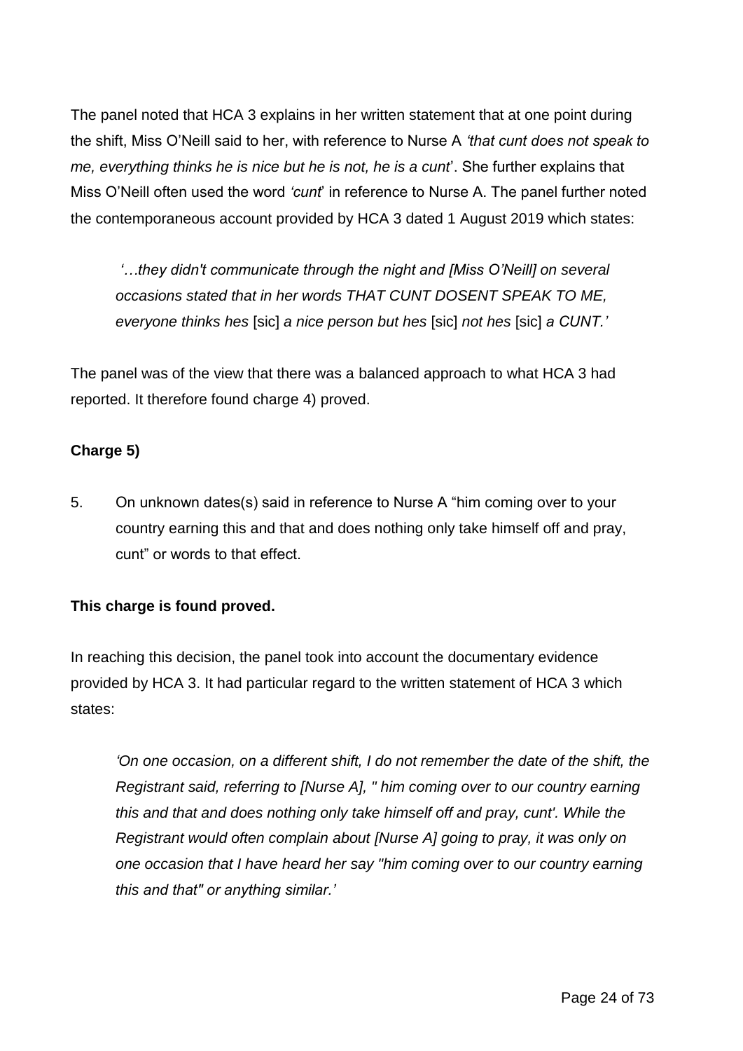The panel noted that HCA 3 explains in her written statement that at one point during the shift, Miss O'Neill said to her, with reference to Nurse A *'that cunt does not speak to me, everything thinks he is nice but he is not, he is a cunt*'. She further explains that Miss O'Neill often used the word *'cunt*' in reference to Nurse A. The panel further noted the contemporaneous account provided by HCA 3 dated 1 August 2019 which states:

> *'…they didn't communicate through the night and [Miss O'Neill] on several occasions stated that in her words THAT CUNT DOSENT SPEAK TO ME, everyone thinks hes* [sic] *a nice person but hes* [sic] *not hes* [sic] *a CUNT.'*

The panel was of the view that there was a balanced approach to what HCA 3 had reported. It therefore found charge 4) proved.

**Charge 5)**

5. On unknown dates(s) said in reference to Nurse A "him coming over to your country earning this and that and does nothing only take himself off and pray, cunt" or words to that effect.

**This charge is found proved.**

In reaching this decision, the panel took into account the documentary evidence provided by HCA 3. It had particular regard to the written statement of HCA 3 which states:

> *'On one occasion, on a different shift, I do not remember the date of the shift, the Registrant said, referring to [Nurse A], " him coming over to our country earning this and that and does nothing only take himself off and pray, cunt'. While the Registrant would often complain about [Nurse A] going to pray, it was only on one occasion that I have heard her say "him coming over to our country earning this and that" or anything similar.'*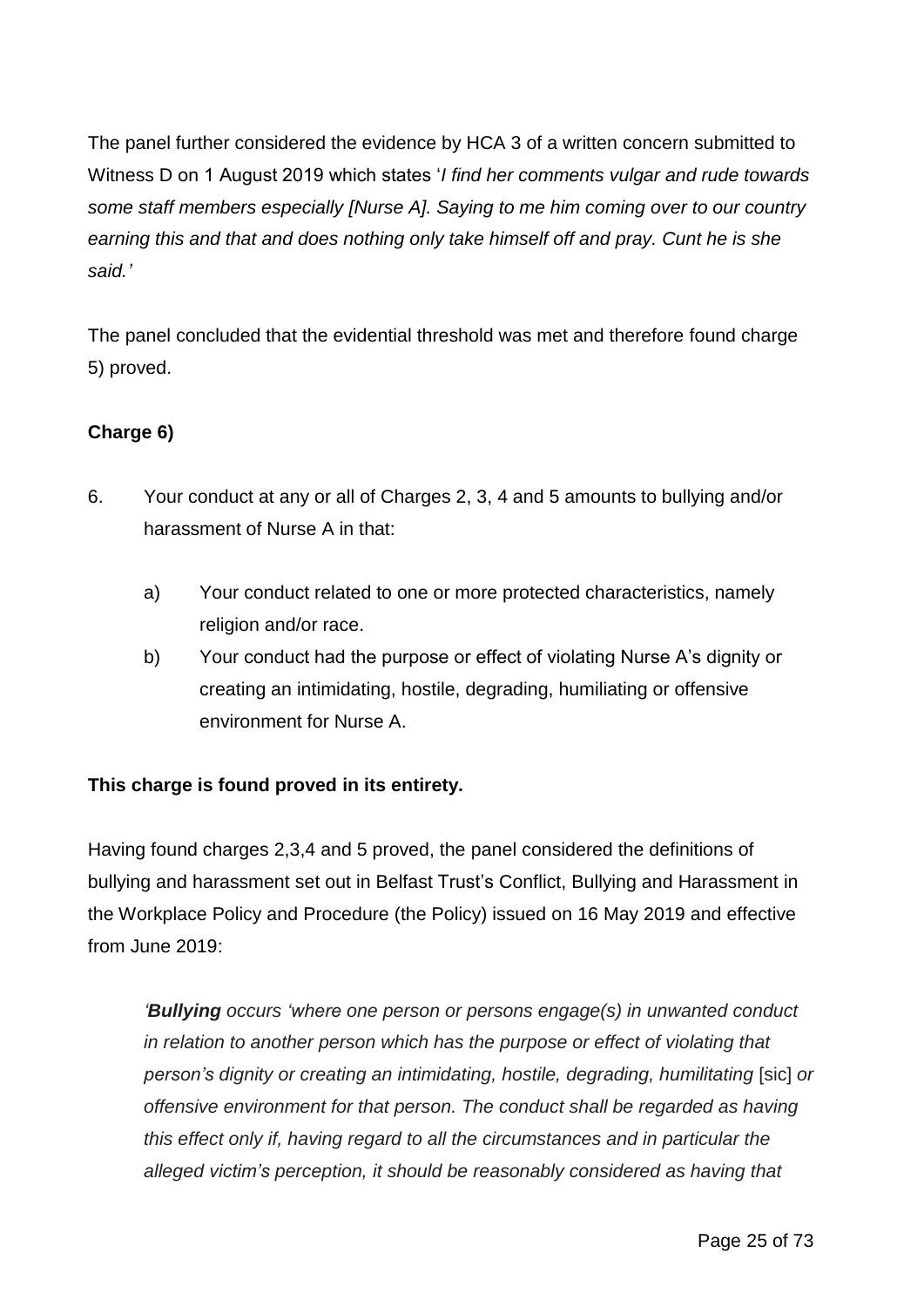The panel further considered the evidence by HCA 3 of a written concern submitted to Witness D on 1 August 2019 which states '*I find her comments vulgar and rude towards some staff members especially [Nurse A]. Saying to me him coming over to our country earning this and that and does nothing only take himself off and pray. Cunt he is she said.'*

The panel concluded that the evidential threshold was met and therefore found charge 5) proved.

**Charge 6)**

6. Your conduct at any or all of Charges 2, 3, 4 and 5 amounts to bullying and/or harassment of Nurse A in that:

    a) Your conduct related to one or more protected characteristics, namely religion and/or race.

    b) Your conduct had the purpose or effect of violating Nurse A's dignity or creating an intimidating, hostile, degrading, humiliating or offensive environment for Nurse A.

**This charge is found proved in its entirety.**

Having found charges 2,3,4 and 5 proved, the panel considered the definitions of bullying and harassment set out in Belfast Trust's Conflict, Bullying and Harassment in the Workplace Policy and Procedure (the Policy) issued on 16 May 2019 and effective from June 2019:

> *'**Bullying** occurs 'where one person or persons engage(s) in unwanted conduct in relation to another person which has the purpose or effect of violating that person's dignity or creating an intimidating, hostile, degrading, humilitating* [sic] *or offensive environment for that person. The conduct shall be regarded as having this effect only if, having regard to all the circumstances and in particular the alleged victim's perception, it should be reasonably considered as having that*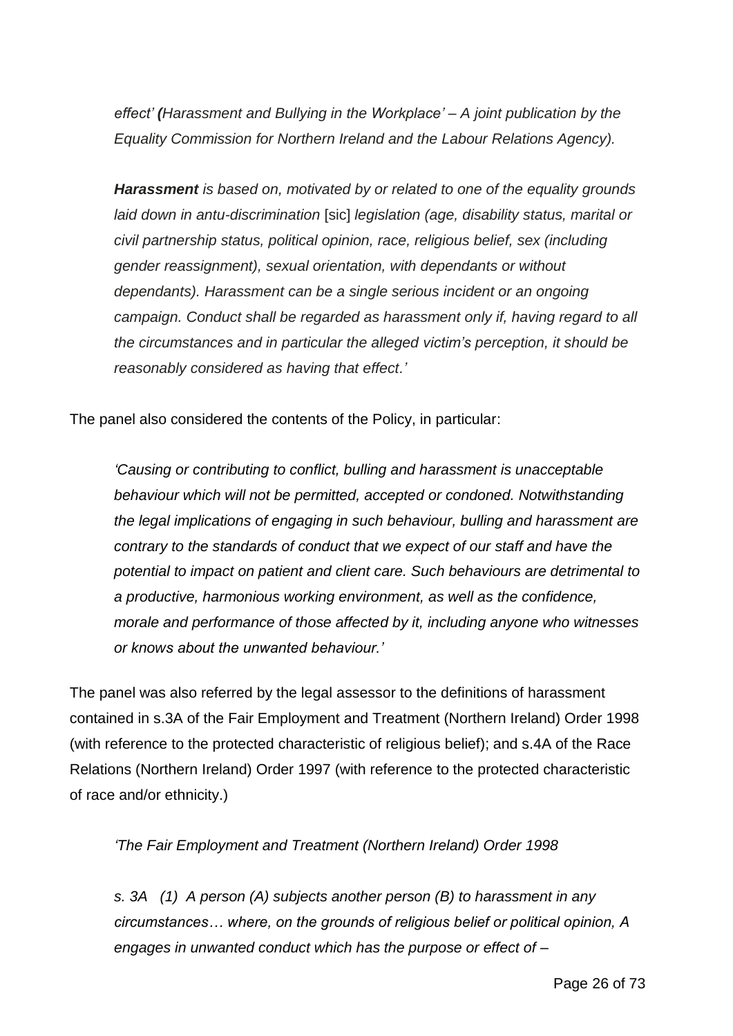*effect' **(**Harassment and Bullying in the Workplace' – A joint publication by the Equality Commission for Northern Ireland and the Labour Relations Agency).*

***Harassment** is based on, motivated by or related to one of the equality grounds laid down in antu-discrimination* [sic] *legislation (age, disability status, marital or civil partnership status, political opinion, race, religious belief, sex (including gender reassignment), sexual orientation, with dependants or without dependants). Harassment can be a single serious incident or an ongoing campaign. Conduct shall be regarded as harassment only if, having regard to all the circumstances and in particular the alleged victim's perception, it should be reasonably considered as having that effect.'*

The panel also considered the contents of the Policy, in particular:

*'Causing or contributing to conflict, bulling and harassment is unacceptable behaviour which will not be permitted, accepted or condoned. Notwithstanding the legal implications of engaging in such behaviour, bulling and harassment are contrary to the standards of conduct that we expect of our staff and have the potential to impact on patient and client care. Such behaviours are detrimental to a productive, harmonious working environment, as well as the confidence, morale and performance of those affected by it, including anyone who witnesses or knows about the unwanted behaviour.'*

The panel was also referred by the legal assessor to the definitions of harassment contained in s.3A of the Fair Employment and Treatment (Northern Ireland) Order 1998 (with reference to the protected characteristic of religious belief); and s.4A of the Race Relations (Northern Ireland) Order 1997 (with reference to the protected characteristic of race and/or ethnicity.)

*'The Fair Employment and Treatment (Northern Ireland) Order 1998*

*s. 3A (1) A person (A) subjects another person (B) to harassment in any circumstances… where, on the grounds of religious belief or political opinion, A engages in unwanted conduct which has the purpose or effect of –*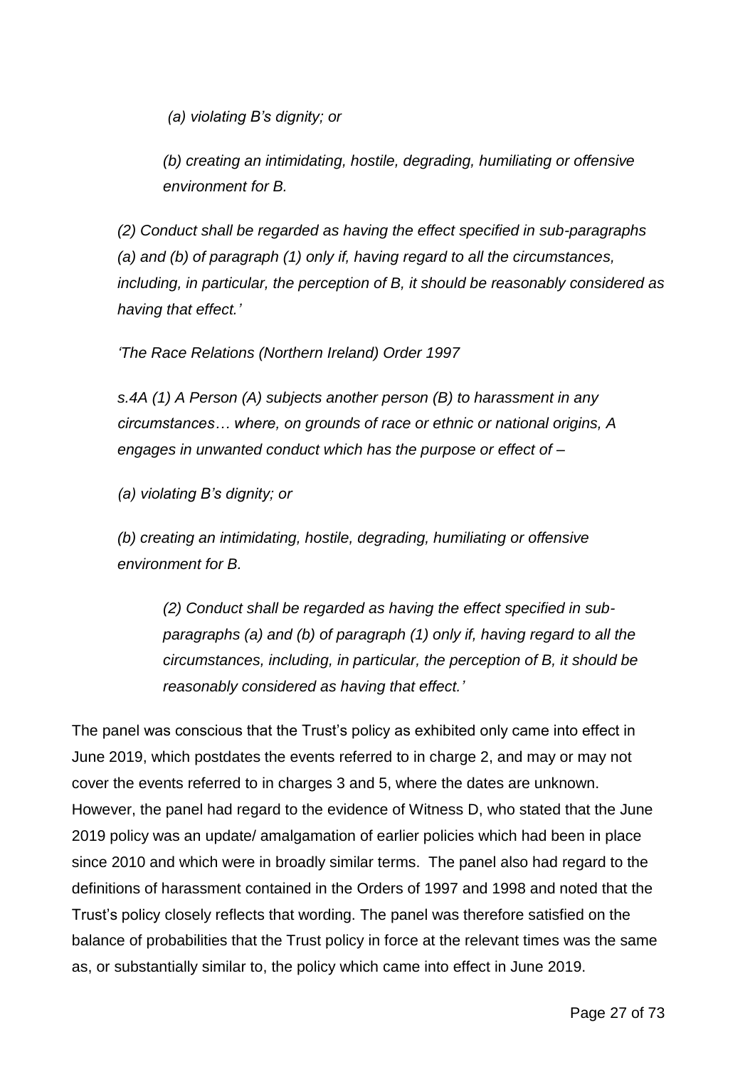*(a) violating B's dignity; or*

*(b) creating an intimidating, hostile, degrading, humiliating or offensive environment for B.*

*(2) Conduct shall be regarded as having the effect specified in sub-paragraphs (a) and (b) of paragraph (1) only if, having regard to all the circumstances, including, in particular, the perception of B, it should be reasonably considered as having that effect.'*

*'The Race Relations (Northern Ireland) Order 1997*

*s.4A (1) A Person (A) subjects another person (B) to harassment in any circumstances… where, on grounds of race or ethnic or national origins, A engages in unwanted conduct which has the purpose or effect of –*

*(a) violating B's dignity; or*

*(b) creating an intimidating, hostile, degrading, humiliating or offensive environment for B.*

*(2) Conduct shall be regarded as having the effect specified in sub-paragraphs (a) and (b) of paragraph (1) only if, having regard to all the circumstances, including, in particular, the perception of B, it should be reasonably considered as having that effect.'*

The panel was conscious that the Trust's policy as exhibited only came into effect in June 2019, which postdates the events referred to in charge 2, and may or may not cover the events referred to in charges 3 and 5, where the dates are unknown. However, the panel had regard to the evidence of Witness D, who stated that the June 2019 policy was an update/ amalgamation of earlier policies which had been in place since 2010 and which were in broadly similar terms. The panel also had regard to the definitions of harassment contained in the Orders of 1997 and 1998 and noted that the Trust's policy closely reflects that wording. The panel was therefore satisfied on the balance of probabilities that the Trust policy in force at the relevant times was the same as, or substantially similar to, the policy which came into effect in June 2019.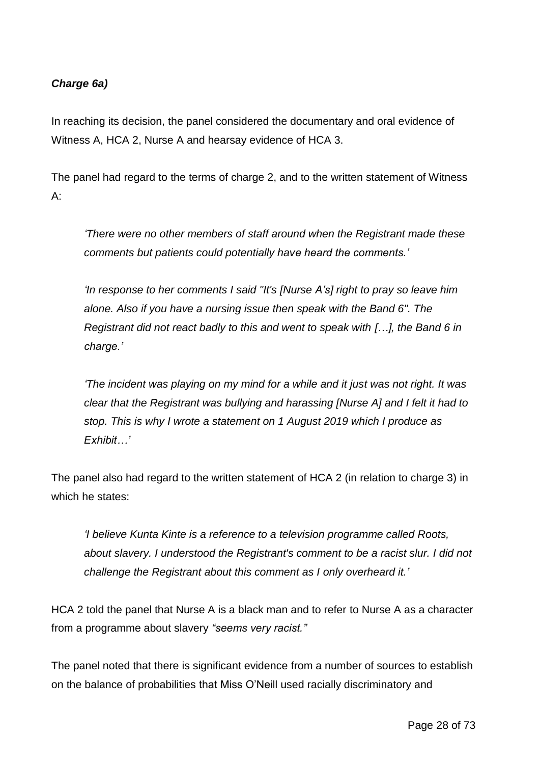***Charge 6a)***

In reaching its decision, the panel considered the documentary and oral evidence of Witness A, HCA 2, Nurse A and hearsay evidence of HCA 3.

The panel had regard to the terms of charge 2, and to the written statement of Witness A:

> *'There were no other members of staff around when the Registrant made these comments but patients could potentially have heard the comments.'*
>
> *'In response to her comments I said "It's [Nurse A's] right to pray so leave him alone. Also if you have a nursing issue then speak with the Band 6". The Registrant did not react badly to this and went to speak with […], the Band 6 in charge.'*
>
> *'The incident was playing on my mind for a while and it just was not right. It was clear that the Registrant was bullying and harassing [Nurse A] and I felt it had to stop. This is why I wrote a statement on 1 August 2019 which I produce as Exhibit…'*

The panel also had regard to the written statement of HCA 2 (in relation to charge 3) in which he states:

> *'I believe Kunta Kinte is a reference to a television programme called Roots, about slavery. I understood the Registrant's comment to be a racist slur. I did not challenge the Registrant about this comment as I only overheard it.'*

HCA 2 told the panel that Nurse A is a black man and to refer to Nurse A as a character from a programme about slavery *"seems very racist."*

The panel noted that there is significant evidence from a number of sources to establish on the balance of probabilities that Miss O'Neill used racially discriminatory and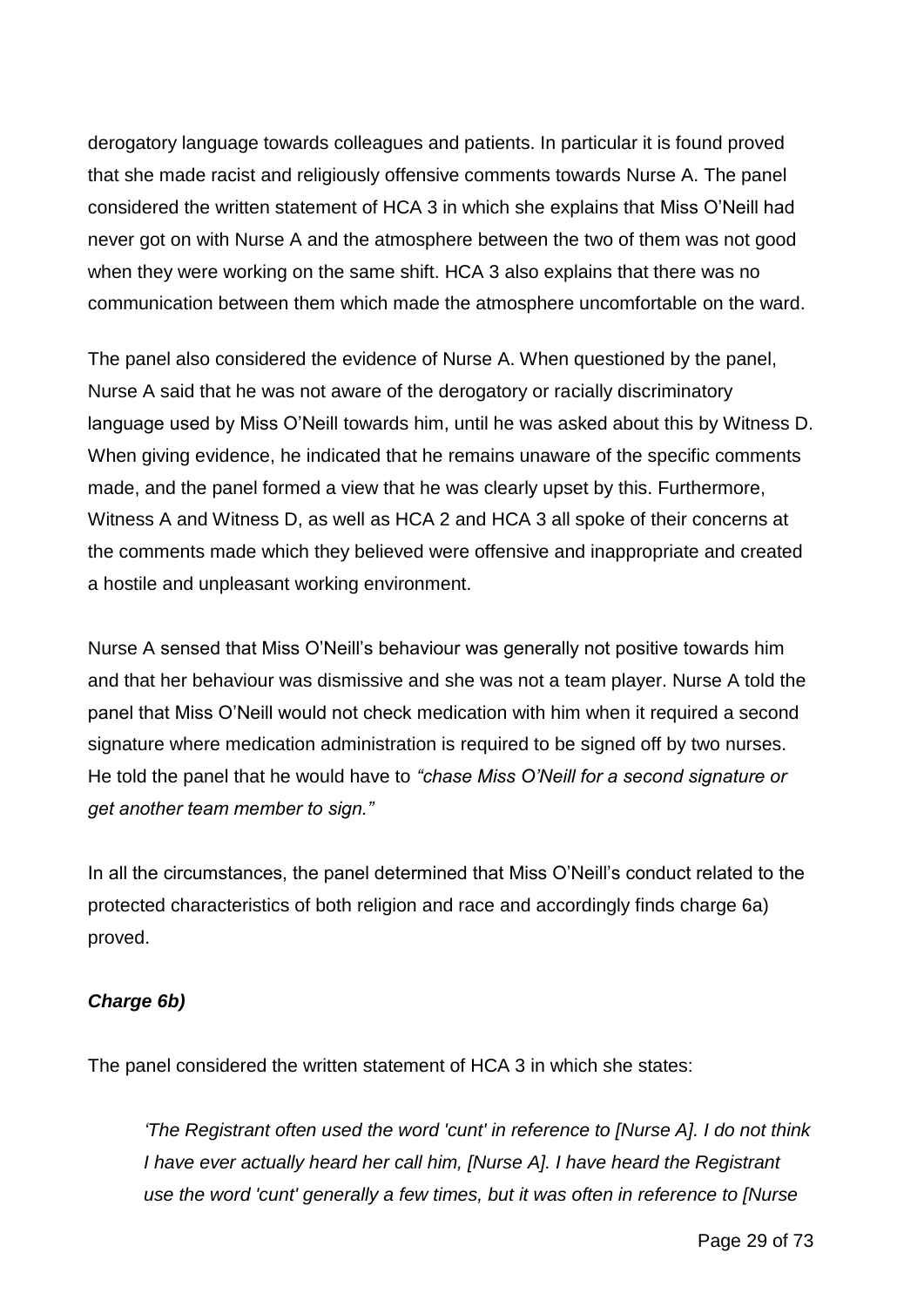derogatory language towards colleagues and patients. In particular it is found proved that she made racist and religiously offensive comments towards Nurse A. The panel considered the written statement of HCA 3 in which she explains that Miss O'Neill had never got on with Nurse A and the atmosphere between the two of them was not good when they were working on the same shift. HCA 3 also explains that there was no communication between them which made the atmosphere uncomfortable on the ward.

The panel also considered the evidence of Nurse A. When questioned by the panel, Nurse A said that he was not aware of the derogatory or racially discriminatory language used by Miss O'Neill towards him, until he was asked about this by Witness D. When giving evidence, he indicated that he remains unaware of the specific comments made, and the panel formed a view that he was clearly upset by this. Furthermore, Witness A and Witness D, as well as HCA 2 and HCA 3 all spoke of their concerns at the comments made which they believed were offensive and inappropriate and created a hostile and unpleasant working environment.

Nurse A sensed that Miss O'Neill's behaviour was generally not positive towards him and that her behaviour was dismissive and she was not a team player. Nurse A told the panel that Miss O'Neill would not check medication with him when it required a second signature where medication administration is required to be signed off by two nurses. He told the panel that he would have to *"chase Miss O'Neill for a second signature or get another team member to sign."*

In all the circumstances, the panel determined that Miss O'Neill's conduct related to the protected characteristics of both religion and race and accordingly finds charge 6a) proved.

***Charge 6b)***

The panel considered the written statement of HCA 3 in which she states:

> *'The Registrant often used the word 'cunt' in reference to [Nurse A]. I do not think I have ever actually heard her call him, [Nurse A]. I have heard the Registrant use the word 'cunt' generally a few times, but it was often in reference to [Nurse*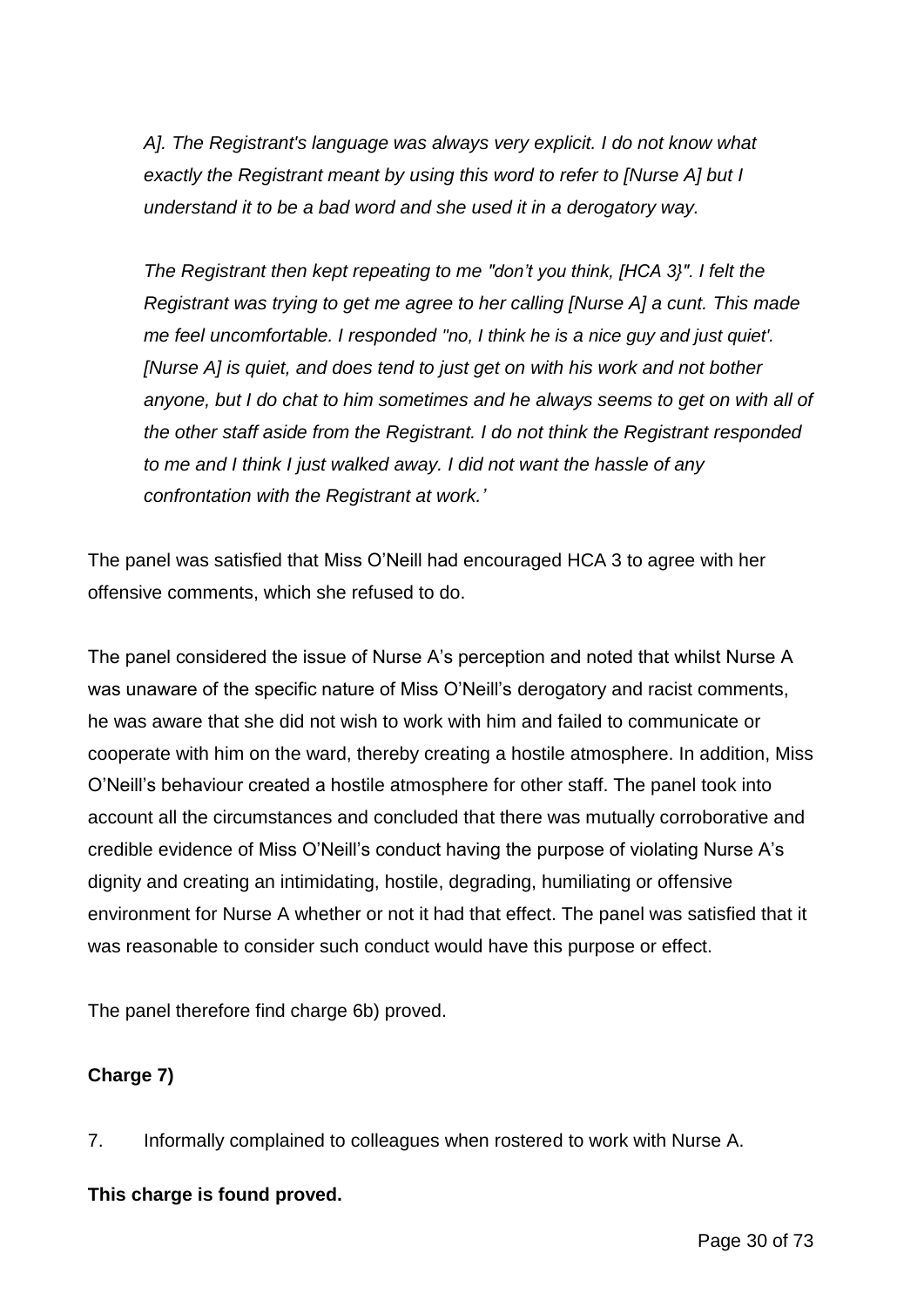*A]. The Registrant's language was always very explicit. I do not know what exactly the Registrant meant by using this word to refer to [Nurse A] but I understand it to be a bad word and she used it in a derogatory way.*

*The Registrant then kept repeating to me "don't you think, [HCA 3}". I felt the Registrant was trying to get me agree to her calling [Nurse A] a cunt. This made me feel uncomfortable. I responded "no, I think he is a nice guy and just quiet'. [Nurse A] is quiet, and does tend to just get on with his work and not bother anyone, but I do chat to him sometimes and he always seems to get on with all of the other staff aside from the Registrant. I do not think the Registrant responded to me and I think I just walked away. I did not want the hassle of any confrontation with the Registrant at work.'*

The panel was satisfied that Miss O'Neill had encouraged HCA 3 to agree with her offensive comments, which she refused to do.

The panel considered the issue of Nurse A's perception and noted that whilst Nurse A was unaware of the specific nature of Miss O'Neill's derogatory and racist comments, he was aware that she did not wish to work with him and failed to communicate or cooperate with him on the ward, thereby creating a hostile atmosphere. In addition, Miss O'Neill's behaviour created a hostile atmosphere for other staff. The panel took into account all the circumstances and concluded that there was mutually corroborative and credible evidence of Miss O'Neill's conduct having the purpose of violating Nurse A's dignity and creating an intimidating, hostile, degrading, humiliating or offensive environment for Nurse A whether or not it had that effect. The panel was satisfied that it was reasonable to consider such conduct would have this purpose or effect.

The panel therefore find charge 6b) proved.

**Charge 7)**

7. Informally complained to colleagues when rostered to work with Nurse A.

**This charge is found proved.**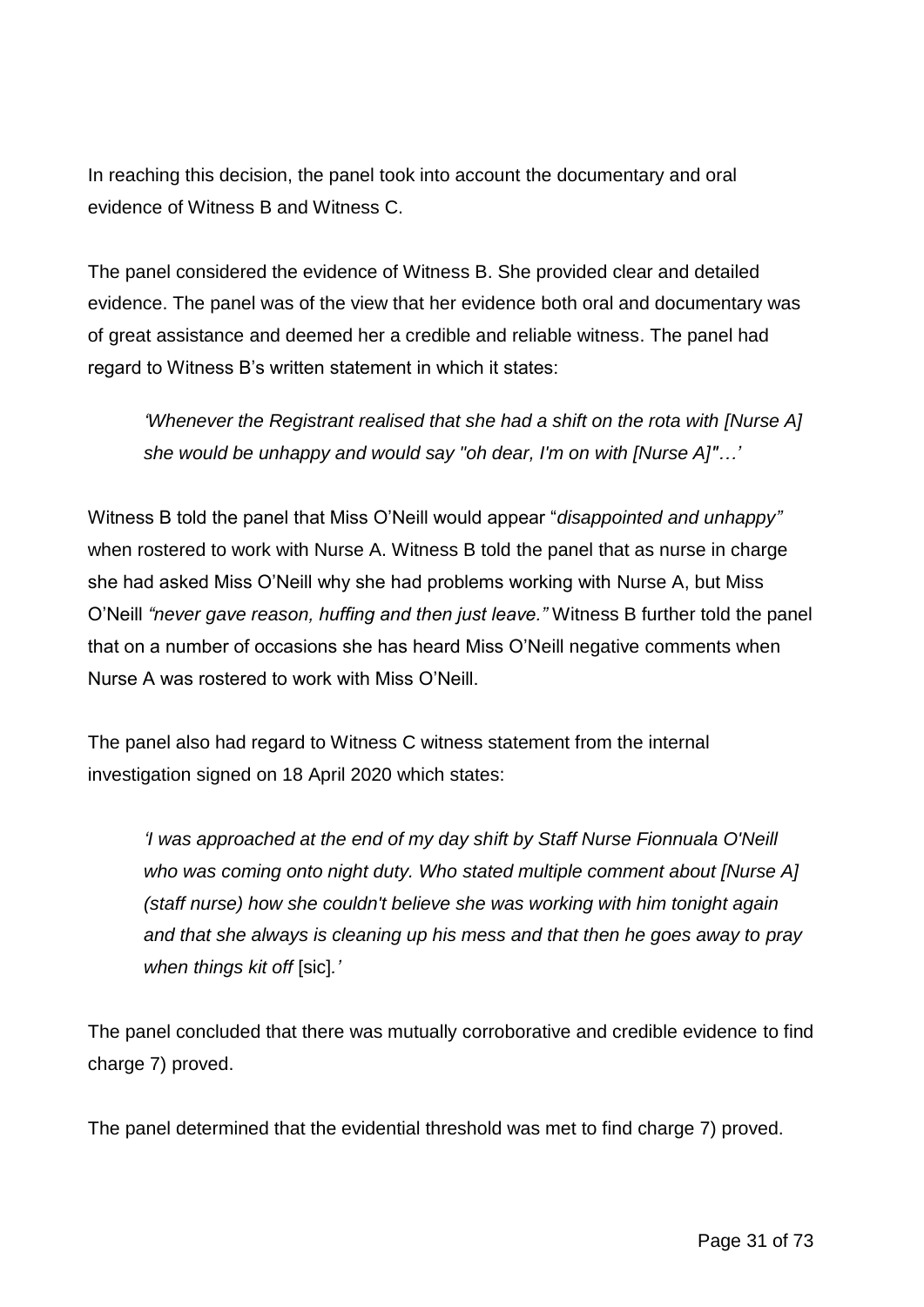In reaching this decision, the panel took into account the documentary and oral evidence of Witness B and Witness C.

The panel considered the evidence of Witness B. She provided clear and detailed evidence. The panel was of the view that her evidence both oral and documentary was of great assistance and deemed her a credible and reliable witness. The panel had regard to Witness B's written statement in which it states:

> *'Whenever the Registrant realised that she had a shift on the rota with [Nurse A] she would be unhappy and would say "oh dear, I'm on with [Nurse A]"…'*

Witness B told the panel that Miss O'Neill would appear "*disappointed and unhappy"* when rostered to work with Nurse A. Witness B told the panel that as nurse in charge she had asked Miss O'Neill why she had problems working with Nurse A, but Miss O'Neill *"never gave reason, huffing and then just leave."* Witness B further told the panel that on a number of occasions she has heard Miss O'Neill negative comments when Nurse A was rostered to work with Miss O'Neill.

The panel also had regard to Witness C witness statement from the internal investigation signed on 18 April 2020 which states:

> *'I was approached at the end of my day shift by Staff Nurse Fionnuala O'Neill who was coming onto night duty. Who stated multiple comment about [Nurse A] (staff nurse) how she couldn't believe she was working with him tonight again and that she always is cleaning up his mess and that then he goes away to pray when things kit off* [sic]*.'*

The panel concluded that there was mutually corroborative and credible evidence to find charge 7) proved.

The panel determined that the evidential threshold was met to find charge 7) proved.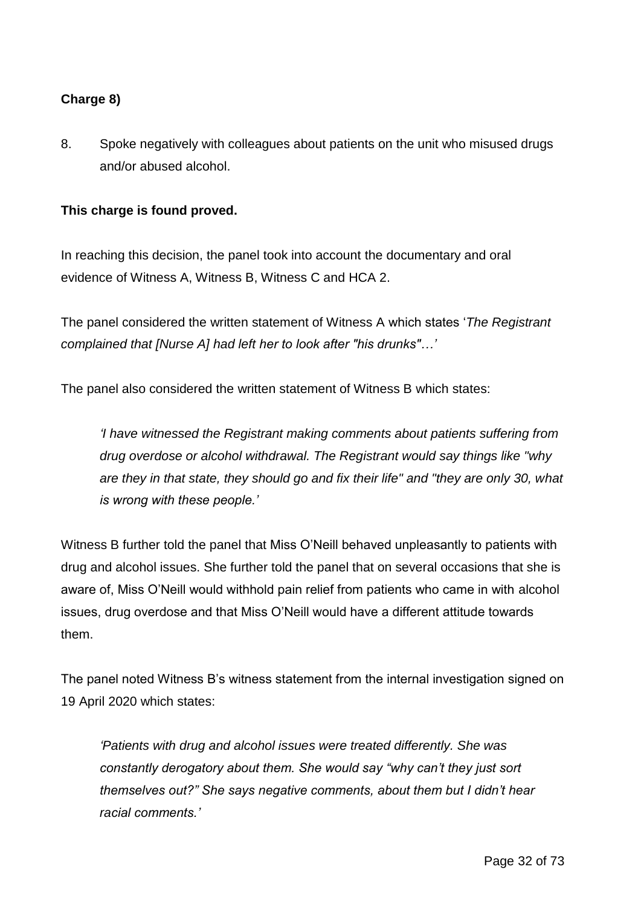**Charge 8)**

8. Spoke negatively with colleagues about patients on the unit who misused drugs and/or abused alcohol.

**This charge is found proved.**

In reaching this decision, the panel took into account the documentary and oral evidence of Witness A, Witness B, Witness C and HCA 2.

The panel considered the written statement of Witness A which states '*The Registrant complained that [Nurse A] had left her to look after "his drunks"…*'

The panel also considered the written statement of Witness B which states:

> *'I have witnessed the Registrant making comments about patients suffering from drug overdose or alcohol withdrawal. The Registrant would say things like "why are they in that state, they should go and fix their life" and "they are only 30, what is wrong with these people.'*

Witness B further told the panel that Miss O'Neill behaved unpleasantly to patients with drug and alcohol issues. She further told the panel that on several occasions that she is aware of, Miss O'Neill would withhold pain relief from patients who came in with alcohol issues, drug overdose and that Miss O'Neill would have a different attitude towards them.

The panel noted Witness B's witness statement from the internal investigation signed on 19 April 2020 which states:

> *'Patients with drug and alcohol issues were treated differently. She was constantly derogatory about them. She would say "why can't they just sort themselves out?" She says negative comments, about them but I didn't hear racial comments.'*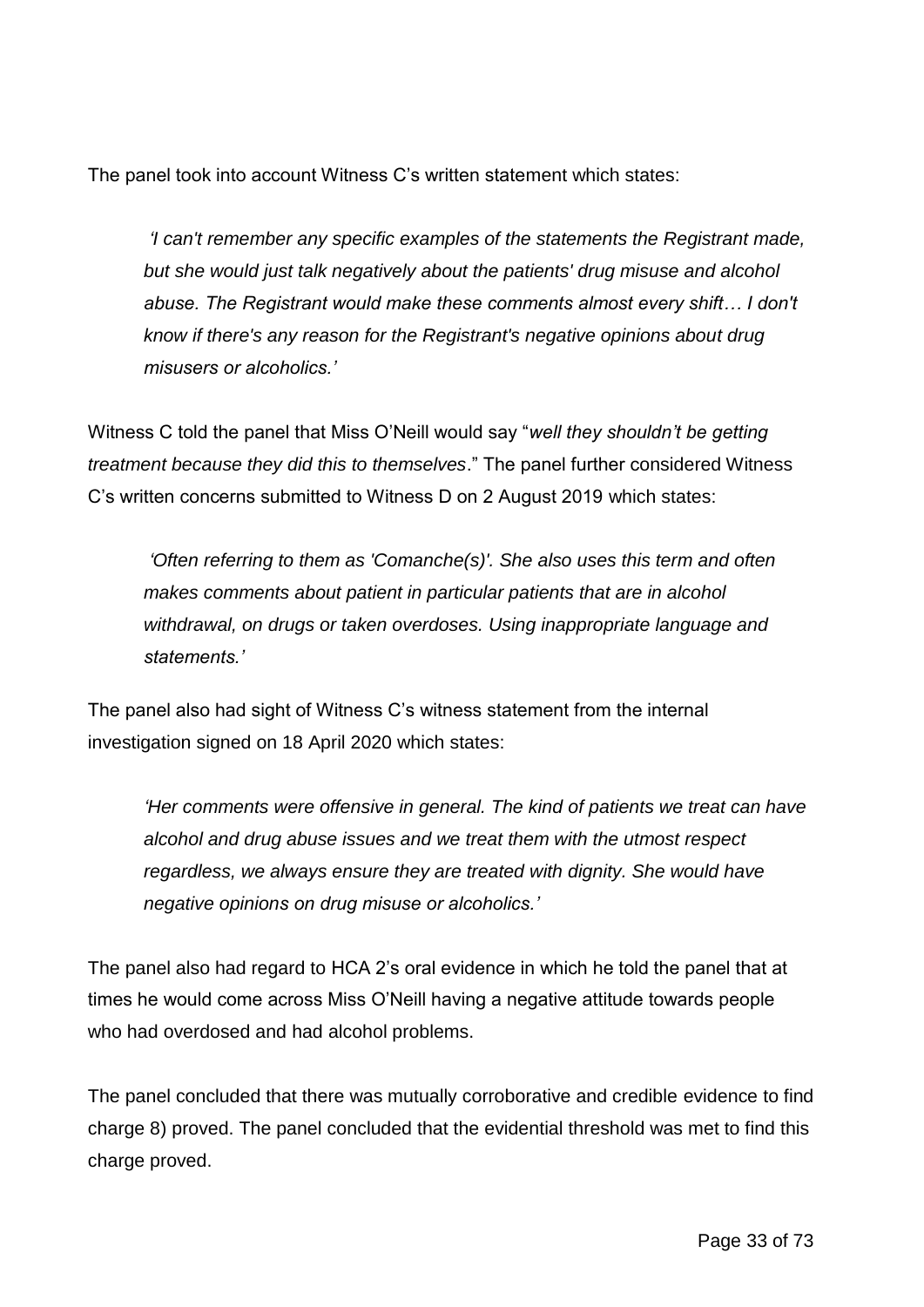The panel took into account Witness C's written statement which states:

> *'I can't remember any specific examples of the statements the Registrant made, but she would just talk negatively about the patients' drug misuse and alcohol abuse. The Registrant would make these comments almost every shift… I don't know if there's any reason for the Registrant's negative opinions about drug misusers or alcoholics.'*

Witness C told the panel that Miss O'Neill would say "*well they shouldn't be getting treatment because they did this to themselves*." The panel further considered Witness C's written concerns submitted to Witness D on 2 August 2019 which states:

> *'Often referring to them as 'Comanche(s)'. She also uses this term and often makes comments about patient in particular patients that are in alcohol withdrawal, on drugs or taken overdoses. Using inappropriate language and statements.'*

The panel also had sight of Witness C's witness statement from the internal investigation signed on 18 April 2020 which states:

> *'Her comments were offensive in general. The kind of patients we treat can have alcohol and drug abuse issues and we treat them with the utmost respect regardless, we always ensure they are treated with dignity. She would have negative opinions on drug misuse or alcoholics.'*

The panel also had regard to HCA 2's oral evidence in which he told the panel that at times he would come across Miss O'Neill having a negative attitude towards people who had overdosed and had alcohol problems.

The panel concluded that there was mutually corroborative and credible evidence to find charge 8) proved. The panel concluded that the evidential threshold was met to find this charge proved.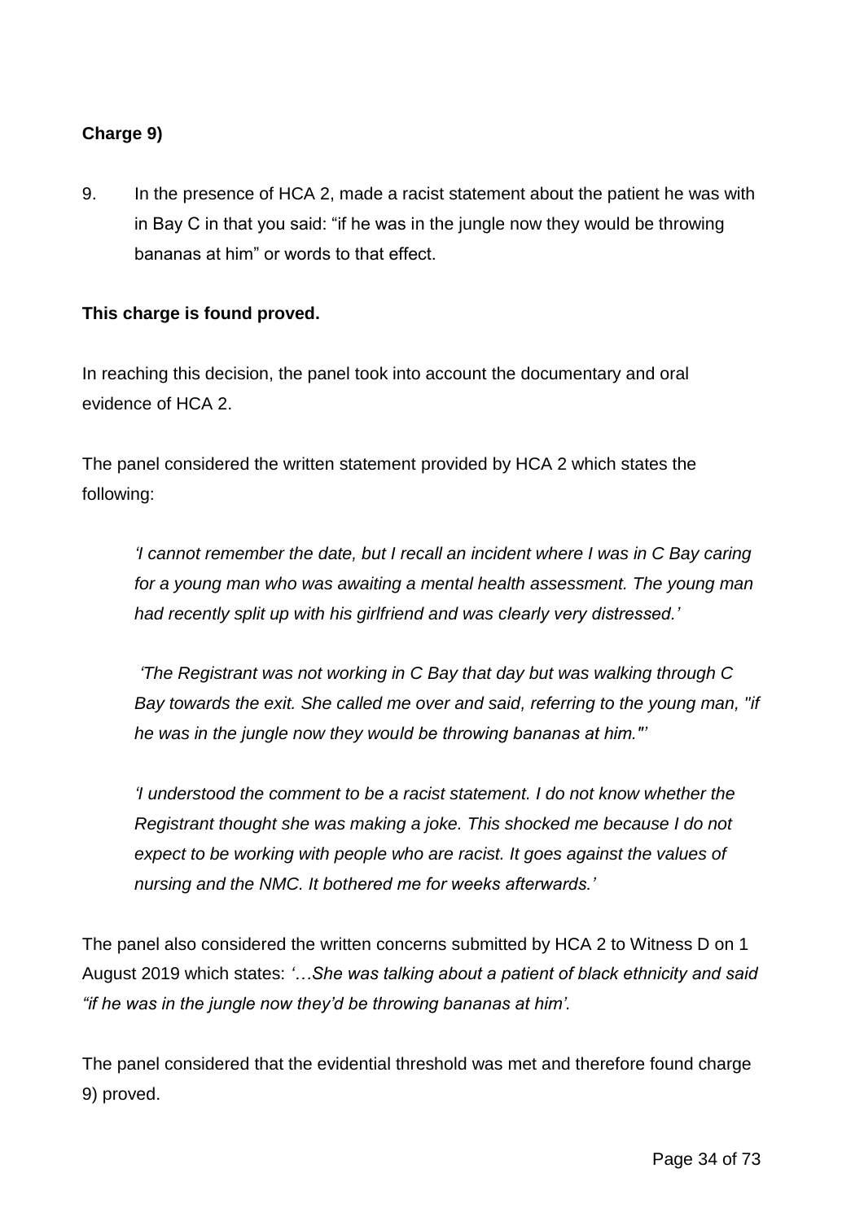**Charge 9)**

9. In the presence of HCA 2, made a racist statement about the patient he was with in Bay C in that you said: “if he was in the jungle now they would be throwing bananas at him” or words to that effect.

**This charge is found proved.**

In reaching this decision, the panel took into account the documentary and oral evidence of HCA 2.

The panel considered the written statement provided by HCA 2 which states the following:

> *‘I cannot remember the date, but I recall an incident where I was in C Bay caring for a young man who was awaiting a mental health assessment. The young man had recently split up with his girlfriend and was clearly very distressed.’*
>
> *‘The Registrant was not working in C Bay that day but was walking through C Bay towards the exit. She called me over and said, referring to the young man, "if he was in the jungle now they would be throwing bananas at him."’*
>
> *‘I understood the comment to be a racist statement. I do not know whether the Registrant thought she was making a joke. This shocked me because I do not expect to be working with people who are racist. It goes against the values of nursing and the NMC. It bothered me for weeks afterwards.’*

The panel also considered the written concerns submitted by HCA 2 to Witness D on 1 August 2019 which states: *‘…She was talking about a patient of black ethnicity and said “if he was in the jungle now they’d be throwing bananas at him’.*

The panel considered that the evidential threshold was met and therefore found charge 9) proved.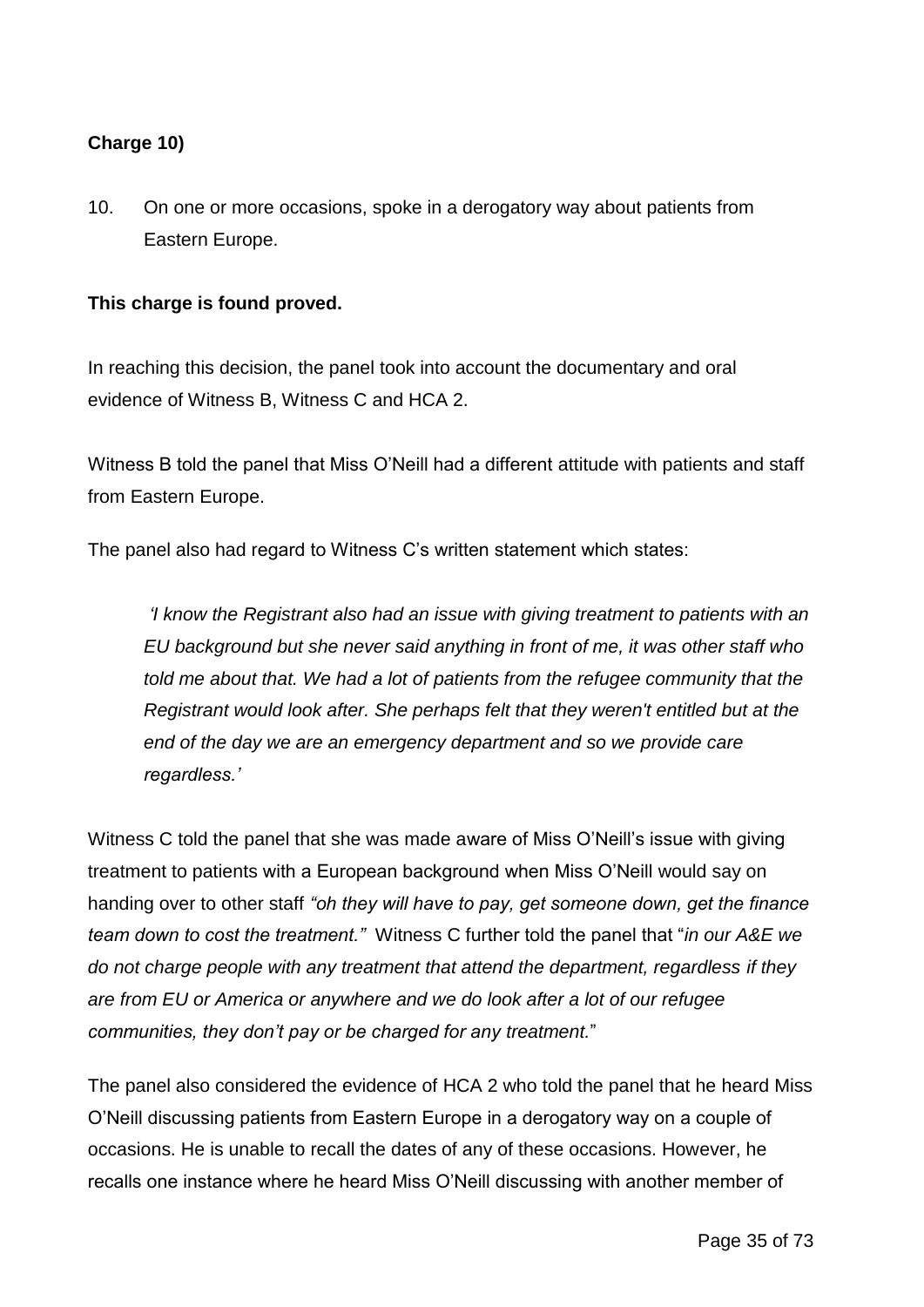**Charge 10)**

10. On one or more occasions, spoke in a derogatory way about patients from Eastern Europe.

**This charge is found proved.**

In reaching this decision, the panel took into account the documentary and oral evidence of Witness B, Witness C and HCA 2.

Witness B told the panel that Miss O'Neill had a different attitude with patients and staff from Eastern Europe.

The panel also had regard to Witness C's written statement which states:

> *'I know the Registrant also had an issue with giving treatment to patients with an EU background but she never said anything in front of me, it was other staff who told me about that. We had a lot of patients from the refugee community that the Registrant would look after. She perhaps felt that they weren't entitled but at the end of the day we are an emergency department and so we provide care regardless.'*

Witness C told the panel that she was made aware of Miss O'Neill's issue with giving treatment to patients with a European background when Miss O'Neill would say on handing over to other staff *"oh they will have to pay, get someone down, get the finance team down to cost the treatment."* Witness C further told the panel that "*in our A&E we do not charge people with any treatment that attend the department, regardless if they are from EU or America or anywhere and we do look after a lot of our refugee communities, they don't pay or be charged for any treatment.*"

The panel also considered the evidence of HCA 2 who told the panel that he heard Miss O'Neill discussing patients from Eastern Europe in a derogatory way on a couple of occasions. He is unable to recall the dates of any of these occasions. However, he recalls one instance where he heard Miss O'Neill discussing with another member of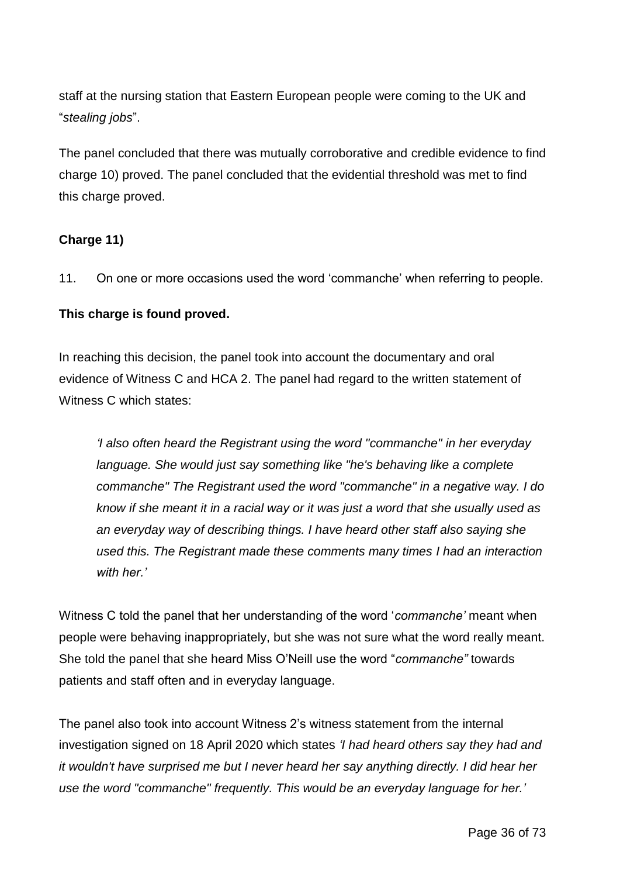staff at the nursing station that Eastern European people were coming to the UK and "*stealing jobs*".

The panel concluded that there was mutually corroborative and credible evidence to find charge 10) proved. The panel concluded that the evidential threshold was met to find this charge proved.

**Charge 11)**

11. On one or more occasions used the word 'commanche' when referring to people.

**This charge is found proved.**

In reaching this decision, the panel took into account the documentary and oral evidence of Witness C and HCA 2. The panel had regard to the written statement of Witness C which states:

> *'I also often heard the Registrant using the word "commanche" in her everyday language. She would just say something like "he's behaving like a complete commanche" The Registrant used the word "commanche" in a negative way. I do know if she meant it in a racial way or it was just a word that she usually used as an everyday way of describing things. I have heard other staff also saying she used this. The Registrant made these comments many times I had an interaction with her.'*

Witness C told the panel that her understanding of the word '*commanche'* meant when people were behaving inappropriately, but she was not sure what the word really meant. She told the panel that she heard Miss O'Neill use the word "*commanche"* towards patients and staff often and in everyday language.

The panel also took into account Witness 2's witness statement from the internal investigation signed on 18 April 2020 which states *'I had heard others say they had and it wouldn't have surprised me but I never heard her say anything directly. I did hear her use the word "commanche" frequently. This would be an everyday language for her.'*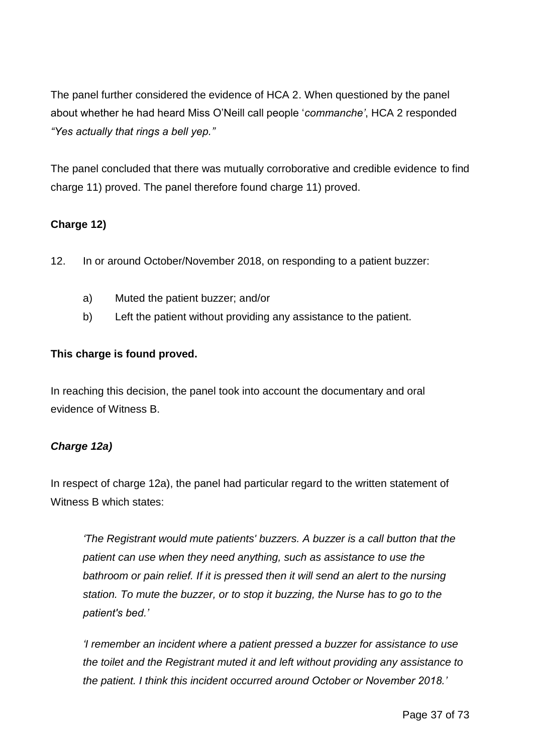The panel further considered the evidence of HCA 2. When questioned by the panel about whether he had heard Miss O'Neill call people '*commanche'*, HCA 2 responded *"Yes actually that rings a bell yep."*

The panel concluded that there was mutually corroborative and credible evidence to find charge 11) proved. The panel therefore found charge 11) proved.

**Charge 12)**

12. In or around October/November 2018, on responding to a patient buzzer:

    a) Muted the patient buzzer; and/or
    b) Left the patient without providing any assistance to the patient.

**This charge is found proved.**

In reaching this decision, the panel took into account the documentary and oral evidence of Witness B.

***Charge 12a)***

In respect of charge 12a), the panel had particular regard to the written statement of Witness B which states:

> *'The Registrant would mute patients' buzzers. A buzzer is a call button that the patient can use when they need anything, such as assistance to use the bathroom or pain relief. If it is pressed then it will send an alert to the nursing station. To mute the buzzer, or to stop it buzzing, the Nurse has to go to the patient's bed.'*
>
> *'I remember an incident where a patient pressed a buzzer for assistance to use the toilet and the Registrant muted it and left without providing any assistance to the patient. I think this incident occurred around October or November 2018.'*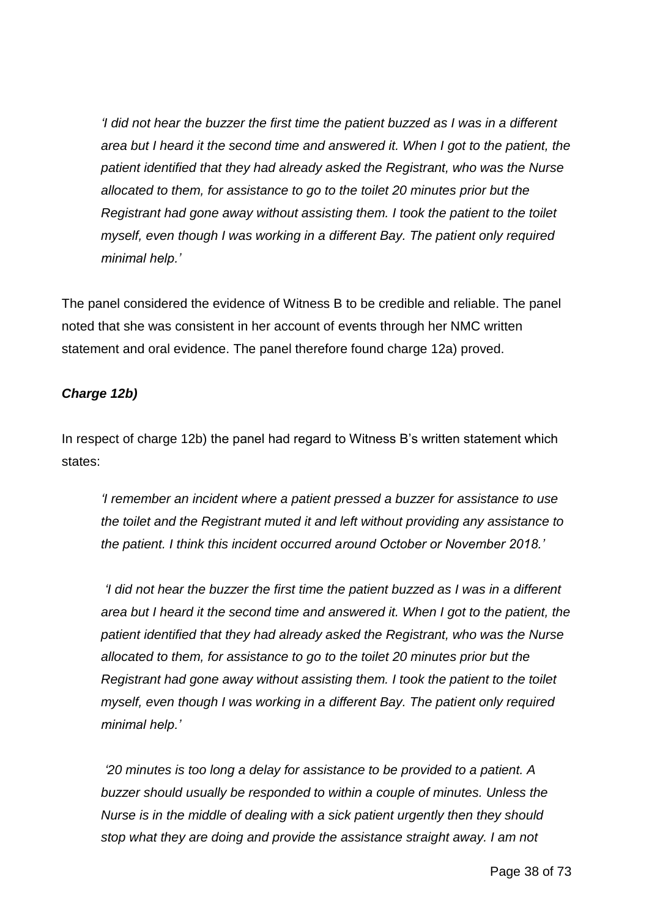> *'I did not hear the buzzer the first time the patient buzzed as I was in a different area but I heard it the second time and answered it. When I got to the patient, the patient identified that they had already asked the Registrant, who was the Nurse allocated to them, for assistance to go to the toilet 20 minutes prior but the Registrant had gone away without assisting them. I took the patient to the toilet myself, even though I was working in a different Bay. The patient only required minimal help.'*

The panel considered the evidence of Witness B to be credible and reliable. The panel noted that she was consistent in her account of events through her NMC written statement and oral evidence. The panel therefore found charge 12a) proved.

***Charge 12b)***

In respect of charge 12b) the panel had regard to Witness B's written statement which states:

> *'I remember an incident where a patient pressed a buzzer for assistance to use the toilet and the Registrant muted it and left without providing any assistance to the patient. I think this incident occurred around October or November 2018.'*
>
> *'I did not hear the buzzer the first time the patient buzzed as I was in a different area but I heard it the second time and answered it. When I got to the patient, the patient identified that they had already asked the Registrant, who was the Nurse allocated to them, for assistance to go to the toilet 20 minutes prior but the Registrant had gone away without assisting them. I took the patient to the toilet myself, even though I was working in a different Bay. The patient only required minimal help.'*
>
> *'20 minutes is too long a delay for assistance to be provided to a patient. A buzzer should usually be responded to within a couple of minutes. Unless the Nurse is in the middle of dealing with a sick patient urgently then they should stop what they are doing and provide the assistance straight away. I am not*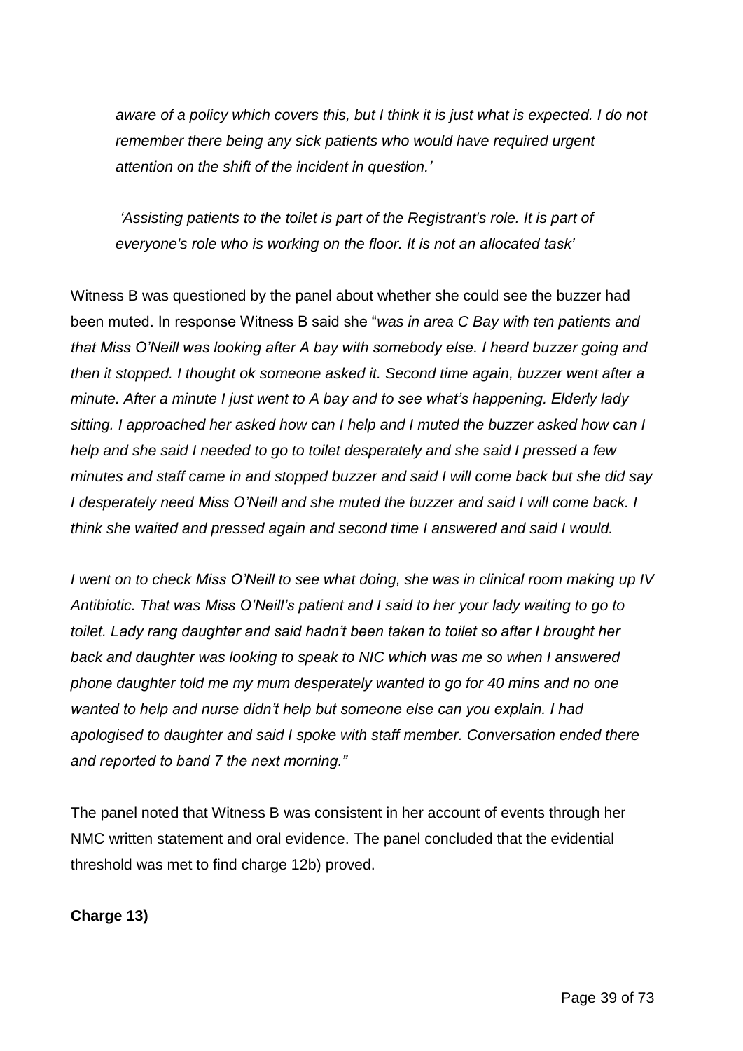*aware of a policy which covers this, but I think it is just what is expected. I do not remember there being any sick patients who would have required urgent attention on the shift of the incident in question.'*

*'Assisting patients to the toilet is part of the Registrant's role. It is part of everyone's role who is working on the floor. It is not an allocated task'*

Witness B was questioned by the panel about whether she could see the buzzer had been muted. In response Witness B said she "*was in area C Bay with ten patients and that Miss O'Neill was looking after A bay with somebody else. I heard buzzer going and then it stopped. I thought ok someone asked it. Second time again, buzzer went after a minute. After a minute I just went to A bay and to see what's happening. Elderly lady sitting. I approached her asked how can I help and I muted the buzzer asked how can I help and she said I needed to go to toilet desperately and she said I pressed a few minutes and staff came in and stopped buzzer and said I will come back but she did say I desperately need Miss O'Neill and she muted the buzzer and said I will come back. I think she waited and pressed again and second time I answered and said I would.*

*I went on to check Miss O'Neill to see what doing, she was in clinical room making up IV Antibiotic. That was Miss O'Neill's patient and I said to her your lady waiting to go to toilet. Lady rang daughter and said hadn't been taken to toilet so after I brought her back and daughter was looking to speak to NIC which was me so when I answered phone daughter told me my mum desperately wanted to go for 40 mins and no one wanted to help and nurse didn't help but someone else can you explain. I had apologised to daughter and said I spoke with staff member. Conversation ended there and reported to band 7 the next morning."*

The panel noted that Witness B was consistent in her account of events through her NMC written statement and oral evidence. The panel concluded that the evidential threshold was met to find charge 12b) proved.

**Charge 13)**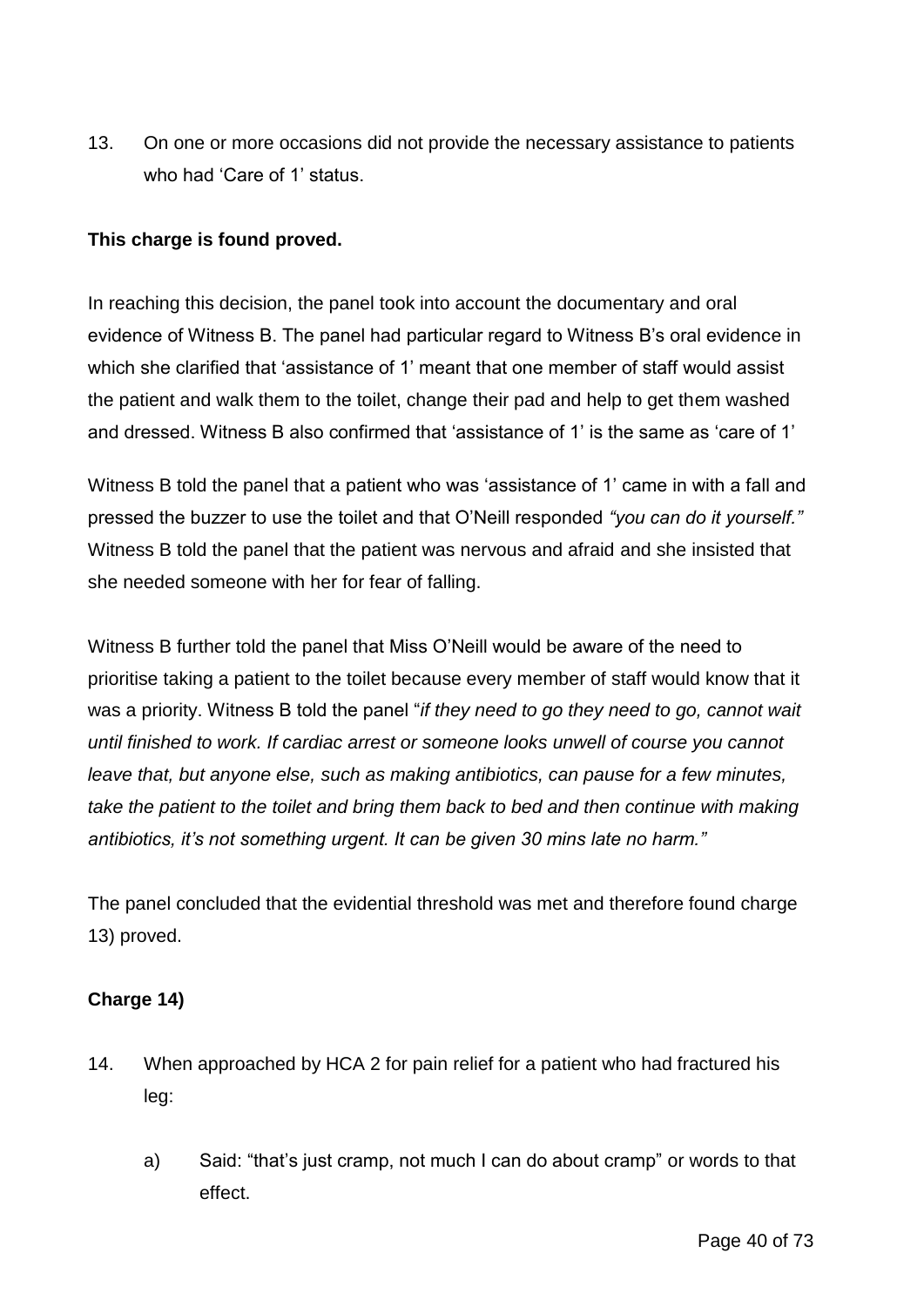13. On one or more occasions did not provide the necessary assistance to patients who had 'Care of 1' status.

**This charge is found proved.**

In reaching this decision, the panel took into account the documentary and oral evidence of Witness B. The panel had particular regard to Witness B's oral evidence in which she clarified that 'assistance of 1' meant that one member of staff would assist the patient and walk them to the toilet, change their pad and help to get them washed and dressed. Witness B also confirmed that 'assistance of 1' is the same as 'care of 1'

Witness B told the panel that a patient who was 'assistance of 1' came in with a fall and pressed the buzzer to use the toilet and that O'Neill responded *"you can do it yourself."* Witness B told the panel that the patient was nervous and afraid and she insisted that she needed someone with her for fear of falling.

Witness B further told the panel that Miss O'Neill would be aware of the need to prioritise taking a patient to the toilet because every member of staff would know that it was a priority. Witness B told the panel "*if they need to go they need to go, cannot wait until finished to work. If cardiac arrest or someone looks unwell of course you cannot leave that, but anyone else, such as making antibiotics, can pause for a few minutes, take the patient to the toilet and bring them back to bed and then continue with making antibiotics, it's not something urgent. It can be given 30 mins late no harm."*

The panel concluded that the evidential threshold was met and therefore found charge 13) proved.

**Charge 14)**

14. When approached by HCA 2 for pain relief for a patient who had fractured his leg:

    a) Said: "that's just cramp, not much I can do about cramp" or words to that effect.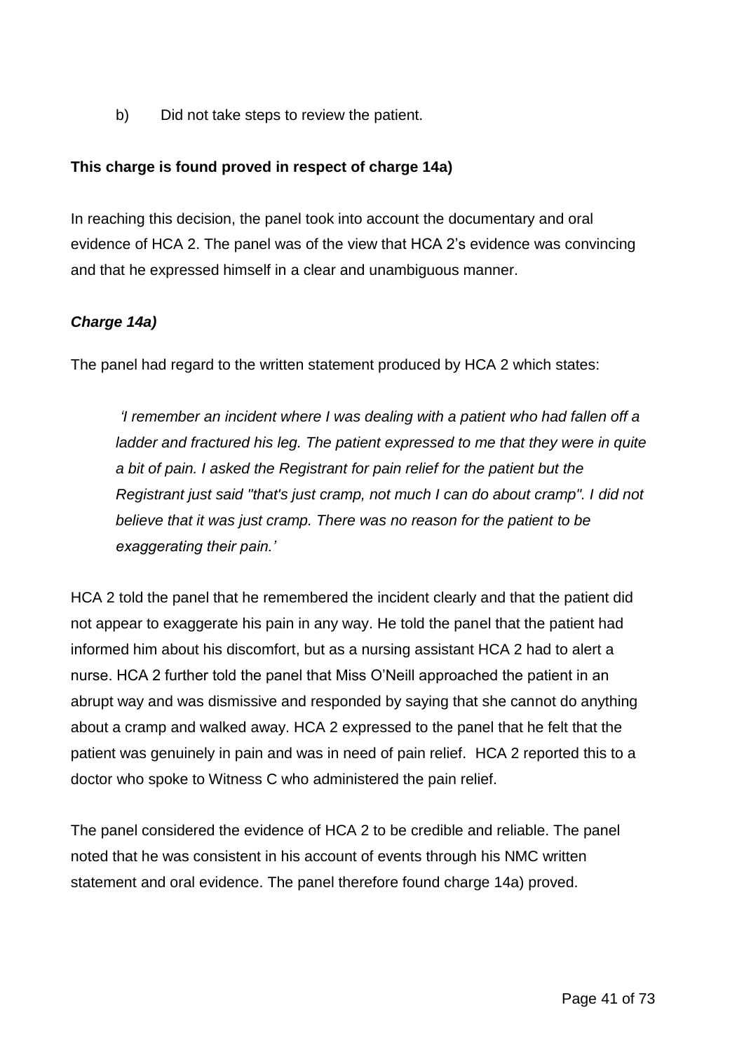b) Did not take steps to review the patient.

**This charge is found proved in respect of charge 14a)**

In reaching this decision, the panel took into account the documentary and oral evidence of HCA 2. The panel was of the view that HCA 2's evidence was convincing and that he expressed himself in a clear and unambiguous manner.

***Charge 14a)***

The panel had regard to the written statement produced by HCA 2 which states:

> *'I remember an incident where I was dealing with a patient who had fallen off a ladder and fractured his leg. The patient expressed to me that they were in quite a bit of pain. I asked the Registrant for pain relief for the patient but the Registrant just said "that's just cramp, not much I can do about cramp". I did not believe that it was just cramp. There was no reason for the patient to be exaggerating their pain.'*

HCA 2 told the panel that he remembered the incident clearly and that the patient did not appear to exaggerate his pain in any way. He told the panel that the patient had informed him about his discomfort, but as a nursing assistant HCA 2 had to alert a nurse. HCA 2 further told the panel that Miss O'Neill approached the patient in an abrupt way and was dismissive and responded by saying that she cannot do anything about a cramp and walked away. HCA 2 expressed to the panel that he felt that the patient was genuinely in pain and was in need of pain relief. HCA 2 reported this to a doctor who spoke to Witness C who administered the pain relief.

The panel considered the evidence of HCA 2 to be credible and reliable. The panel noted that he was consistent in his account of events through his NMC written statement and oral evidence. The panel therefore found charge 14a) proved.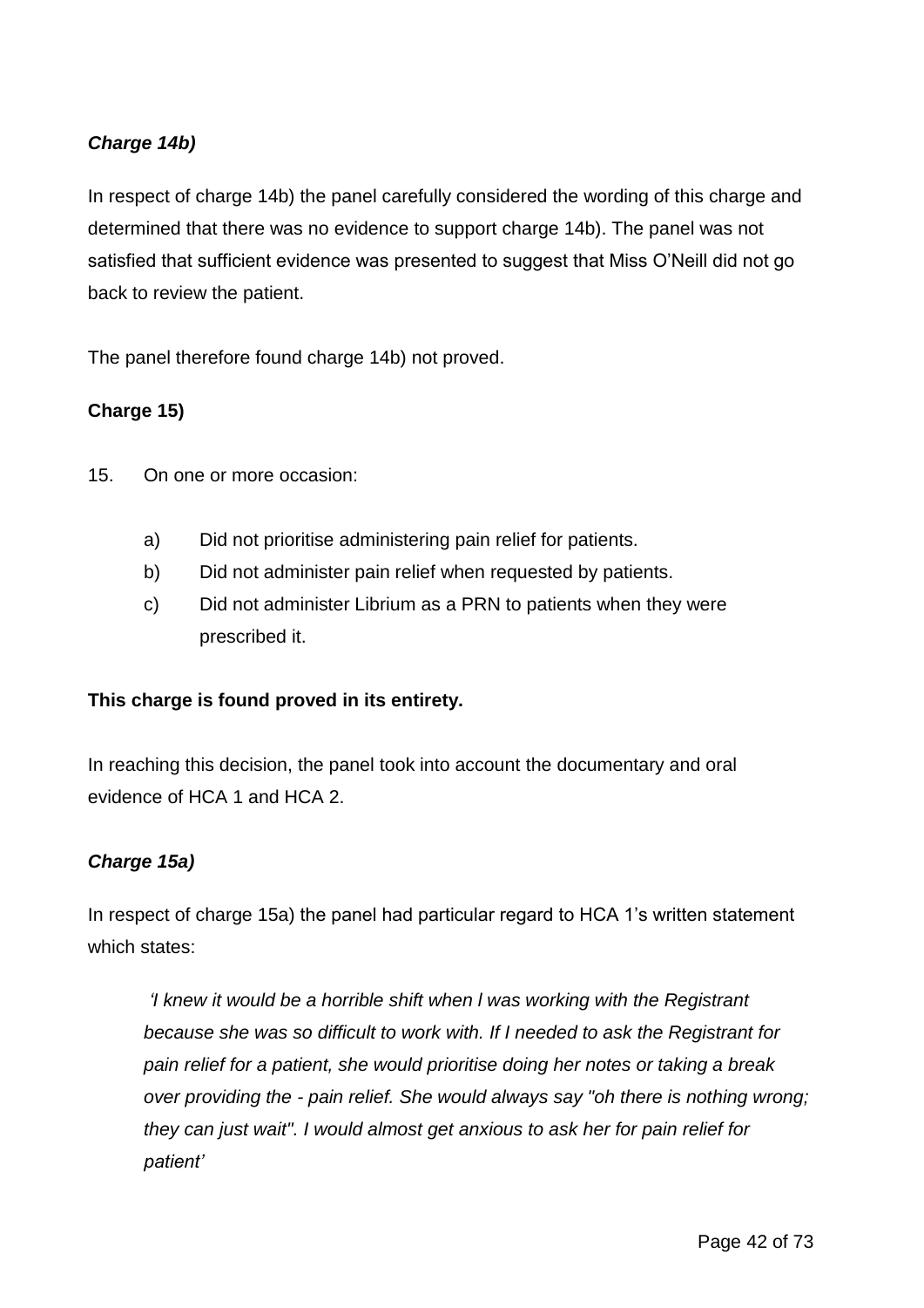***Charge 14b)***

In respect of charge 14b) the panel carefully considered the wording of this charge and determined that there was no evidence to support charge 14b). The panel was not satisfied that sufficient evidence was presented to suggest that Miss O'Neill did not go back to review the patient.

The panel therefore found charge 14b) not proved.

**Charge 15)**

15. On one or more occasion:

   a) Did not prioritise administering pain relief for patients.
   b) Did not administer pain relief when requested by patients.
   c) Did not administer Librium as a PRN to patients when they were prescribed it.

**This charge is found proved in its entirety.**

In reaching this decision, the panel took into account the documentary and oral evidence of HCA 1 and HCA 2.

***Charge 15a)***

In respect of charge 15a) the panel had particular regard to HCA 1's written statement which states:

> *'I knew it would be a horrible shift when I was working with the Registrant because she was so difficult to work with. If I needed to ask the Registrant for pain relief for a patient, she would prioritise doing her notes or taking a break over providing the - pain relief. She would always say "oh there is nothing wrong; they can just wait". I would almost get anxious to ask her for pain relief for patient'*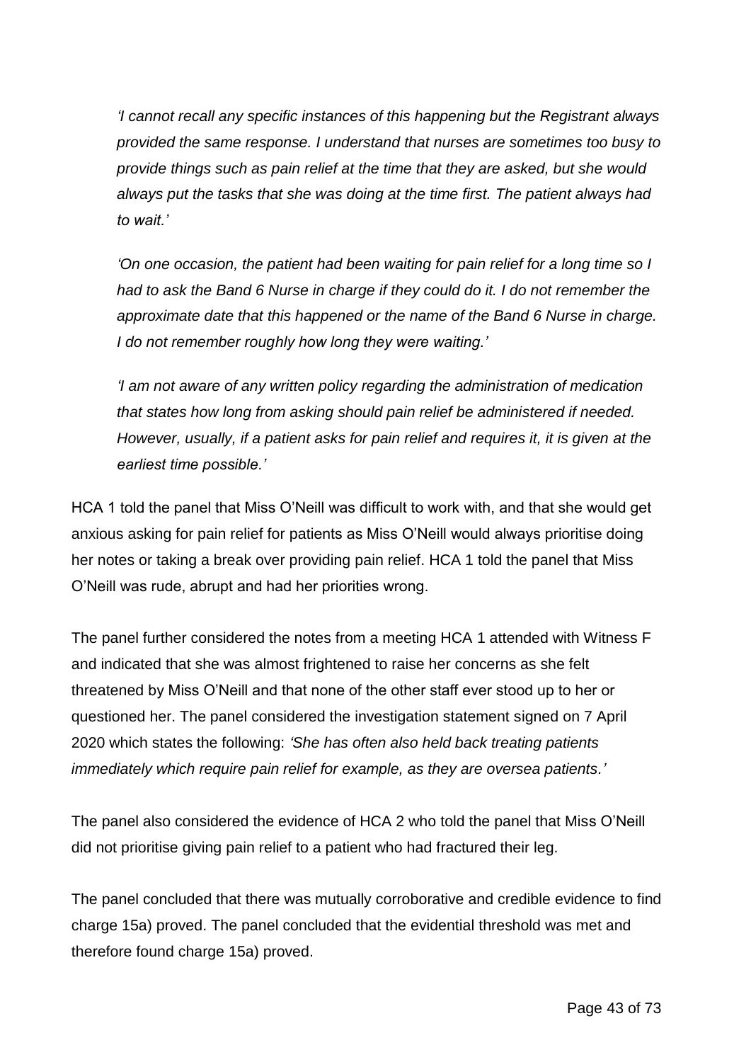*'I cannot recall any specific instances of this happening but the Registrant always provided the same response. I understand that nurses are sometimes too busy to provide things such as pain relief at the time that they are asked, but she would always put the tasks that she was doing at the time first. The patient always had to wait.'*

*'On one occasion, the patient had been waiting for pain relief for a long time so I had to ask the Band 6 Nurse in charge if they could do it. I do not remember the approximate date that this happened or the name of the Band 6 Nurse in charge. I do not remember roughly how long they were waiting.'*

*'I am not aware of any written policy regarding the administration of medication that states how long from asking should pain relief be administered if needed. However, usually, if a patient asks for pain relief and requires it, it is given at the earliest time possible.'*

HCA 1 told the panel that Miss O'Neill was difficult to work with, and that she would get anxious asking for pain relief for patients as Miss O'Neill would always prioritise doing her notes or taking a break over providing pain relief. HCA 1 told the panel that Miss O'Neill was rude, abrupt and had her priorities wrong.

The panel further considered the notes from a meeting HCA 1 attended with Witness F and indicated that she was almost frightened to raise her concerns as she felt threatened by Miss O'Neill and that none of the other staff ever stood up to her or questioned her. The panel considered the investigation statement signed on 7 April 2020 which states the following: *'She has often also held back treating patients immediately which require pain relief for example, as they are oversea patients.'*

The panel also considered the evidence of HCA 2 who told the panel that Miss O'Neill did not prioritise giving pain relief to a patient who had fractured their leg.

The panel concluded that there was mutually corroborative and credible evidence to find charge 15a) proved. The panel concluded that the evidential threshold was met and therefore found charge 15a) proved.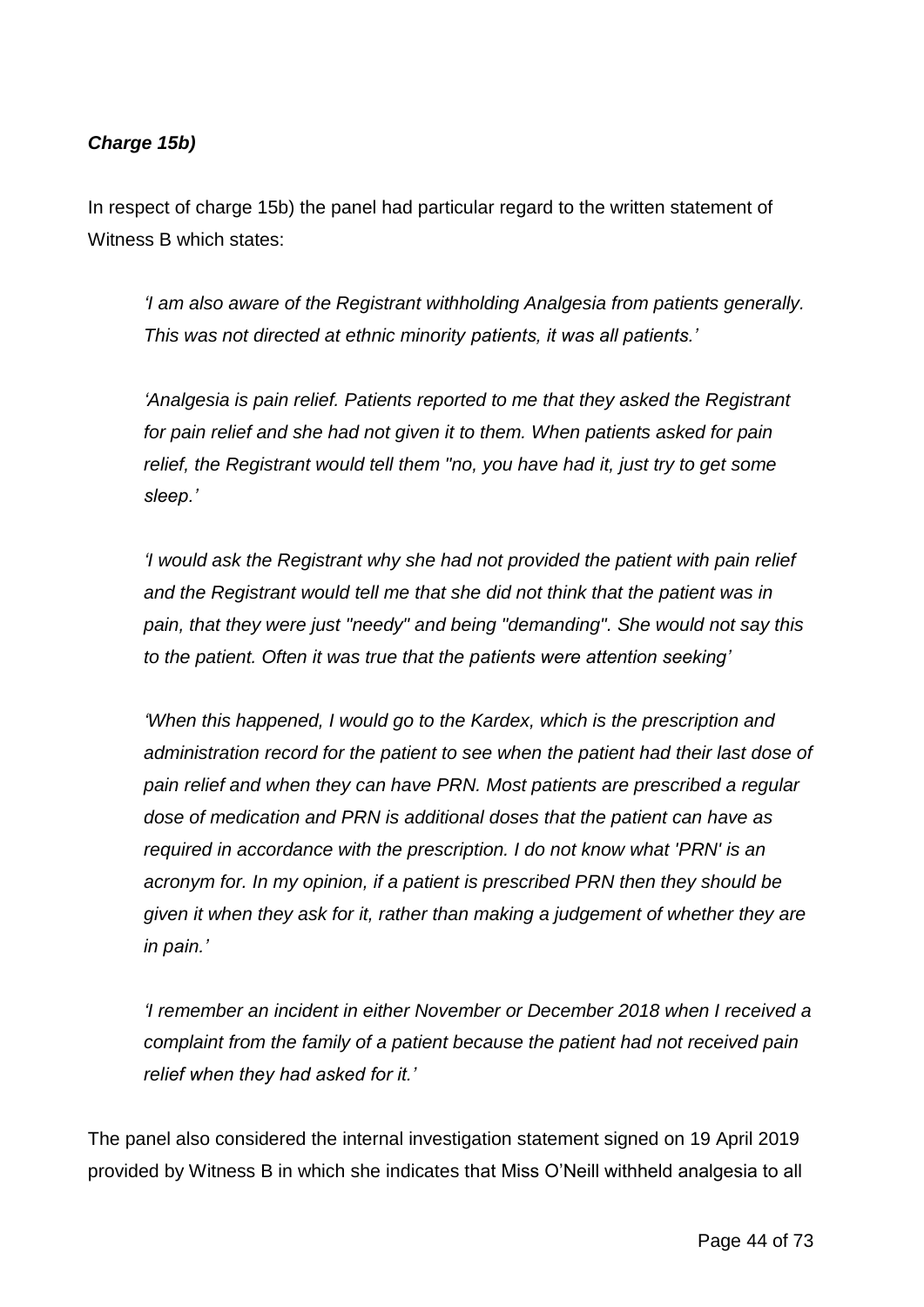***Charge 15b)***

In respect of charge 15b) the panel had particular regard to the written statement of Witness B which states:

> *'I am also aware of the Registrant withholding Analgesia from patients generally. This was not directed at ethnic minority patients, it was all patients.'*
>
> *'Analgesia is pain relief. Patients reported to me that they asked the Registrant for pain relief and she had not given it to them. When patients asked for pain relief, the Registrant would tell them "no, you have had it, just try to get some sleep.'*
>
> *'I would ask the Registrant why she had not provided the patient with pain relief and the Registrant would tell me that she did not think that the patient was in pain, that they were just "needy" and being "demanding". She would not say this to the patient. Often it was true that the patients were attention seeking'*
>
> *'When this happened, I would go to the Kardex, which is the prescription and administration record for the patient to see when the patient had their last dose of pain relief and when they can have PRN. Most patients are prescribed a regular dose of medication and PRN is additional doses that the patient can have as required in accordance with the prescription. I do not know what 'PRN' is an acronym for. In my opinion, if a patient is prescribed PRN then they should be given it when they ask for it, rather than making a judgement of whether they are in pain.'*
>
> *'I remember an incident in either November or December 2018 when I received a complaint from the family of a patient because the patient had not received pain relief when they had asked for it.'*

The panel also considered the internal investigation statement signed on 19 April 2019 provided by Witness B in which she indicates that Miss O'Neill withheld analgesia to all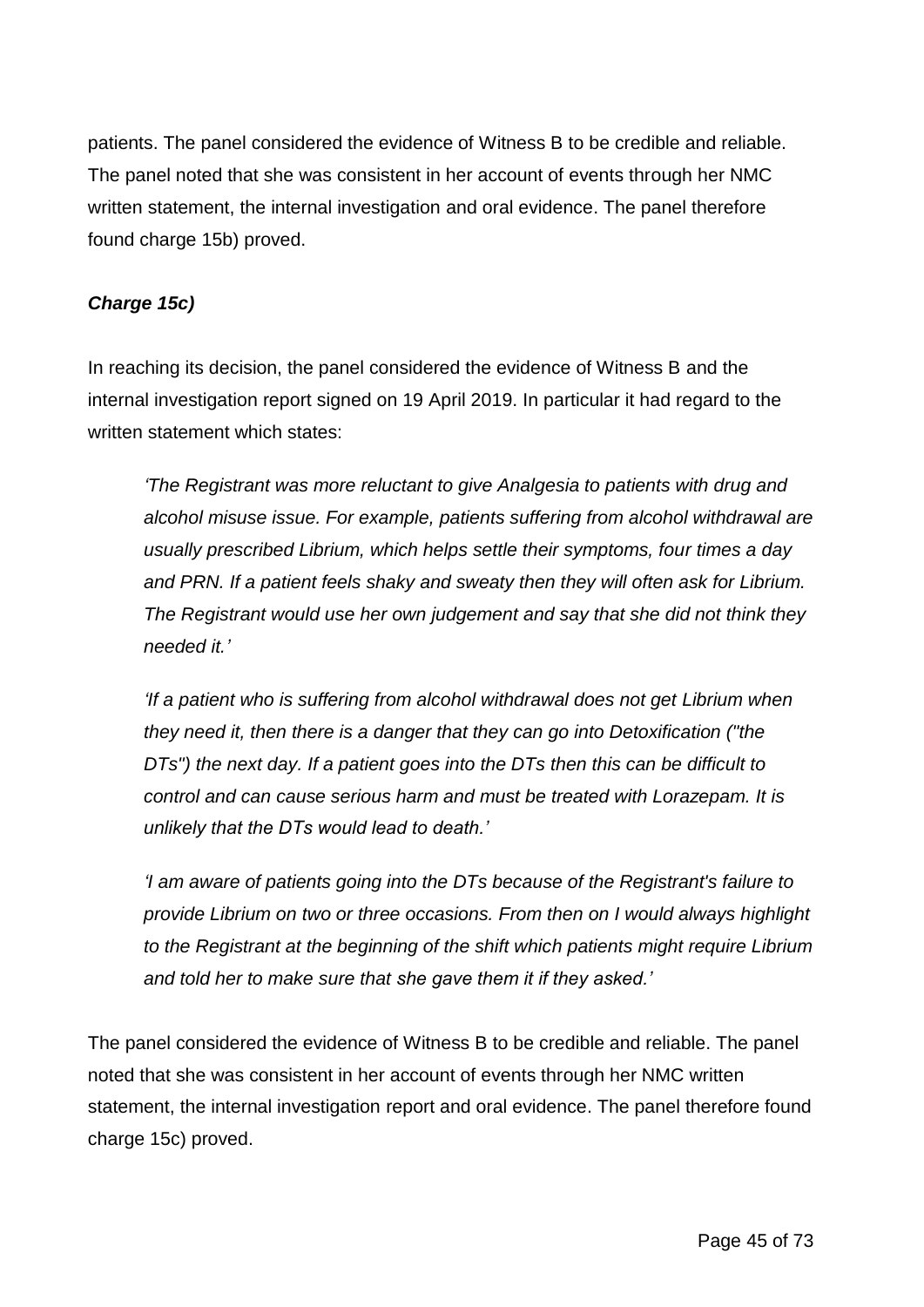patients. The panel considered the evidence of Witness B to be credible and reliable. The panel noted that she was consistent in her account of events through her NMC written statement, the internal investigation and oral evidence. The panel therefore found charge 15b) proved.

***Charge 15c)***

In reaching its decision, the panel considered the evidence of Witness B and the internal investigation report signed on 19 April 2019. In particular it had regard to the written statement which states:

> *'The Registrant was more reluctant to give Analgesia to patients with drug and alcohol misuse issue. For example, patients suffering from alcohol withdrawal are usually prescribed Librium, which helps settle their symptoms, four times a day and PRN. If a patient feels shaky and sweaty then they will often ask for Librium. The Registrant would use her own judgement and say that she did not think they needed it.'*
>
> *'If a patient who is suffering from alcohol withdrawal does not get Librium when they need it, then there is a danger that they can go into Detoxification ("the DTs") the next day. If a patient goes into the DTs then this can be difficult to control and can cause serious harm and must be treated with Lorazepam. It is unlikely that the DTs would lead to death.'*
>
> *'I am aware of patients going into the DTs because of the Registrant's failure to provide Librium on two or three occasions. From then on I would always highlight to the Registrant at the beginning of the shift which patients might require Librium and told her to make sure that she gave them it if they asked.'*

The panel considered the evidence of Witness B to be credible and reliable. The panel noted that she was consistent in her account of events through her NMC written statement, the internal investigation report and oral evidence. The panel therefore found charge 15c) proved.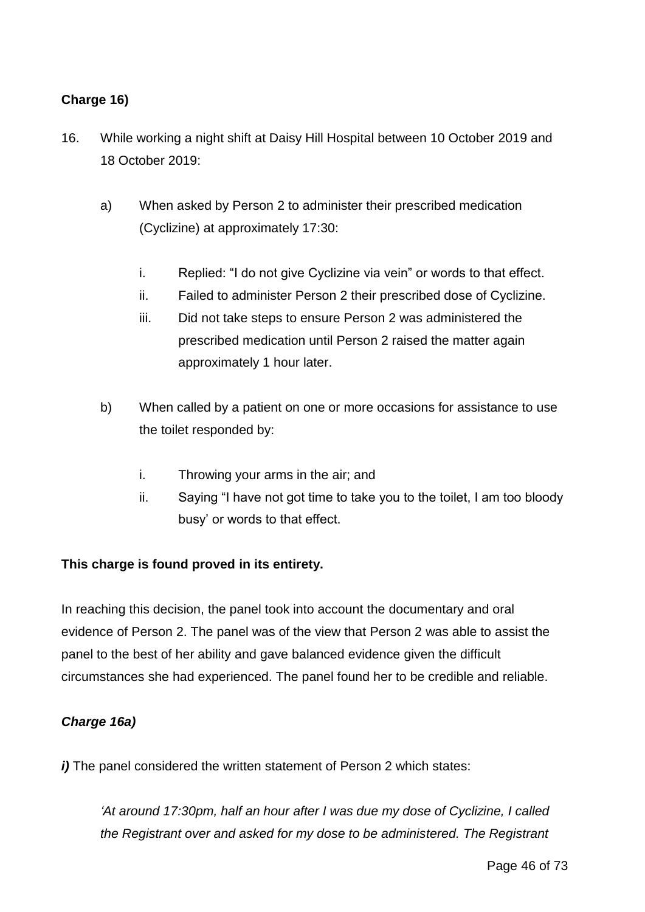**Charge 16)**

16. While working a night shift at Daisy Hill Hospital between 10 October 2019 and 18 October 2019:

    a) When asked by Person 2 to administer their prescribed medication (Cyclizine) at approximately 17:30:

        i. Replied: “I do not give Cyclizine via vein” or words to that effect.
        ii. Failed to administer Person 2 their prescribed dose of Cyclizine.
        iii. Did not take steps to ensure Person 2 was administered the prescribed medication until Person 2 raised the matter again approximately 1 hour later.

    b) When called by a patient on one or more occasions for assistance to use the toilet responded by:

        i. Throwing your arms in the air; and
        ii. Saying “I have not got time to take you to the toilet, I am too bloody busy’ or words to that effect.

**This charge is found proved in its entirety.**

In reaching this decision, the panel took into account the documentary and oral evidence of Person 2. The panel was of the view that Person 2 was able to assist the panel to the best of her ability and gave balanced evidence given the difficult circumstances she had experienced. The panel found her to be credible and reliable.

***Charge 16a)***

***i)*** The panel considered the written statement of Person 2 which states:

> *‘At around 17:30pm, half an hour after I was due my dose of Cyclizine, I called the Registrant over and asked for my dose to be administered. The Registrant*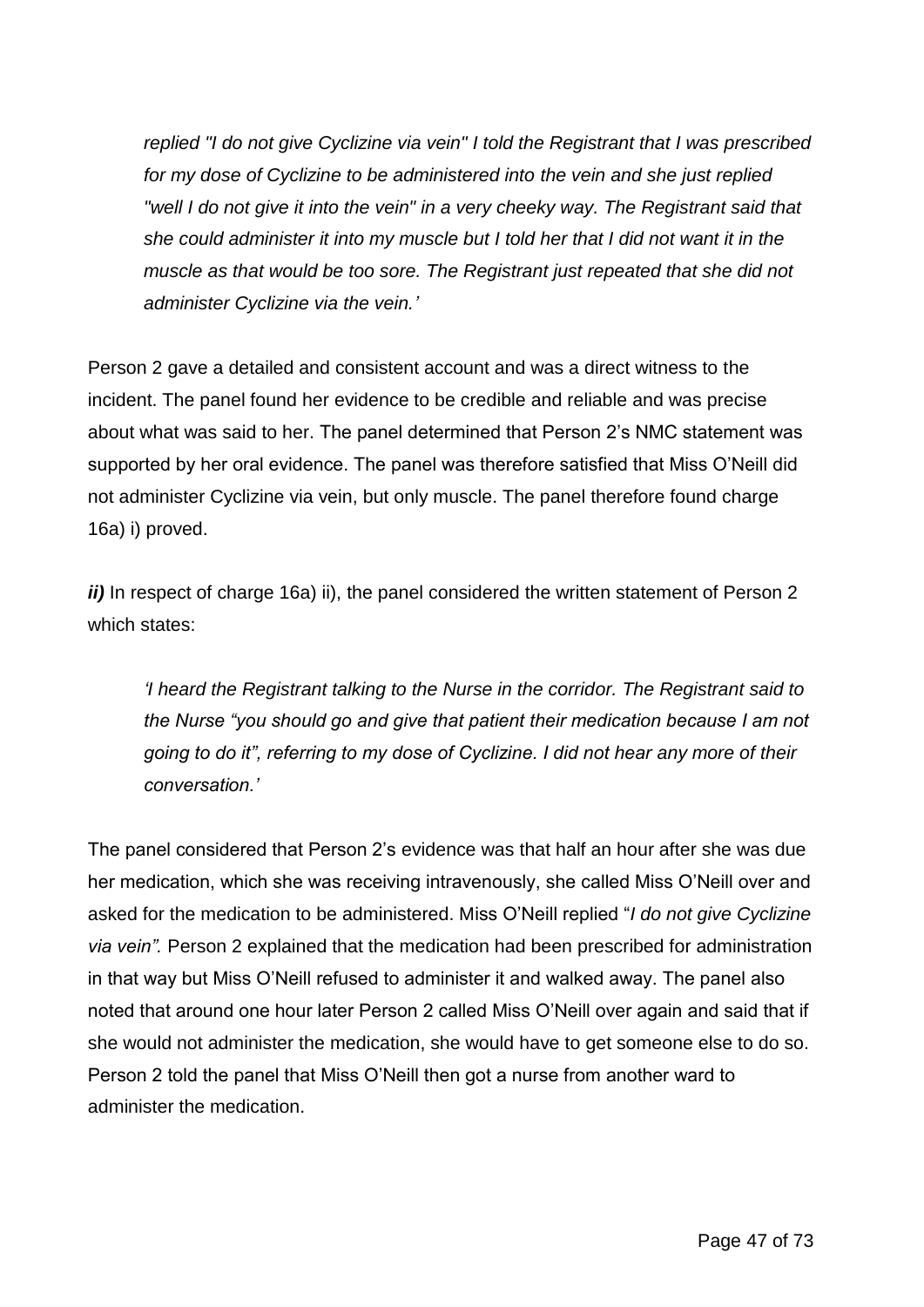> *replied "I do not give Cyclizine via vein" I told the Registrant that I was prescribed for my dose of Cyclizine to be administered into the vein and she just replied "well I do not give it into the vein" in a very cheeky way. The Registrant said that she could administer it into my muscle but I told her that I did not want it in the muscle as that would be too sore. The Registrant just repeated that she did not administer Cyclizine via the vein.'*

Person 2 gave a detailed and consistent account and was a direct witness to the incident. The panel found her evidence to be credible and reliable and was precise about what was said to her. The panel determined that Person 2's NMC statement was supported by her oral evidence. The panel was therefore satisfied that Miss O'Neill did not administer Cyclizine via vein, but only muscle. The panel therefore found charge 16a) i) proved.

***ii)*** In respect of charge 16a) ii), the panel considered the written statement of Person 2 which states:

> *'I heard the Registrant talking to the Nurse in the corridor. The Registrant said to the Nurse "you should go and give that patient their medication because I am not going to do it", referring to my dose of Cyclizine. I did not hear any more of their conversation.'*

The panel considered that Person 2's evidence was that half an hour after she was due her medication, which she was receiving intravenously, she called Miss O'Neill over and asked for the medication to be administered. Miss O'Neill replied "*I do not give Cyclizine via vein".* Person 2 explained that the medication had been prescribed for administration in that way but Miss O'Neill refused to administer it and walked away. The panel also noted that around one hour later Person 2 called Miss O'Neill over again and said that if she would not administer the medication, she would have to get someone else to do so. Person 2 told the panel that Miss O'Neill then got a nurse from another ward to administer the medication.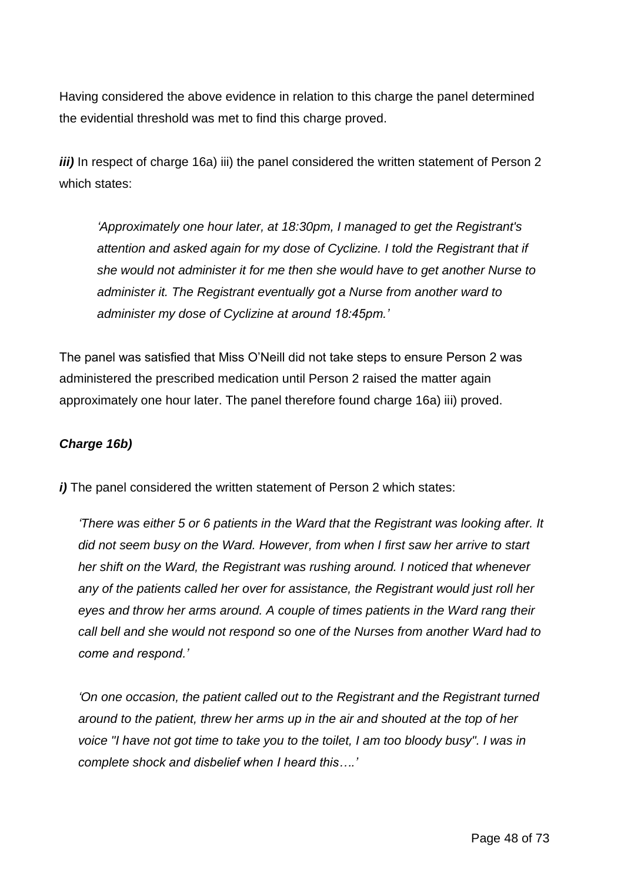Having considered the above evidence in relation to this charge the panel determined the evidential threshold was met to find this charge proved.

***iii)*** In respect of charge 16a) iii) the panel considered the written statement of Person 2 which states:

> *'Approximately one hour later, at 18:30pm, I managed to get the Registrant's attention and asked again for my dose of Cyclizine. I told the Registrant that if she would not administer it for me then she would have to get another Nurse to administer it. The Registrant eventually got a Nurse from another ward to administer my dose of Cyclizine at around 18:45pm.'*

The panel was satisfied that Miss O'Neill did not take steps to ensure Person 2 was administered the prescribed medication until Person 2 raised the matter again approximately one hour later. The panel therefore found charge 16a) iii) proved.

***Charge 16b)***

***i)*** The panel considered the written statement of Person 2 which states:

> *'There was either 5 or 6 patients in the Ward that the Registrant was looking after. It did not seem busy on the Ward. However, from when I first saw her arrive to start her shift on the Ward, the Registrant was rushing around. I noticed that whenever any of the patients called her over for assistance, the Registrant would just roll her eyes and throw her arms around. A couple of times patients in the Ward rang their call bell and she would not respond so one of the Nurses from another Ward had to come and respond.'*
>
> *'On one occasion, the patient called out to the Registrant and the Registrant turned around to the patient, threw her arms up in the air and shouted at the top of her voice "I have not got time to take you to the toilet, I am too bloody busy". I was in complete shock and disbelief when I heard this….'*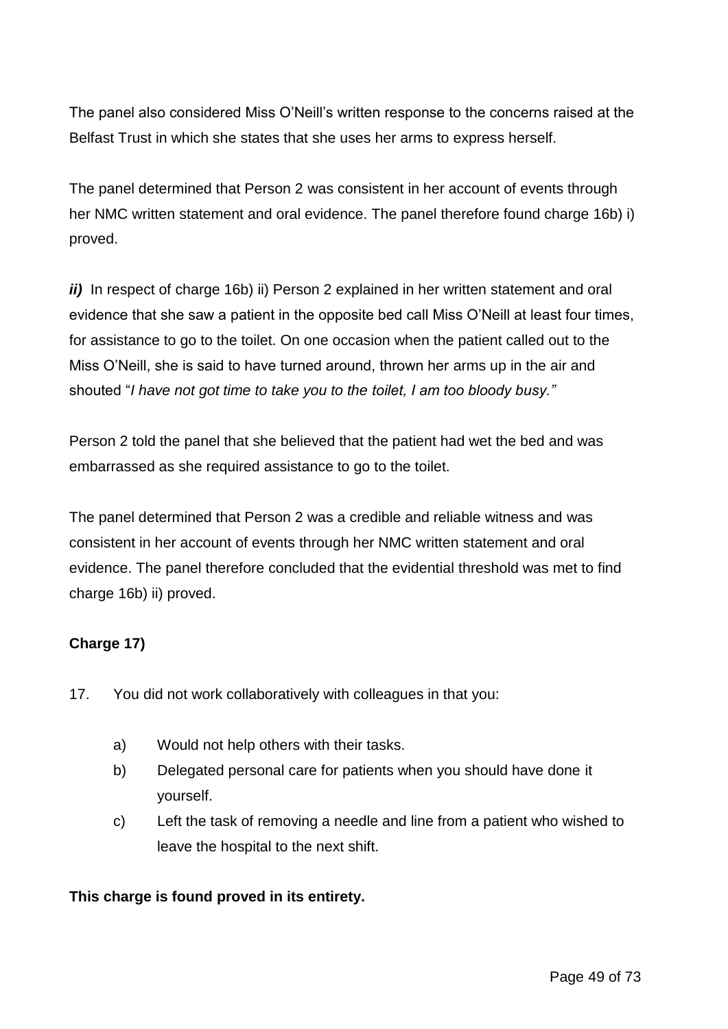The panel also considered Miss O'Neill's written response to the concerns raised at the Belfast Trust in which she states that she uses her arms to express herself.

The panel determined that Person 2 was consistent in her account of events through her NMC written statement and oral evidence. The panel therefore found charge 16b) i) proved.

***ii)*** In respect of charge 16b) ii) Person 2 explained in her written statement and oral evidence that she saw a patient in the opposite bed call Miss O'Neill at least four times, for assistance to go to the toilet. On one occasion when the patient called out to the Miss O'Neill, she is said to have turned around, thrown her arms up in the air and shouted "*I have not got time to take you to the toilet, I am too bloody busy."*

Person 2 told the panel that she believed that the patient had wet the bed and was embarrassed as she required assistance to go to the toilet.

The panel determined that Person 2 was a credible and reliable witness and was consistent in her account of events through her NMC written statement and oral evidence. The panel therefore concluded that the evidential threshold was met to find charge 16b) ii) proved.

**Charge 17)**

17. You did not work collaboratively with colleagues in that you:

   a) Would not help others with their tasks.
   b) Delegated personal care for patients when you should have done it yourself.
   c) Left the task of removing a needle and line from a patient who wished to leave the hospital to the next shift.

**This charge is found proved in its entirety.**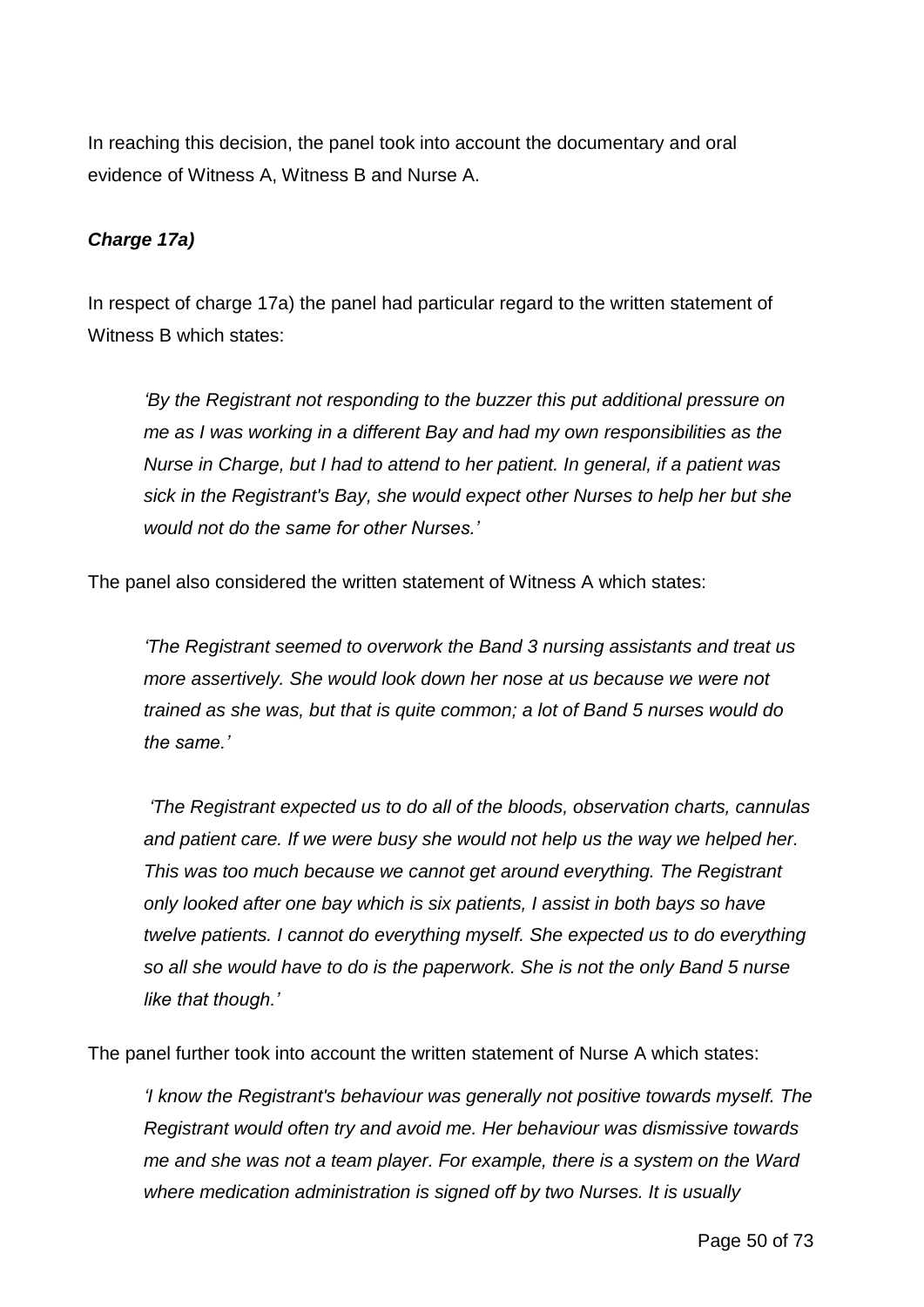In reaching this decision, the panel took into account the documentary and oral evidence of Witness A, Witness B and Nurse A.

***Charge 17a)***

In respect of charge 17a) the panel had particular regard to the written statement of Witness B which states:

> *'By the Registrant not responding to the buzzer this put additional pressure on me as I was working in a different Bay and had my own responsibilities as the Nurse in Charge, but I had to attend to her patient. In general, if a patient was sick in the Registrant's Bay, she would expect other Nurses to help her but she would not do the same for other Nurses.'*

The panel also considered the written statement of Witness A which states:

> *'The Registrant seemed to overwork the Band 3 nursing assistants and treat us more assertively. She would look down her nose at us because we were not trained as she was, but that is quite common; a lot of Band 5 nurses would do the same.'*
>
> *'The Registrant expected us to do all of the bloods, observation charts, cannulas and patient care. If we were busy she would not help us the way we helped her. This was too much because we cannot get around everything. The Registrant only looked after one bay which is six patients, I assist in both bays so have twelve patients. I cannot do everything myself. She expected us to do everything so all she would have to do is the paperwork. She is not the only Band 5 nurse like that though.'*

The panel further took into account the written statement of Nurse A which states:

> *'I know the Registrant's behaviour was generally not positive towards myself. The Registrant would often try and avoid me. Her behaviour was dismissive towards me and she was not a team player. For example, there is a system on the Ward where medication administration is signed off by two Nurses. It is usually*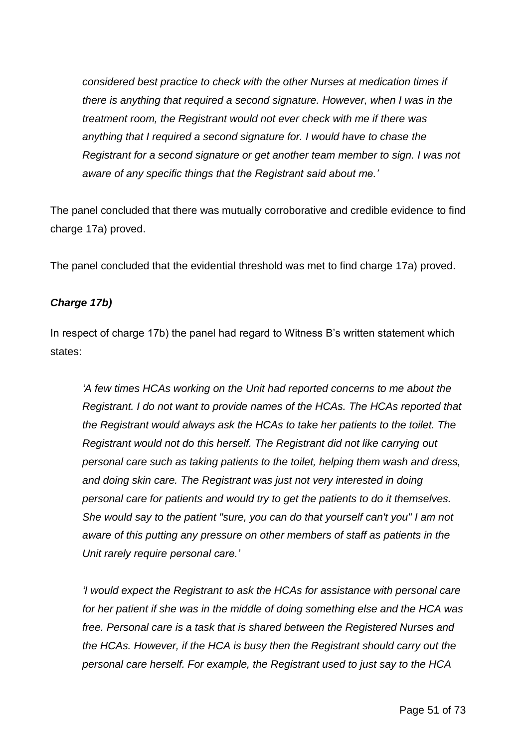*considered best practice to check with the other Nurses at medication times if there is anything that required a second signature. However, when I was in the treatment room, the Registrant would not ever check with me if there was anything that I required a second signature for. I would have to chase the Registrant for a second signature or get another team member to sign. I was not aware of any specific things that the Registrant said about me.'*

The panel concluded that there was mutually corroborative and credible evidence to find charge 17a) proved.

The panel concluded that the evidential threshold was met to find charge 17a) proved.

***Charge 17b)***

In respect of charge 17b) the panel had regard to Witness B's written statement which states:

*'A few times HCAs working on the Unit had reported concerns to me about the Registrant. I do not want to provide names of the HCAs. The HCAs reported that the Registrant would always ask the HCAs to take her patients to the toilet. The Registrant would not do this herself. The Registrant did not like carrying out personal care such as taking patients to the toilet, helping them wash and dress, and doing skin care. The Registrant was just not very interested in doing personal care for patients and would try to get the patients to do it themselves. She would say to the patient "sure, you can do that yourself can't you" I am not aware of this putting any pressure on other members of staff as patients in the Unit rarely require personal care.'*

*'I would expect the Registrant to ask the HCAs for assistance with personal care for her patient if she was in the middle of doing something else and the HCA was free. Personal care is a task that is shared between the Registered Nurses and the HCAs. However, if the HCA is busy then the Registrant should carry out the personal care herself. For example, the Registrant used to just say to the HCA*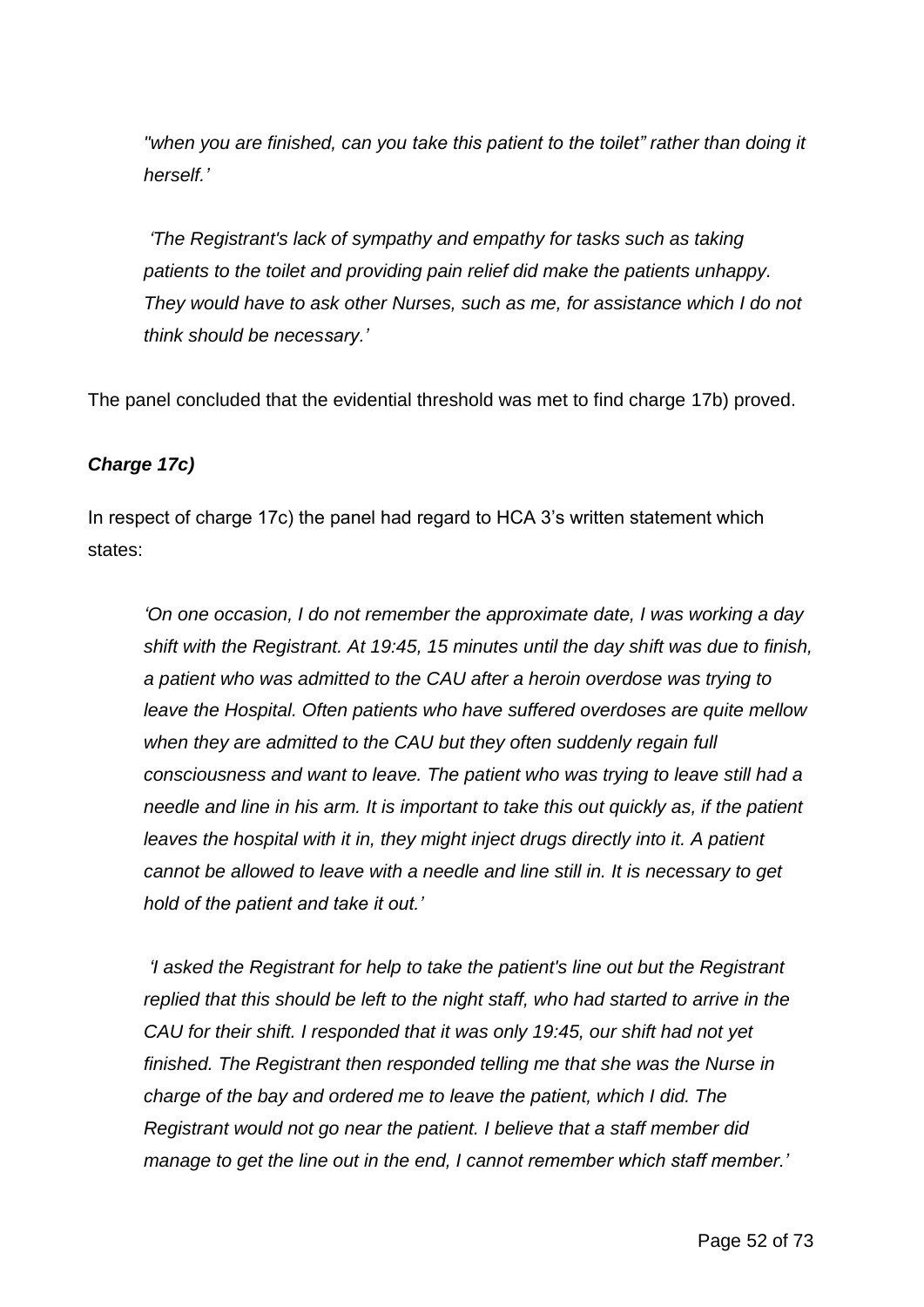*"when you are finished, can you take this patient to the toilet" rather than doing it herself.'*

*'The Registrant's lack of sympathy and empathy for tasks such as taking patients to the toilet and providing pain relief did make the patients unhappy. They would have to ask other Nurses, such as me, for assistance which I do not think should be necessary.'*

The panel concluded that the evidential threshold was met to find charge 17b) proved.

### *Charge 17c)*

In respect of charge 17c) the panel had regard to HCA 3's written statement which states:

*'On one occasion, I do not remember the approximate date, I was working a day shift with the Registrant. At 19:45, 15 minutes until the day shift was due to finish, a patient who was admitted to the CAU after a heroin overdose was trying to leave the Hospital. Often patients who have suffered overdoses are quite mellow when they are admitted to the CAU but they often suddenly regain full consciousness and want to leave. The patient who was trying to leave still had a needle and line in his arm. It is important to take this out quickly as, if the patient leaves the hospital with it in, they might inject drugs directly into it. A patient cannot be allowed to leave with a needle and line still in. It is necessary to get hold of the patient and take it out.'*

*'I asked the Registrant for help to take the patient's line out but the Registrant replied that this should be left to the night staff, who had started to arrive in the CAU for their shift. I responded that it was only 19:45, our shift had not yet finished. The Registrant then responded telling me that she was the Nurse in charge of the bay and ordered me to leave the patient, which I did. The Registrant would not go near the patient. I believe that a staff member did manage to get the line out in the end, I cannot remember which staff member.'*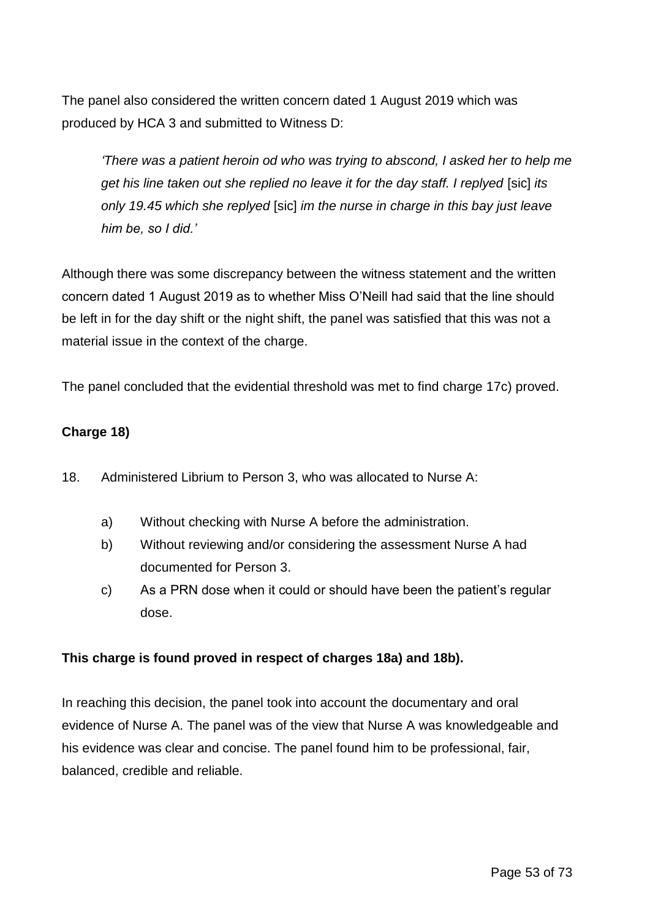The panel also considered the written concern dated 1 August 2019 which was produced by HCA 3 and submitted to Witness D:

> *'There was a patient heroin od who was trying to abscond, I asked her to help me get his line taken out she replied no leave it for the day staff. I replyed* [sic] *its only 19.45 which she replyed* [sic] *im the nurse in charge in this bay just leave him be, so I did.'*

Although there was some discrepancy between the witness statement and the written concern dated 1 August 2019 as to whether Miss O'Neill had said that the line should be left in for the day shift or the night shift, the panel was satisfied that this was not a material issue in the context of the charge.

The panel concluded that the evidential threshold was met to find charge 17c) proved.

**Charge 18)**

18. Administered Librium to Person 3, who was allocated to Nurse A:

    a) Without checking with Nurse A before the administration.

    b) Without reviewing and/or considering the assessment Nurse A had documented for Person 3.

    c) As a PRN dose when it could or should have been the patient's regular dose.

**This charge is found proved in respect of charges 18a) and 18b).**

In reaching this decision, the panel took into account the documentary and oral evidence of Nurse A. The panel was of the view that Nurse A was knowledgeable and his evidence was clear and concise. The panel found him to be professional, fair, balanced, credible and reliable.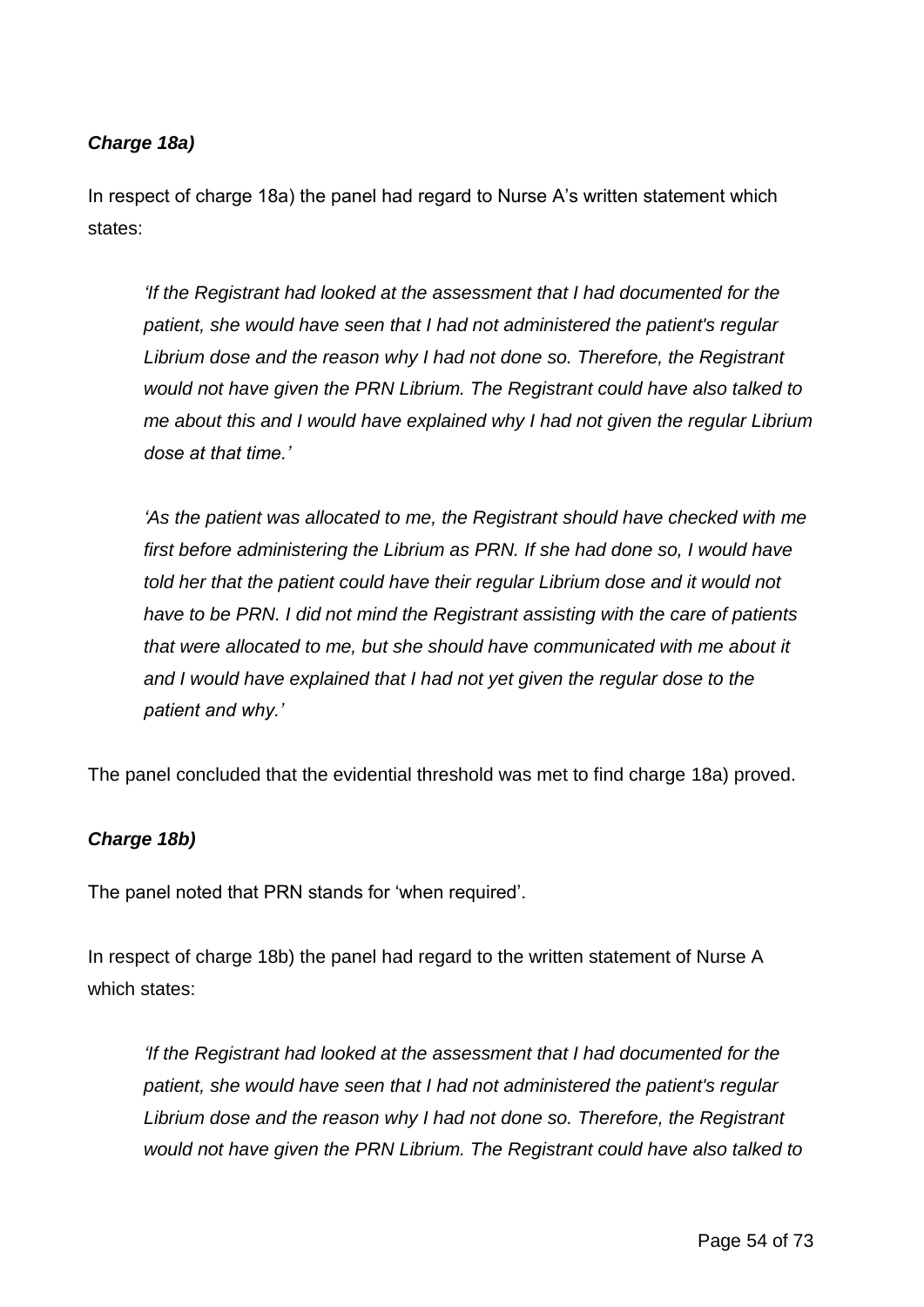***Charge 18a)***

In respect of charge 18a) the panel had regard to Nurse A's written statement which states:

> *'If the Registrant had looked at the assessment that I had documented for the patient, she would have seen that I had not administered the patient's regular Librium dose and the reason why I had not done so. Therefore, the Registrant would not have given the PRN Librium. The Registrant could have also talked to me about this and I would have explained why I had not given the regular Librium dose at that time.'*
>
> *'As the patient was allocated to me, the Registrant should have checked with me first before administering the Librium as PRN. If she had done so, I would have told her that the patient could have their regular Librium dose and it would not have to be PRN. I did not mind the Registrant assisting with the care of patients that were allocated to me, but she should have communicated with me about it and I would have explained that I had not yet given the regular dose to the patient and why.'*

The panel concluded that the evidential threshold was met to find charge 18a) proved.

***Charge 18b)***

The panel noted that PRN stands for 'when required'.

In respect of charge 18b) the panel had regard to the written statement of Nurse A which states:

> *'If the Registrant had looked at the assessment that I had documented for the patient, she would have seen that I had not administered the patient's regular Librium dose and the reason why I had not done so. Therefore, the Registrant would not have given the PRN Librium. The Registrant could have also talked to*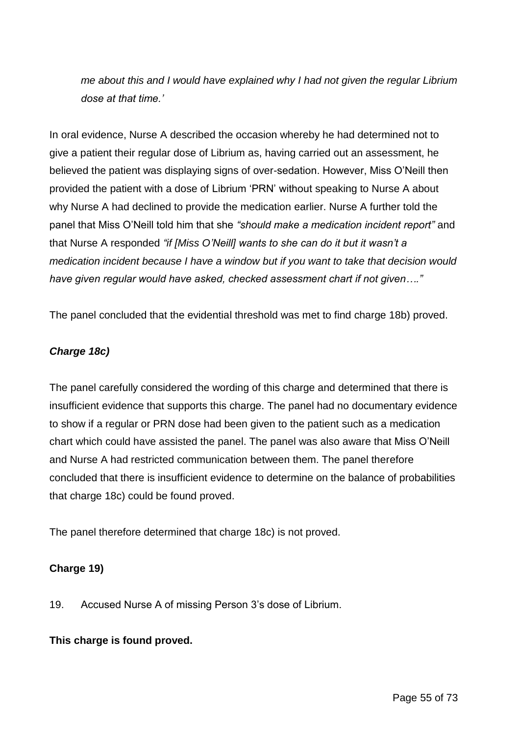*me about this and I would have explained why I had not given the regular Librium dose at that time.'*

In oral evidence, Nurse A described the occasion whereby he had determined not to give a patient their regular dose of Librium as, having carried out an assessment, he believed the patient was displaying signs of over-sedation. However, Miss O'Neill then provided the patient with a dose of Librium 'PRN' without speaking to Nurse A about why Nurse A had declined to provide the medication earlier. Nurse A further told the panel that Miss O'Neill told him that she *"should make a medication incident report"* and that Nurse A responded *"if [Miss O'Neill] wants to she can do it but it wasn't a medication incident because I have a window but if you want to take that decision would have given regular would have asked, checked assessment chart if not given…."*

The panel concluded that the evidential threshold was met to find charge 18b) proved.

***Charge 18c)***

The panel carefully considered the wording of this charge and determined that there is insufficient evidence that supports this charge. The panel had no documentary evidence to show if a regular or PRN dose had been given to the patient such as a medication chart which could have assisted the panel. The panel was also aware that Miss O'Neill and Nurse A had restricted communication between them. The panel therefore concluded that there is insufficient evidence to determine on the balance of probabilities that charge 18c) could be found proved.

The panel therefore determined that charge 18c) is not proved.

**Charge 19)**

19. Accused Nurse A of missing Person 3's dose of Librium.

**This charge is found proved.**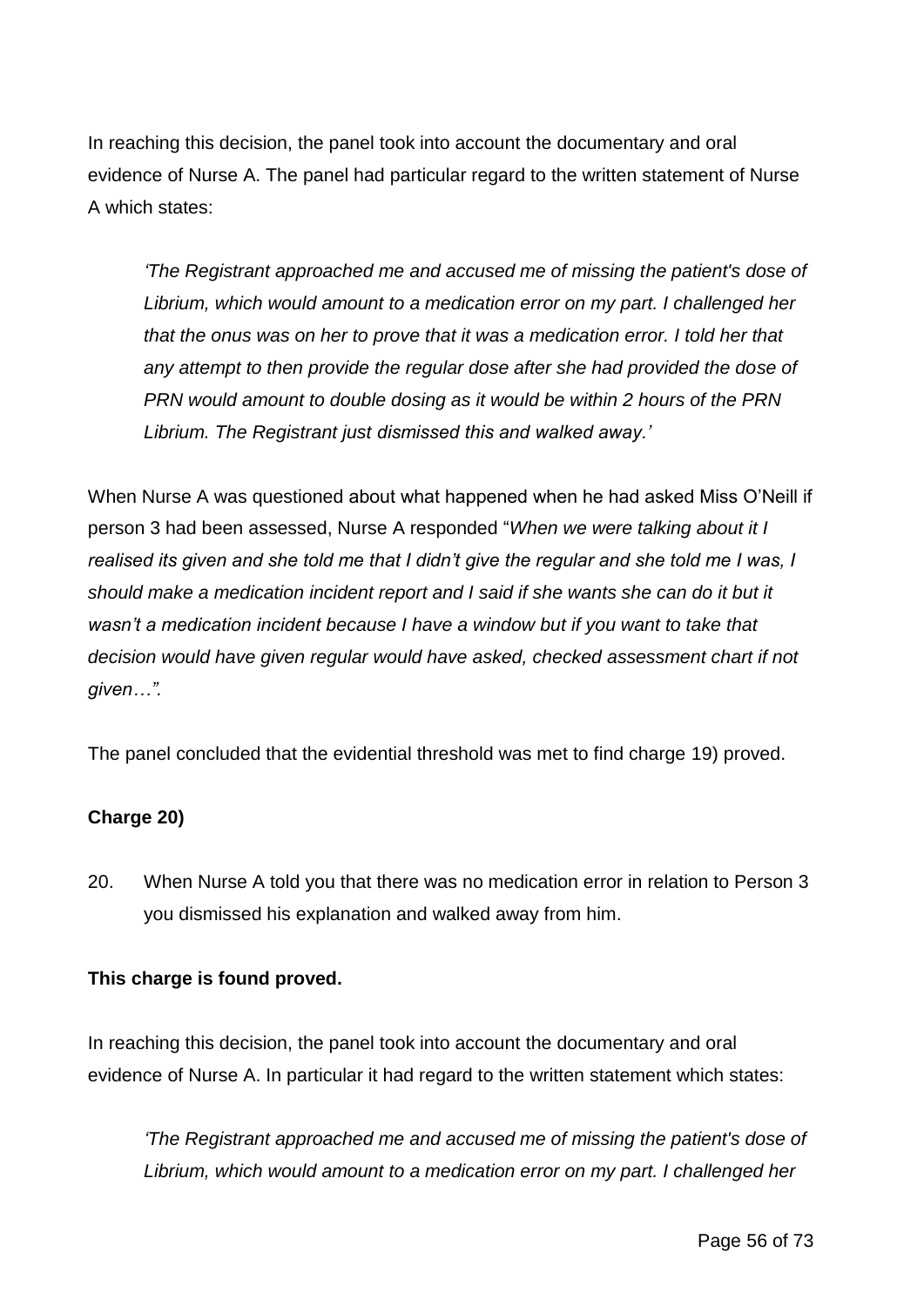In reaching this decision, the panel took into account the documentary and oral evidence of Nurse A. The panel had particular regard to the written statement of Nurse A which states:

> *'The Registrant approached me and accused me of missing the patient's dose of Librium, which would amount to a medication error on my part. I challenged her that the onus was on her to prove that it was a medication error. I told her that any attempt to then provide the regular dose after she had provided the dose of PRN would amount to double dosing as it would be within 2 hours of the PRN Librium. The Registrant just dismissed this and walked away.'*

When Nurse A was questioned about what happened when he had asked Miss O'Neill if person 3 had been assessed, Nurse A responded "*When we were talking about it I realised its given and she told me that I didn't give the regular and she told me I was, I should make a medication incident report and I said if she wants she can do it but it wasn't a medication incident because I have a window but if you want to take that decision would have given regular would have asked, checked assessment chart if not given…".*

The panel concluded that the evidential threshold was met to find charge 19) proved.

**Charge 20)**

20. When Nurse A told you that there was no medication error in relation to Person 3 you dismissed his explanation and walked away from him.

**This charge is found proved.**

In reaching this decision, the panel took into account the documentary and oral evidence of Nurse A. In particular it had regard to the written statement which states:

> *'The Registrant approached me and accused me of missing the patient's dose of Librium, which would amount to a medication error on my part. I challenged her*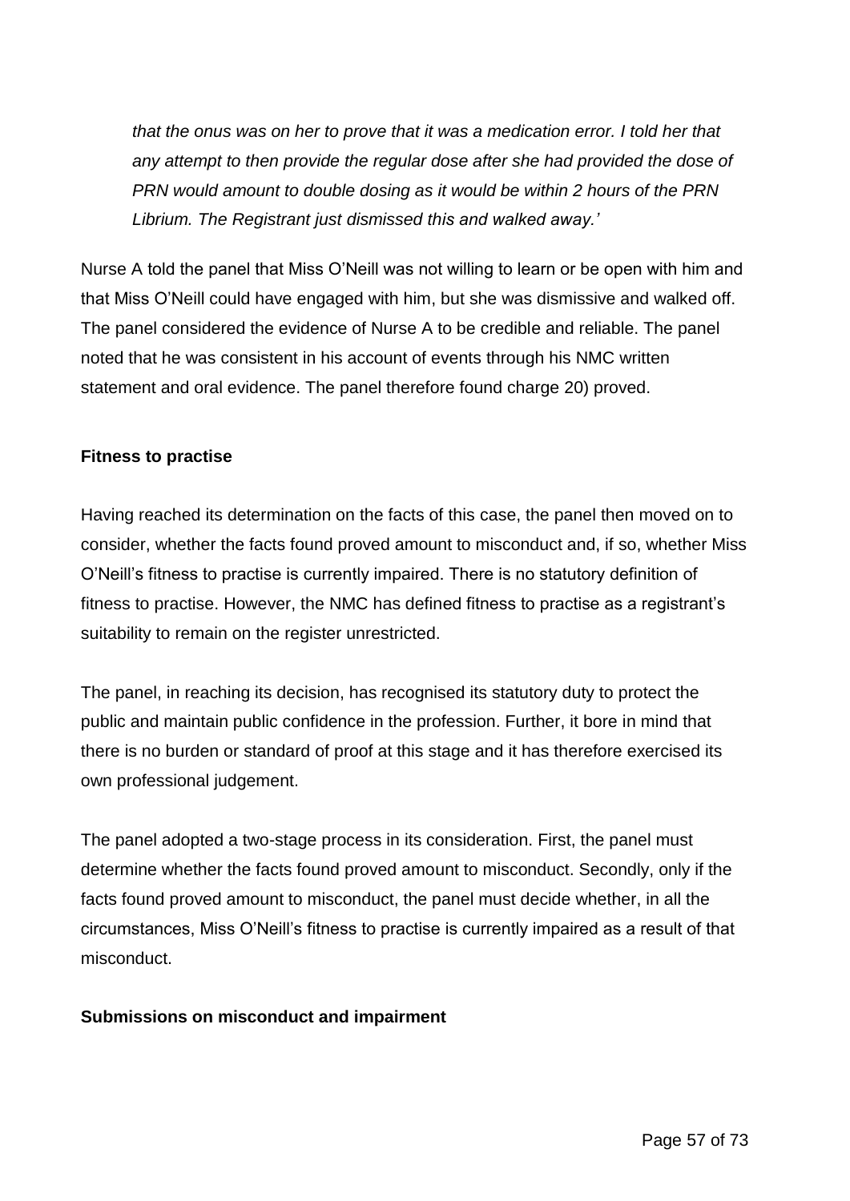*that the onus was on her to prove that it was a medication error. I told her that any attempt to then provide the regular dose after she had provided the dose of PRN would amount to double dosing as it would be within 2 hours of the PRN Librium. The Registrant just dismissed this and walked away.'*

Nurse A told the panel that Miss O'Neill was not willing to learn or be open with him and that Miss O'Neill could have engaged with him, but she was dismissive and walked off. The panel considered the evidence of Nurse A to be credible and reliable. The panel noted that he was consistent in his account of events through his NMC written statement and oral evidence. The panel therefore found charge 20) proved.

**Fitness to practise**

Having reached its determination on the facts of this case, the panel then moved on to consider, whether the facts found proved amount to misconduct and, if so, whether Miss O'Neill's fitness to practise is currently impaired. There is no statutory definition of fitness to practise. However, the NMC has defined fitness to practise as a registrant's suitability to remain on the register unrestricted.

The panel, in reaching its decision, has recognised its statutory duty to protect the public and maintain public confidence in the profession. Further, it bore in mind that there is no burden or standard of proof at this stage and it has therefore exercised its own professional judgement.

The panel adopted a two-stage process in its consideration. First, the panel must determine whether the facts found proved amount to misconduct. Secondly, only if the facts found proved amount to misconduct, the panel must decide whether, in all the circumstances, Miss O'Neill's fitness to practise is currently impaired as a result of that misconduct.

**Submissions on misconduct and impairment**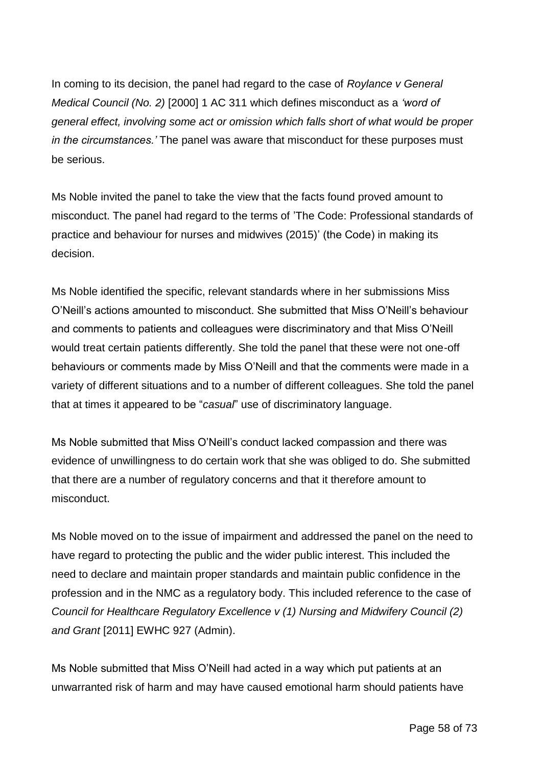In coming to its decision, the panel had regard to the case of *Roylance v General Medical Council (No. 2)* [2000] 1 AC 311 which defines misconduct as a *'word of general effect, involving some act or omission which falls short of what would be proper in the circumstances.'* The panel was aware that misconduct for these purposes must be serious.

Ms Noble invited the panel to take the view that the facts found proved amount to misconduct. The panel had regard to the terms of 'The Code: Professional standards of practice and behaviour for nurses and midwives (2015)' (the Code) in making its decision.

Ms Noble identified the specific, relevant standards where in her submissions Miss O'Neill's actions amounted to misconduct. She submitted that Miss O'Neill's behaviour and comments to patients and colleagues were discriminatory and that Miss O'Neill would treat certain patients differently. She told the panel that these were not one-off behaviours or comments made by Miss O'Neill and that the comments were made in a variety of different situations and to a number of different colleagues. She told the panel that at times it appeared to be "*casual*" use of discriminatory language.

Ms Noble submitted that Miss O'Neill's conduct lacked compassion and there was evidence of unwillingness to do certain work that she was obliged to do. She submitted that there are a number of regulatory concerns and that it therefore amount to misconduct.

Ms Noble moved on to the issue of impairment and addressed the panel on the need to have regard to protecting the public and the wider public interest. This included the need to declare and maintain proper standards and maintain public confidence in the profession and in the NMC as a regulatory body. This included reference to the case of *Council for Healthcare Regulatory Excellence v (1) Nursing and Midwifery Council (2) and Grant* [2011] EWHC 927 (Admin).

Ms Noble submitted that Miss O'Neill had acted in a way which put patients at an unwarranted risk of harm and may have caused emotional harm should patients have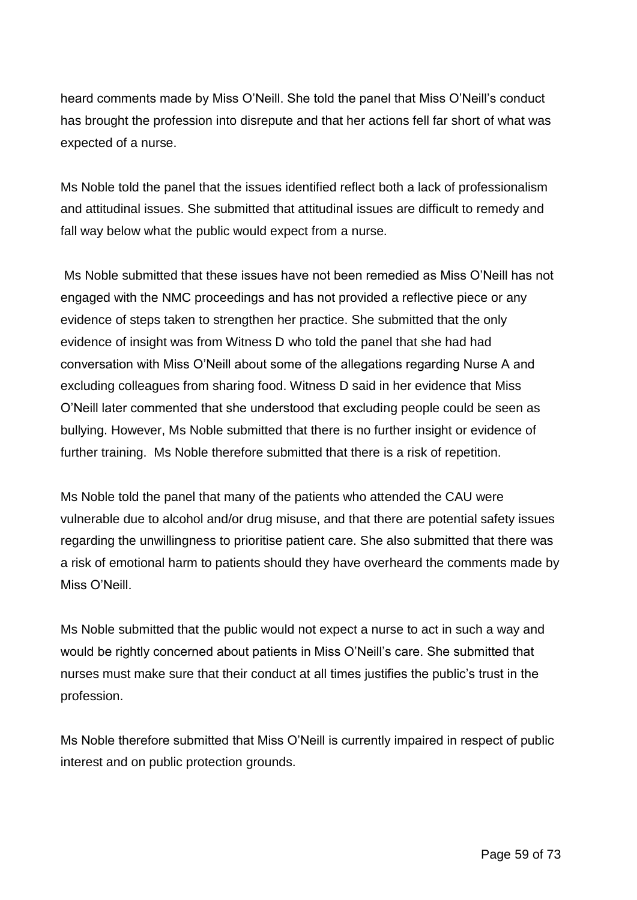heard comments made by Miss O'Neill. She told the panel that Miss O'Neill's conduct has brought the profession into disrepute and that her actions fell far short of what was expected of a nurse.

Ms Noble told the panel that the issues identified reflect both a lack of professionalism and attitudinal issues. She submitted that attitudinal issues are difficult to remedy and fall way below what the public would expect from a nurse.

Ms Noble submitted that these issues have not been remedied as Miss O'Neill has not engaged with the NMC proceedings and has not provided a reflective piece or any evidence of steps taken to strengthen her practice. She submitted that the only evidence of insight was from Witness D who told the panel that she had had conversation with Miss O'Neill about some of the allegations regarding Nurse A and excluding colleagues from sharing food. Witness D said in her evidence that Miss O'Neill later commented that she understood that excluding people could be seen as bullying. However, Ms Noble submitted that there is no further insight or evidence of further training. Ms Noble therefore submitted that there is a risk of repetition.

Ms Noble told the panel that many of the patients who attended the CAU were vulnerable due to alcohol and/or drug misuse, and that there are potential safety issues regarding the unwillingness to prioritise patient care. She also submitted that there was a risk of emotional harm to patients should they have overheard the comments made by Miss O'Neill.

Ms Noble submitted that the public would not expect a nurse to act in such a way and would be rightly concerned about patients in Miss O'Neill's care. She submitted that nurses must make sure that their conduct at all times justifies the public's trust in the profession.

Ms Noble therefore submitted that Miss O'Neill is currently impaired in respect of public interest and on public protection grounds.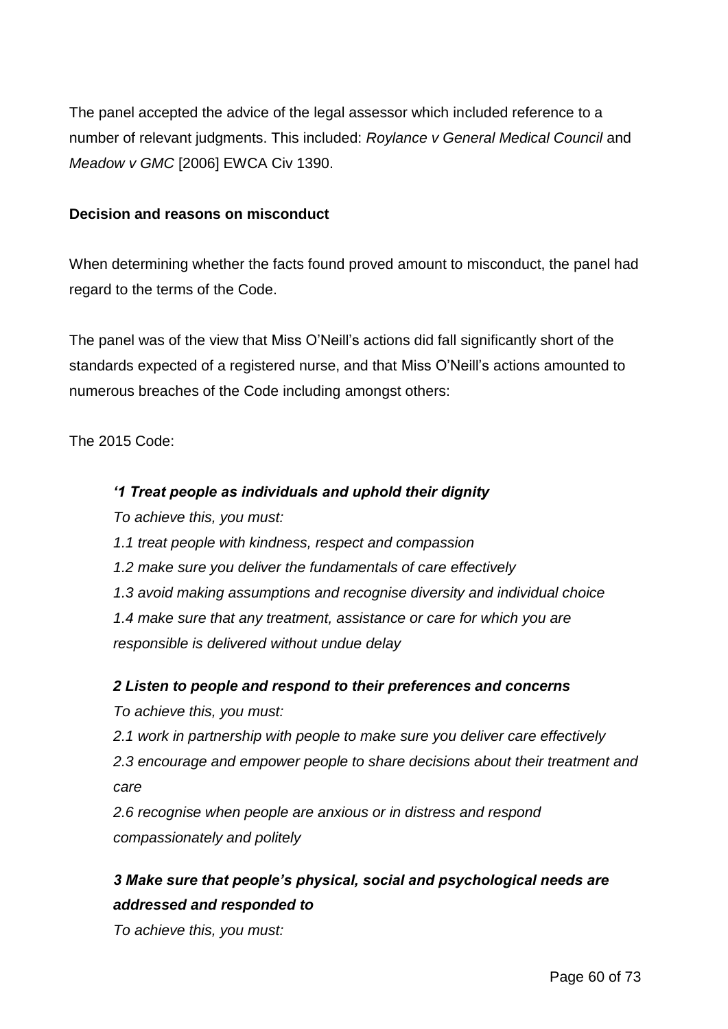The panel accepted the advice of the legal assessor which included reference to a number of relevant judgments. This included: *Roylance v General Medical Council* and *Meadow v GMC* [2006] EWCA Civ 1390.

**Decision and reasons on misconduct**

When determining whether the facts found proved amount to misconduct, the panel had regard to the terms of the Code.

The panel was of the view that Miss O'Neill's actions did fall significantly short of the standards expected of a registered nurse, and that Miss O'Neill's actions amounted to numerous breaches of the Code including amongst others:

The 2015 Code:

> ***'1 Treat people as individuals and uphold their dignity***
>
> *To achieve this, you must:*
>
> *1.1 treat people with kindness, respect and compassion*
>
> *1.2 make sure you deliver the fundamentals of care effectively*
>
> *1.3 avoid making assumptions and recognise diversity and individual choice*
>
> *1.4 make sure that any treatment, assistance or care for which you are responsible is delivered without undue delay*
>
> ***2 Listen to people and respond to their preferences and concerns***
>
> *To achieve this, you must:*
>
> *2.1 work in partnership with people to make sure you deliver care effectively*
>
> *2.3 encourage and empower people to share decisions about their treatment and care*
>
> *2.6 recognise when people are anxious or in distress and respond compassionately and politely*
>
> ***3 Make sure that people's physical, social and psychological needs are addressed and responded to***
>
> *To achieve this, you must:*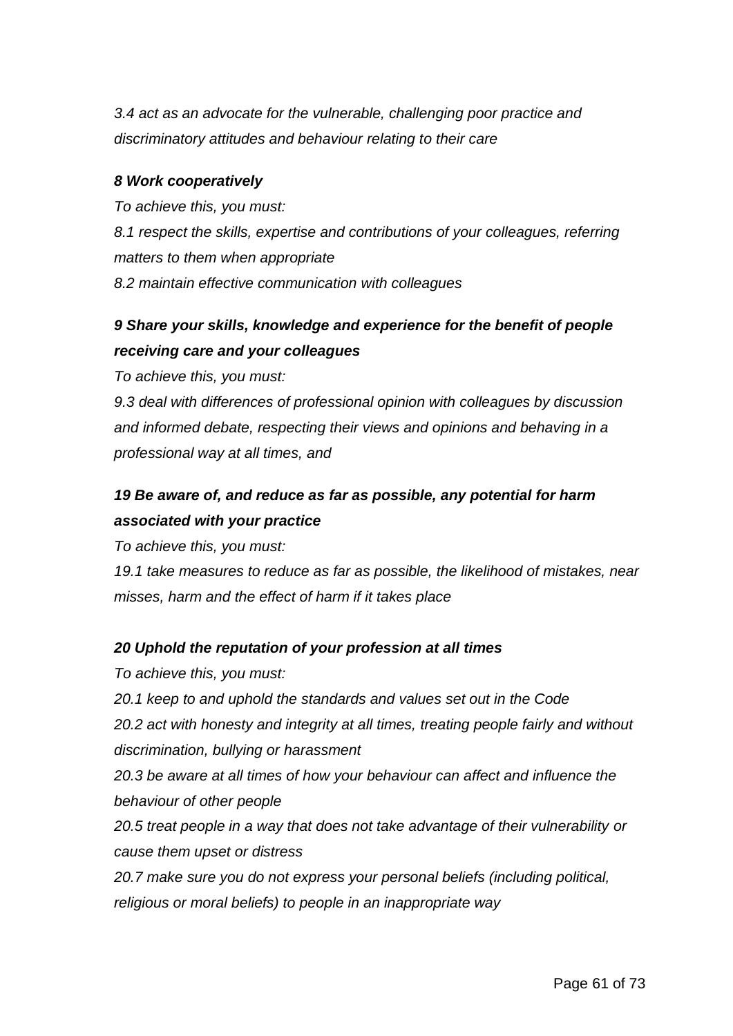*3.4 act as an advocate for the vulnerable, challenging poor practice and discriminatory attitudes and behaviour relating to their care*

***8 Work cooperatively***

*To achieve this, you must:*

*8.1 respect the skills, expertise and contributions of your colleagues, referring matters to them when appropriate*

*8.2 maintain effective communication with colleagues*

***9 Share your skills, knowledge and experience for the benefit of people receiving care and your colleagues***

*To achieve this, you must:*

*9.3 deal with differences of professional opinion with colleagues by discussion and informed debate, respecting their views and opinions and behaving in a professional way at all times, and*

***19 Be aware of, and reduce as far as possible, any potential for harm associated with your practice***

*To achieve this, you must:*

*19.1 take measures to reduce as far as possible, the likelihood of mistakes, near misses, harm and the effect of harm if it takes place*

***20 Uphold the reputation of your profession at all times***

*To achieve this, you must:*

*20.1 keep to and uphold the standards and values set out in the Code*

*20.2 act with honesty and integrity at all times, treating people fairly and without discrimination, bullying or harassment*

*20.3 be aware at all times of how your behaviour can affect and influence the behaviour of other people*

*20.5 treat people in a way that does not take advantage of their vulnerability or cause them upset or distress*

*20.7 make sure you do not express your personal beliefs (including political, religious or moral beliefs) to people in an inappropriate way*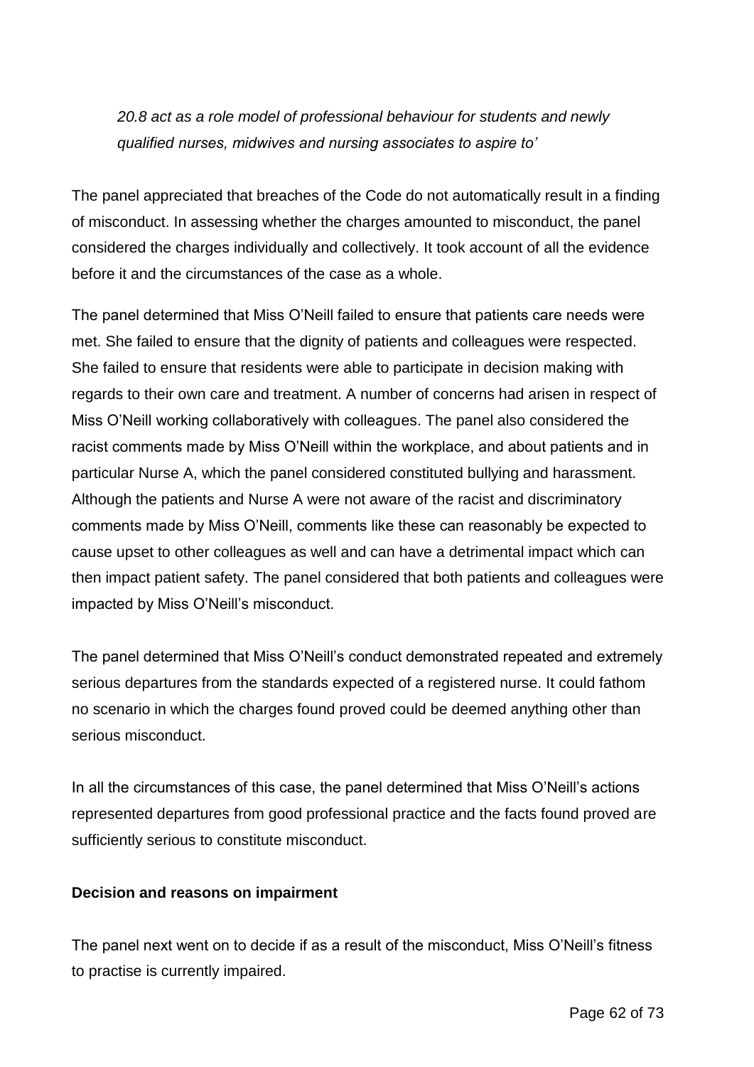*20.8 act as a role model of professional behaviour for students and newly qualified nurses, midwives and nursing associates to aspire to'*

The panel appreciated that breaches of the Code do not automatically result in a finding of misconduct. In assessing whether the charges amounted to misconduct, the panel considered the charges individually and collectively. It took account of all the evidence before it and the circumstances of the case as a whole.

The panel determined that Miss O'Neill failed to ensure that patients care needs were met. She failed to ensure that the dignity of patients and colleagues were respected. She failed to ensure that residents were able to participate in decision making with regards to their own care and treatment. A number of concerns had arisen in respect of Miss O'Neill working collaboratively with colleagues. The panel also considered the racist comments made by Miss O'Neill within the workplace, and about patients and in particular Nurse A, which the panel considered constituted bullying and harassment. Although the patients and Nurse A were not aware of the racist and discriminatory comments made by Miss O'Neill, comments like these can reasonably be expected to cause upset to other colleagues as well and can have a detrimental impact which can then impact patient safety. The panel considered that both patients and colleagues were impacted by Miss O'Neill's misconduct.

The panel determined that Miss O'Neill's conduct demonstrated repeated and extremely serious departures from the standards expected of a registered nurse. It could fathom no scenario in which the charges found proved could be deemed anything other than serious misconduct.

In all the circumstances of this case, the panel determined that Miss O'Neill's actions represented departures from good professional practice and the facts found proved are sufficiently serious to constitute misconduct.

**Decision and reasons on impairment**

The panel next went on to decide if as a result of the misconduct, Miss O'Neill's fitness to practise is currently impaired.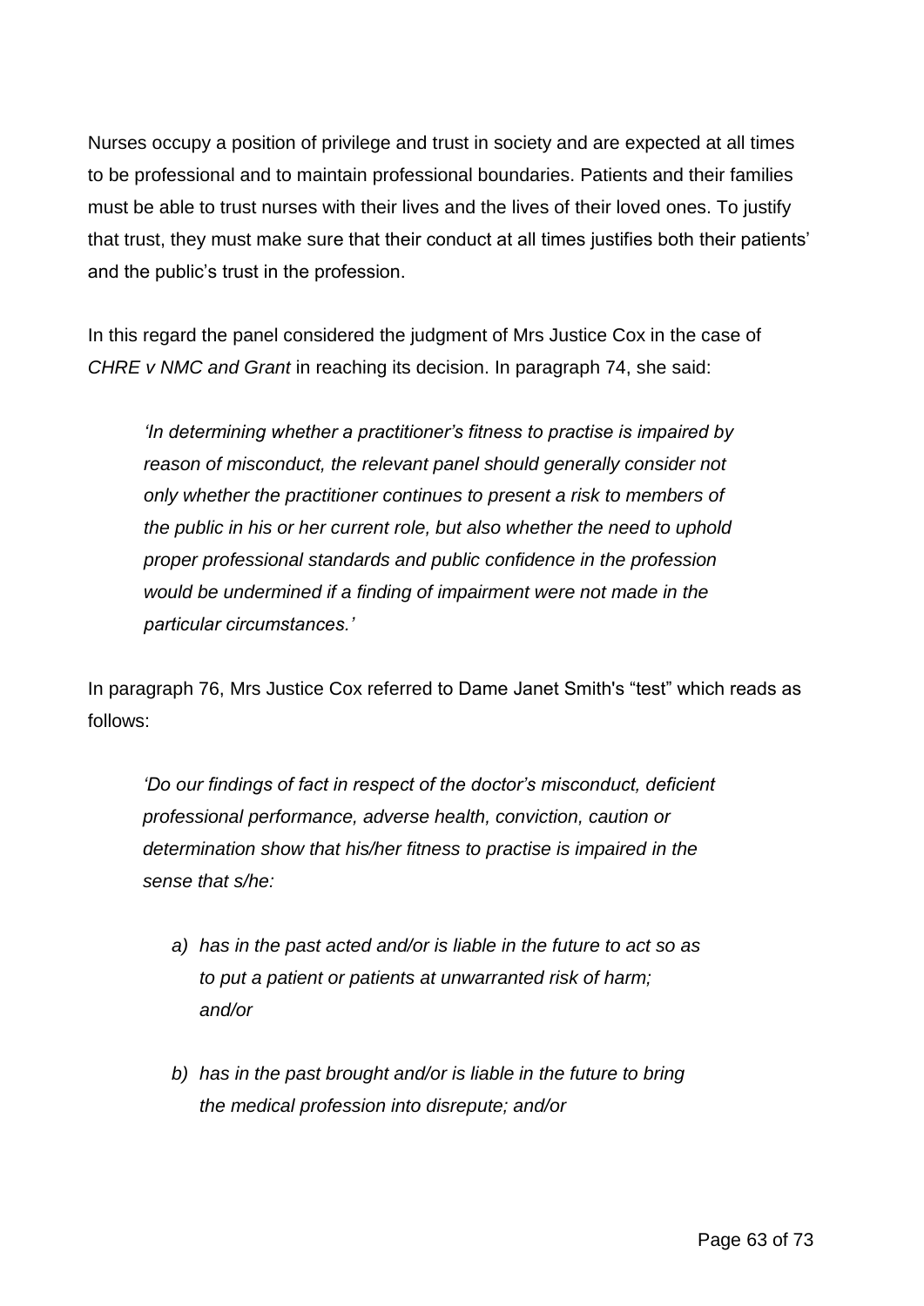Nurses occupy a position of privilege and trust in society and are expected at all times to be professional and to maintain professional boundaries. Patients and their families must be able to trust nurses with their lives and the lives of their loved ones. To justify that trust, they must make sure that their conduct at all times justifies both their patients' and the public's trust in the profession.

In this regard the panel considered the judgment of Mrs Justice Cox in the case of *CHRE v NMC and Grant* in reaching its decision. In paragraph 74, she said:

> *'In determining whether a practitioner's fitness to practise is impaired by reason of misconduct, the relevant panel should generally consider not only whether the practitioner continues to present a risk to members of the public in his or her current role, but also whether the need to uphold proper professional standards and public confidence in the profession would be undermined if a finding of impairment were not made in the particular circumstances.'*

In paragraph 76, Mrs Justice Cox referred to Dame Janet Smith's "test" which reads as follows:

> *'Do our findings of fact in respect of the doctor's misconduct, deficient professional performance, adverse health, conviction, caution or determination show that his/her fitness to practise is impaired in the sense that s/he:*
>
> *a) has in the past acted and/or is liable in the future to act so as to put a patient or patients at unwarranted risk of harm; and/or*
>
> *b) has in the past brought and/or is liable in the future to bring the medical profession into disrepute; and/or*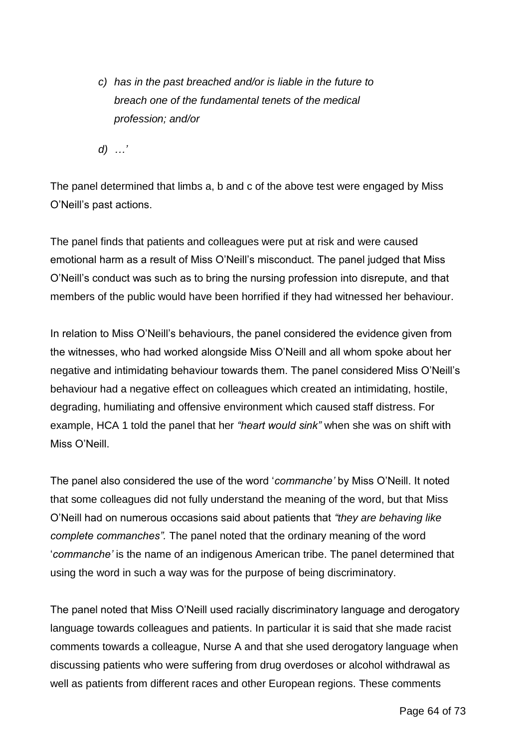> *c) has in the past breached and/or is liable in the future to breach one of the fundamental tenets of the medical profession; and/or*
>
> *d) …'*

The panel determined that limbs a, b and c of the above test were engaged by Miss O'Neill's past actions.

The panel finds that patients and colleagues were put at risk and were caused emotional harm as a result of Miss O'Neill's misconduct. The panel judged that Miss O'Neill's conduct was such as to bring the nursing profession into disrepute, and that members of the public would have been horrified if they had witnessed her behaviour.

In relation to Miss O'Neill's behaviours, the panel considered the evidence given from the witnesses, who had worked alongside Miss O'Neill and all whom spoke about her negative and intimidating behaviour towards them. The panel considered Miss O'Neill's behaviour had a negative effect on colleagues which created an intimidating, hostile, degrading, humiliating and offensive environment which caused staff distress. For example, HCA 1 told the panel that her *"heart would sink"* when she was on shift with Miss O'Neill.

The panel also considered the use of the word '*commanche'* by Miss O'Neill. It noted that some colleagues did not fully understand the meaning of the word, but that Miss O'Neill had on numerous occasions said about patients that *"they are behaving like complete commanches".* The panel noted that the ordinary meaning of the word '*commanche'* is the name of an indigenous American tribe. The panel determined that using the word in such a way was for the purpose of being discriminatory.

The panel noted that Miss O'Neill used racially discriminatory language and derogatory language towards colleagues and patients. In particular it is said that she made racist comments towards a colleague, Nurse A and that she used derogatory language when discussing patients who were suffering from drug overdoses or alcohol withdrawal as well as patients from different races and other European regions. These comments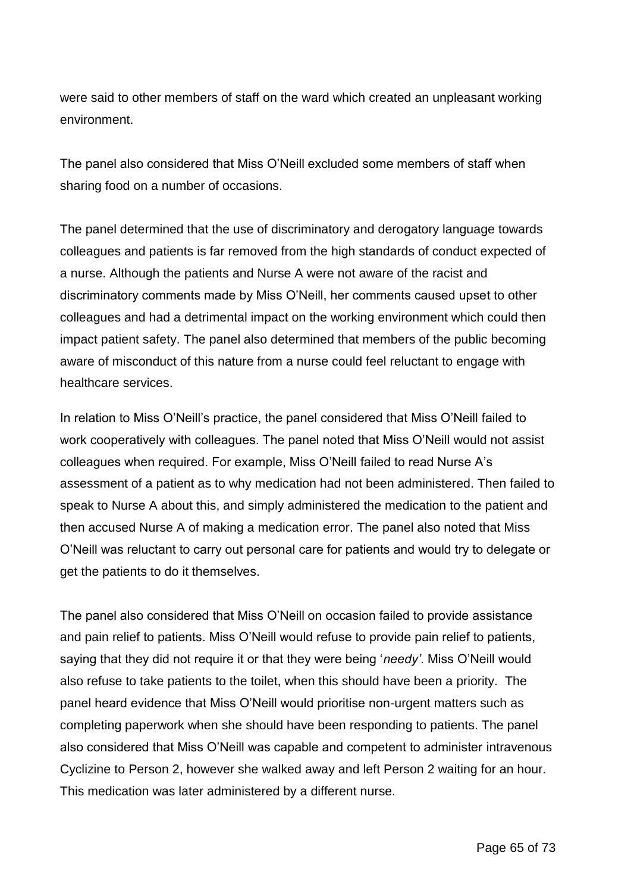were said to other members of staff on the ward which created an unpleasant working environment.

The panel also considered that Miss O'Neill excluded some members of staff when sharing food on a number of occasions.

The panel determined that the use of discriminatory and derogatory language towards colleagues and patients is far removed from the high standards of conduct expected of a nurse. Although the patients and Nurse A were not aware of the racist and discriminatory comments made by Miss O'Neill, her comments caused upset to other colleagues and had a detrimental impact on the working environment which could then impact patient safety. The panel also determined that members of the public becoming aware of misconduct of this nature from a nurse could feel reluctant to engage with healthcare services.

In relation to Miss O'Neill's practice, the panel considered that Miss O'Neill failed to work cooperatively with colleagues. The panel noted that Miss O'Neill would not assist colleagues when required. For example, Miss O'Neill failed to read Nurse A's assessment of a patient as to why medication had not been administered. Then failed to speak to Nurse A about this, and simply administered the medication to the patient and then accused Nurse A of making a medication error. The panel also noted that Miss O'Neill was reluctant to carry out personal care for patients and would try to delegate or get the patients to do it themselves.

The panel also considered that Miss O'Neill on occasion failed to provide assistance and pain relief to patients. Miss O'Neill would refuse to provide pain relief to patients, saying that they did not require it or that they were being '*needy'*. Miss O'Neill would also refuse to take patients to the toilet, when this should have been a priority. The panel heard evidence that Miss O'Neill would prioritise non-urgent matters such as completing paperwork when she should have been responding to patients. The panel also considered that Miss O'Neill was capable and competent to administer intravenous Cyclizine to Person 2, however she walked away and left Person 2 waiting for an hour. This medication was later administered by a different nurse.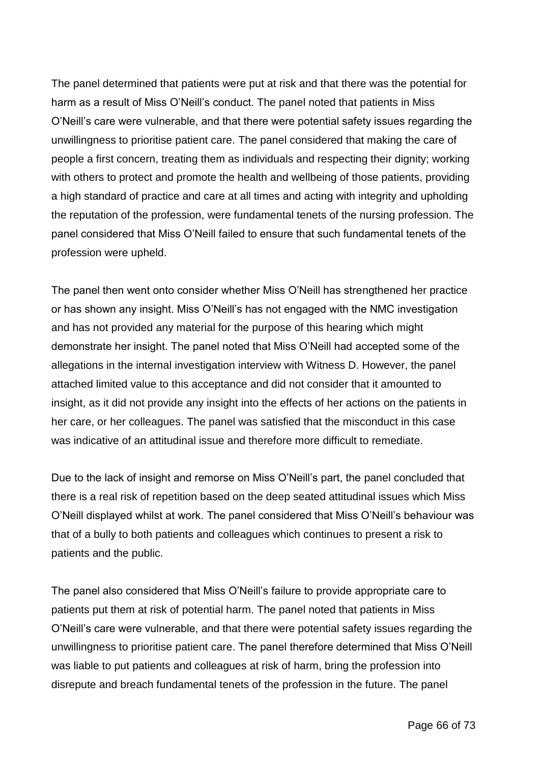The panel determined that patients were put at risk and that there was the potential for harm as a result of Miss O'Neill's conduct. The panel noted that patients in Miss O'Neill's care were vulnerable, and that there were potential safety issues regarding the unwillingness to prioritise patient care. The panel considered that making the care of people a first concern, treating them as individuals and respecting their dignity; working with others to protect and promote the health and wellbeing of those patients, providing a high standard of practice and care at all times and acting with integrity and upholding the reputation of the profession, were fundamental tenets of the nursing profession. The panel considered that Miss O'Neill failed to ensure that such fundamental tenets of the profession were upheld.

The panel then went onto consider whether Miss O'Neill has strengthened her practice or has shown any insight. Miss O'Neill's has not engaged with the NMC investigation and has not provided any material for the purpose of this hearing which might demonstrate her insight. The panel noted that Miss O'Neill had accepted some of the allegations in the internal investigation interview with Witness D. However, the panel attached limited value to this acceptance and did not consider that it amounted to insight, as it did not provide any insight into the effects of her actions on the patients in her care, or her colleagues. The panel was satisfied that the misconduct in this case was indicative of an attitudinal issue and therefore more difficult to remediate.

Due to the lack of insight and remorse on Miss O'Neill's part, the panel concluded that there is a real risk of repetition based on the deep seated attitudinal issues which Miss O'Neill displayed whilst at work. The panel considered that Miss O'Neill's behaviour was that of a bully to both patients and colleagues which continues to present a risk to patients and the public.

The panel also considered that Miss O'Neill's failure to provide appropriate care to patients put them at risk of potential harm. The panel noted that patients in Miss O'Neill's care were vulnerable, and that there were potential safety issues regarding the unwillingness to prioritise patient care. The panel therefore determined that Miss O'Neill was liable to put patients and colleagues at risk of harm, bring the profession into disrepute and breach fundamental tenets of the profession in the future. The panel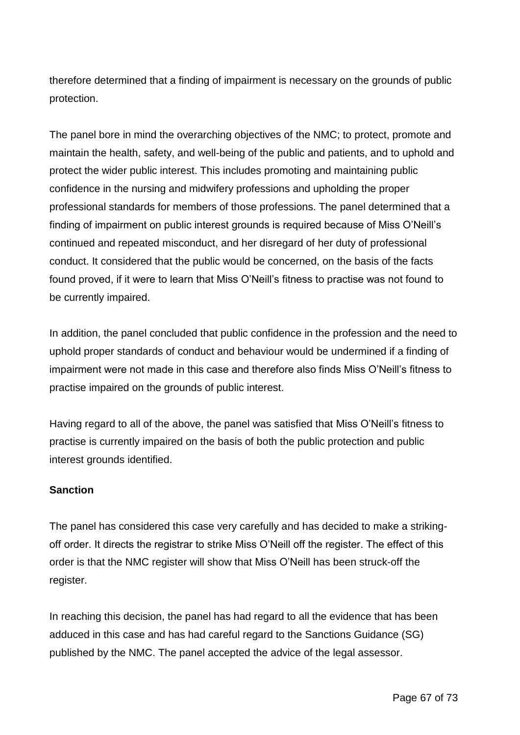therefore determined that a finding of impairment is necessary on the grounds of public protection.

The panel bore in mind the overarching objectives of the NMC; to protect, promote and maintain the health, safety, and well-being of the public and patients, and to uphold and protect the wider public interest. This includes promoting and maintaining public confidence in the nursing and midwifery professions and upholding the proper professional standards for members of those professions. The panel determined that a finding of impairment on public interest grounds is required because of Miss O'Neill's continued and repeated misconduct, and her disregard of her duty of professional conduct. It considered that the public would be concerned, on the basis of the facts found proved, if it were to learn that Miss O'Neill's fitness to practise was not found to be currently impaired.

In addition, the panel concluded that public confidence in the profession and the need to uphold proper standards of conduct and behaviour would be undermined if a finding of impairment were not made in this case and therefore also finds Miss O'Neill's fitness to practise impaired on the grounds of public interest.

Having regard to all of the above, the panel was satisfied that Miss O'Neill's fitness to practise is currently impaired on the basis of both the public protection and public interest grounds identified.

**Sanction**

The panel has considered this case very carefully and has decided to make a striking-off order. It directs the registrar to strike Miss O'Neill off the register. The effect of this order is that the NMC register will show that Miss O'Neill has been struck-off the register.

In reaching this decision, the panel has had regard to all the evidence that has been adduced in this case and has had careful regard to the Sanctions Guidance (SG) published by the NMC. The panel accepted the advice of the legal assessor.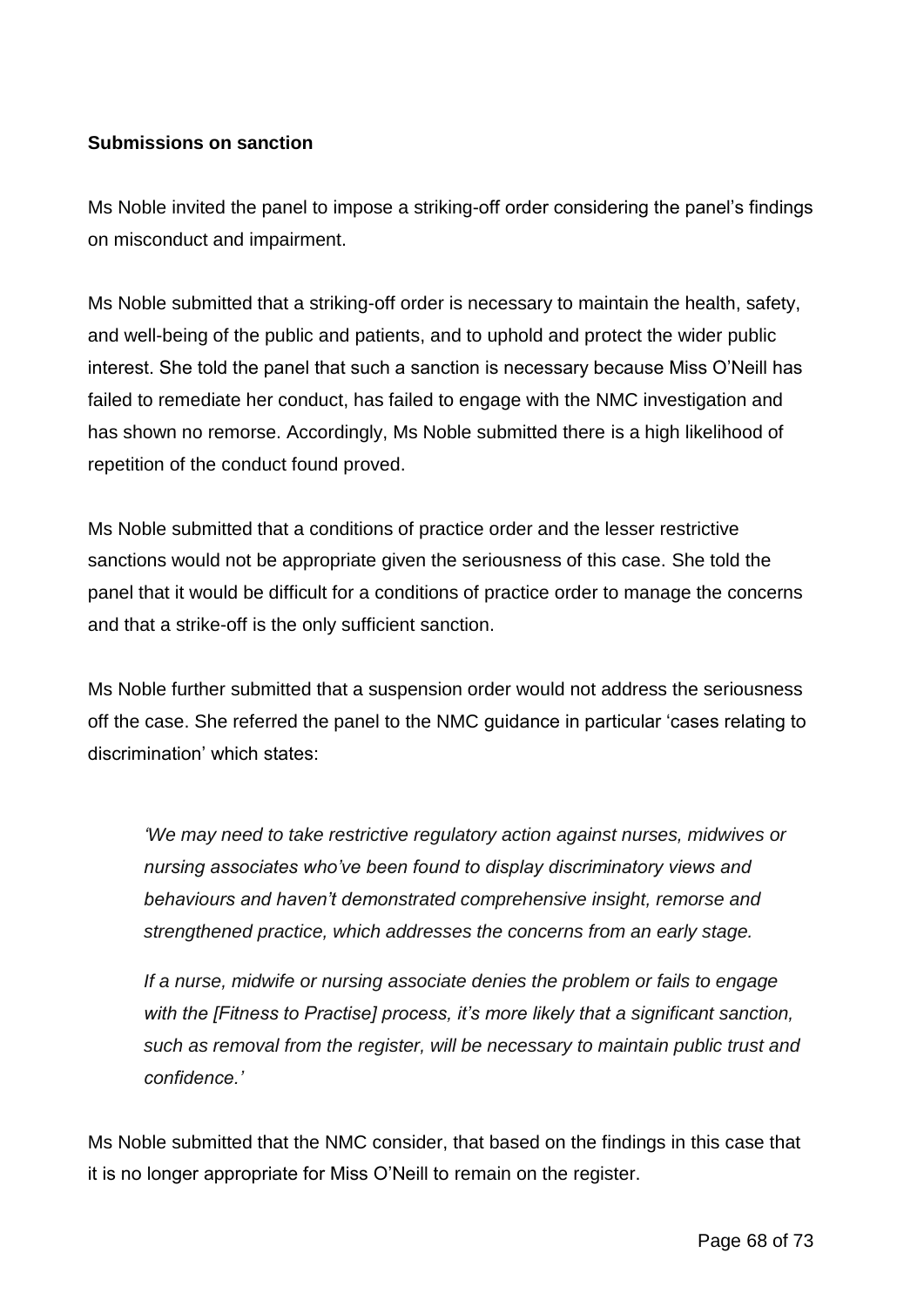**Submissions on sanction**

Ms Noble invited the panel to impose a striking-off order considering the panel's findings on misconduct and impairment.

Ms Noble submitted that a striking-off order is necessary to maintain the health, safety, and well-being of the public and patients, and to uphold and protect the wider public interest. She told the panel that such a sanction is necessary because Miss O'Neill has failed to remediate her conduct, has failed to engage with the NMC investigation and has shown no remorse. Accordingly, Ms Noble submitted there is a high likelihood of repetition of the conduct found proved.

Ms Noble submitted that a conditions of practice order and the lesser restrictive sanctions would not be appropriate given the seriousness of this case. She told the panel that it would be difficult for a conditions of practice order to manage the concerns and that a strike-off is the only sufficient sanction.

Ms Noble further submitted that a suspension order would not address the seriousness off the case. She referred the panel to the NMC guidance in particular 'cases relating to discrimination' which states:

> *'We may need to take restrictive regulatory action against nurses, midwives or nursing associates who've been found to display discriminatory views and behaviours and haven't demonstrated comprehensive insight, remorse and strengthened practice, which addresses the concerns from an early stage.*
>
> *If a nurse, midwife or nursing associate denies the problem or fails to engage with the [Fitness to Practise] process, it's more likely that a significant sanction, such as removal from the register, will be necessary to maintain public trust and confidence.'*

Ms Noble submitted that the NMC consider, that based on the findings in this case that it is no longer appropriate for Miss O'Neill to remain on the register.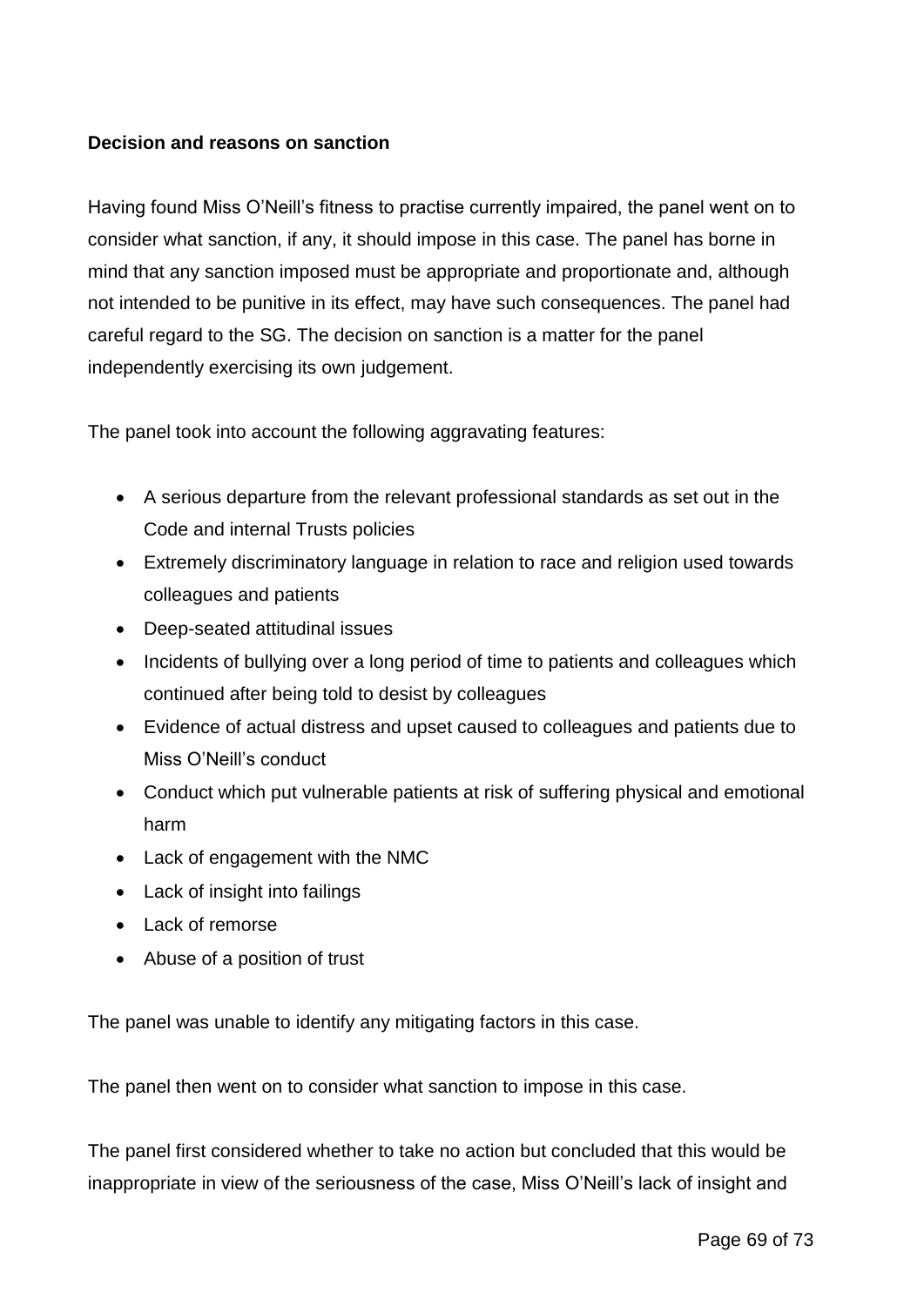**Decision and reasons on sanction**

Having found Miss O'Neill's fitness to practise currently impaired, the panel went on to consider what sanction, if any, it should impose in this case. The panel has borne in mind that any sanction imposed must be appropriate and proportionate and, although not intended to be punitive in its effect, may have such consequences. The panel had careful regard to the SG. The decision on sanction is a matter for the panel independently exercising its own judgement.

The panel took into account the following aggravating features:

- A serious departure from the relevant professional standards as set out in the Code and internal Trusts policies
- Extremely discriminatory language in relation to race and religion used towards colleagues and patients
- Deep-seated attitudinal issues
- Incidents of bullying over a long period of time to patients and colleagues which continued after being told to desist by colleagues
- Evidence of actual distress and upset caused to colleagues and patients due to Miss O'Neill's conduct
- Conduct which put vulnerable patients at risk of suffering physical and emotional harm
- Lack of engagement with the NMC
- Lack of insight into failings
- Lack of remorse
- Abuse of a position of trust

The panel was unable to identify any mitigating factors in this case.

The panel then went on to consider what sanction to impose in this case.

The panel first considered whether to take no action but concluded that this would be inappropriate in view of the seriousness of the case, Miss O'Neill's lack of insight and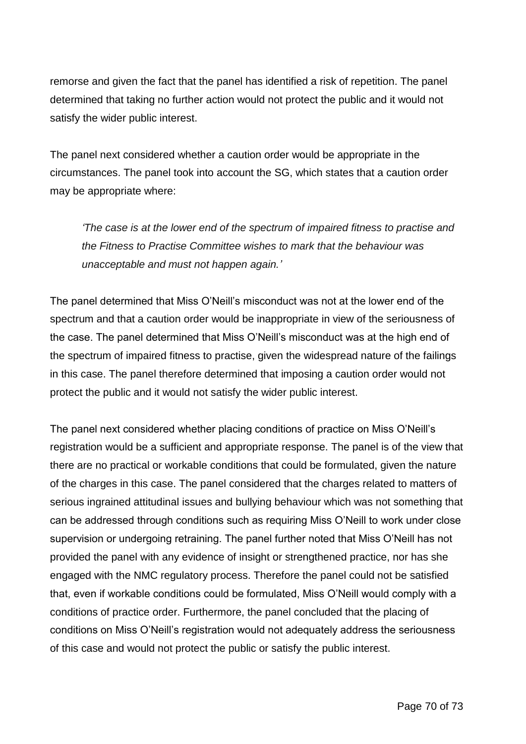remorse and given the fact that the panel has identified a risk of repetition. The panel determined that taking no further action would not protect the public and it would not satisfy the wider public interest.

The panel next considered whether a caution order would be appropriate in the circumstances. The panel took into account the SG, which states that a caution order may be appropriate where:

> *'The case is at the lower end of the spectrum of impaired fitness to practise and the Fitness to Practise Committee wishes to mark that the behaviour was unacceptable and must not happen again.'*

The panel determined that Miss O'Neill's misconduct was not at the lower end of the spectrum and that a caution order would be inappropriate in view of the seriousness of the case. The panel determined that Miss O'Neill's misconduct was at the high end of the spectrum of impaired fitness to practise, given the widespread nature of the failings in this case. The panel therefore determined that imposing a caution order would not protect the public and it would not satisfy the wider public interest.

The panel next considered whether placing conditions of practice on Miss O'Neill's registration would be a sufficient and appropriate response. The panel is of the view that there are no practical or workable conditions that could be formulated, given the nature of the charges in this case. The panel considered that the charges related to matters of serious ingrained attitudinal issues and bullying behaviour which was not something that can be addressed through conditions such as requiring Miss O'Neill to work under close supervision or undergoing retraining. The panel further noted that Miss O'Neill has not provided the panel with any evidence of insight or strengthened practice, nor has she engaged with the NMC regulatory process. Therefore the panel could not be satisfied that, even if workable conditions could be formulated, Miss O'Neill would comply with a conditions of practice order. Furthermore, the panel concluded that the placing of conditions on Miss O'Neill's registration would not adequately address the seriousness of this case and would not protect the public or satisfy the public interest.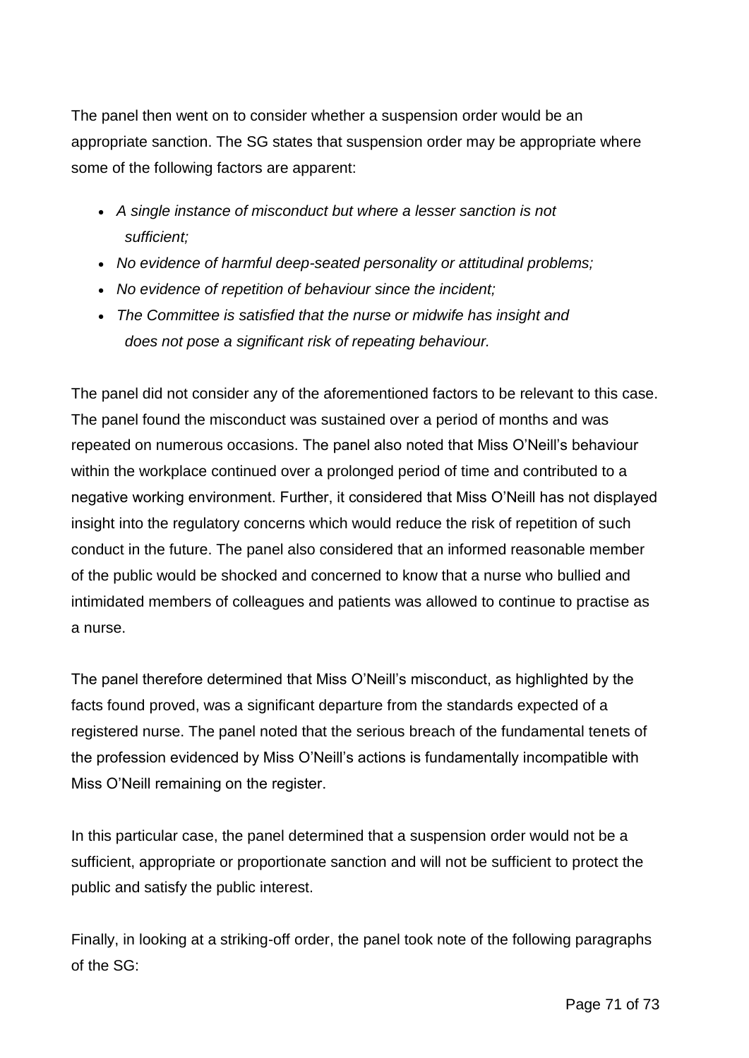The panel then went on to consider whether a suspension order would be an appropriate sanction. The SG states that suspension order may be appropriate where some of the following factors are apparent:

- *A single instance of misconduct but where a lesser sanction is not sufficient;*
- *No evidence of harmful deep-seated personality or attitudinal problems;*
- *No evidence of repetition of behaviour since the incident;*
- *The Committee is satisfied that the nurse or midwife has insight and does not pose a significant risk of repeating behaviour.*

The panel did not consider any of the aforementioned factors to be relevant to this case. The panel found the misconduct was sustained over a period of months and was repeated on numerous occasions. The panel also noted that Miss O'Neill's behaviour within the workplace continued over a prolonged period of time and contributed to a negative working environment. Further, it considered that Miss O'Neill has not displayed insight into the regulatory concerns which would reduce the risk of repetition of such conduct in the future. The panel also considered that an informed reasonable member of the public would be shocked and concerned to know that a nurse who bullied and intimidated members of colleagues and patients was allowed to continue to practise as a nurse.

The panel therefore determined that Miss O'Neill's misconduct, as highlighted by the facts found proved, was a significant departure from the standards expected of a registered nurse. The panel noted that the serious breach of the fundamental tenets of the profession evidenced by Miss O'Neill's actions is fundamentally incompatible with Miss O'Neill remaining on the register.

In this particular case, the panel determined that a suspension order would not be a sufficient, appropriate or proportionate sanction and will not be sufficient to protect the public and satisfy the public interest.

Finally, in looking at a striking-off order, the panel took note of the following paragraphs of the SG: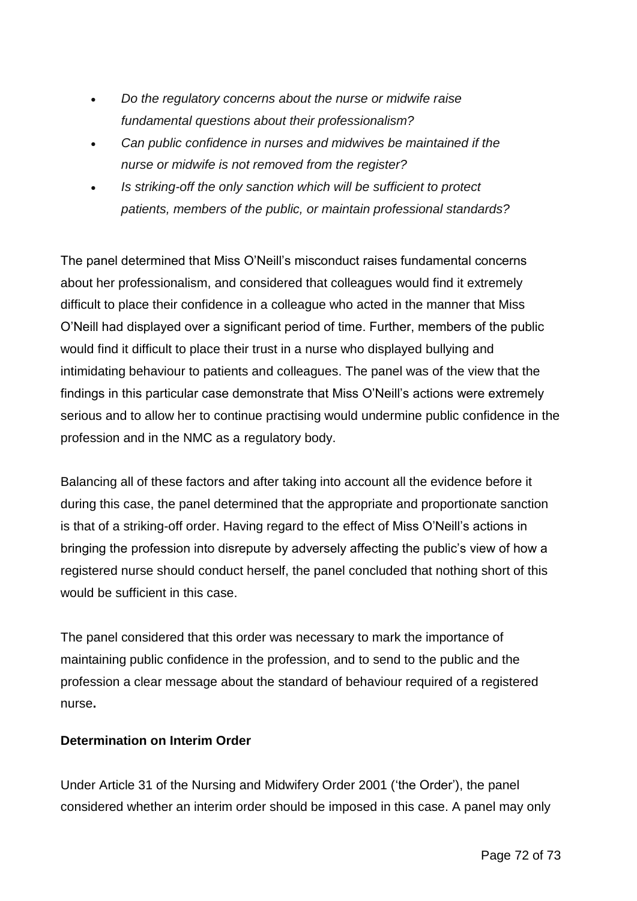- *Do the regulatory concerns about the nurse or midwife raise fundamental questions about their professionalism?*
- *Can public confidence in nurses and midwives be maintained if the nurse or midwife is not removed from the register?*
- *Is striking-off the only sanction which will be sufficient to protect patients, members of the public, or maintain professional standards?*

The panel determined that Miss O'Neill's misconduct raises fundamental concerns about her professionalism, and considered that colleagues would find it extremely difficult to place their confidence in a colleague who acted in the manner that Miss O'Neill had displayed over a significant period of time. Further, members of the public would find it difficult to place their trust in a nurse who displayed bullying and intimidating behaviour to patients and colleagues. The panel was of the view that the findings in this particular case demonstrate that Miss O'Neill's actions were extremely serious and to allow her to continue practising would undermine public confidence in the profession and in the NMC as a regulatory body.

Balancing all of these factors and after taking into account all the evidence before it during this case, the panel determined that the appropriate and proportionate sanction is that of a striking-off order. Having regard to the effect of Miss O'Neill's actions in bringing the profession into disrepute by adversely affecting the public's view of how a registered nurse should conduct herself, the panel concluded that nothing short of this would be sufficient in this case.

The panel considered that this order was necessary to mark the importance of maintaining public confidence in the profession, and to send to the public and the profession a clear message about the standard of behaviour required of a registered nurse.

**Determination on Interim Order**

Under Article 31 of the Nursing and Midwifery Order 2001 ('the Order'), the panel considered whether an interim order should be imposed in this case. A panel may only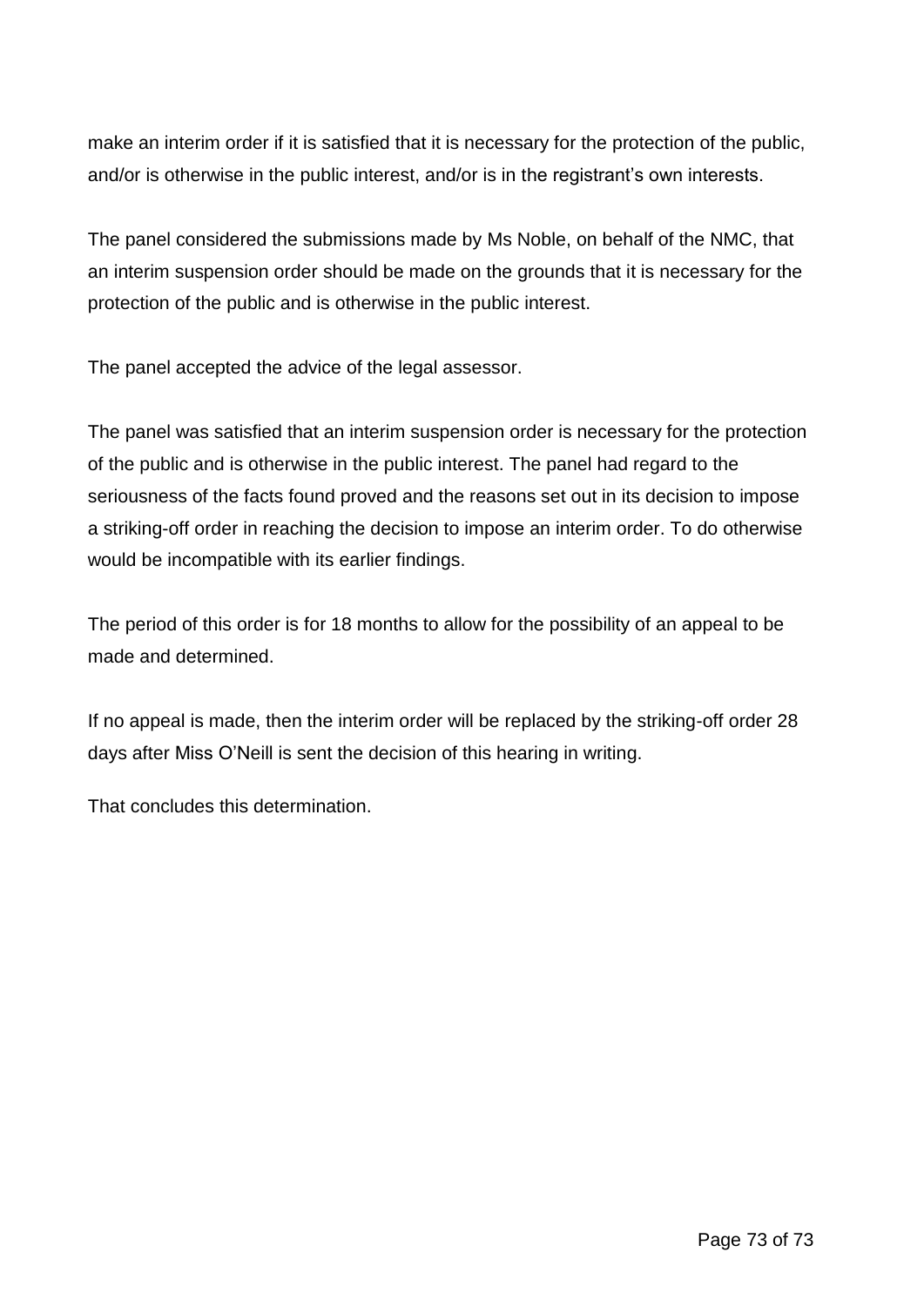make an interim order if it is satisfied that it is necessary for the protection of the public, and/or is otherwise in the public interest, and/or is in the registrant’s own interests.

The panel considered the submissions made by Ms Noble, on behalf of the NMC, that an interim suspension order should be made on the grounds that it is necessary for the protection of the public and is otherwise in the public interest.

The panel accepted the advice of the legal assessor.

The panel was satisfied that an interim suspension order is necessary for the protection of the public and is otherwise in the public interest. The panel had regard to the seriousness of the facts found proved and the reasons set out in its decision to impose a striking-off order in reaching the decision to impose an interim order. To do otherwise would be incompatible with its earlier findings.

The period of this order is for 18 months to allow for the possibility of an appeal to be made and determined.

If no appeal is made, then the interim order will be replaced by the striking-off order 28 days after Miss O’Neill is sent the decision of this hearing in writing.

That concludes this determination.